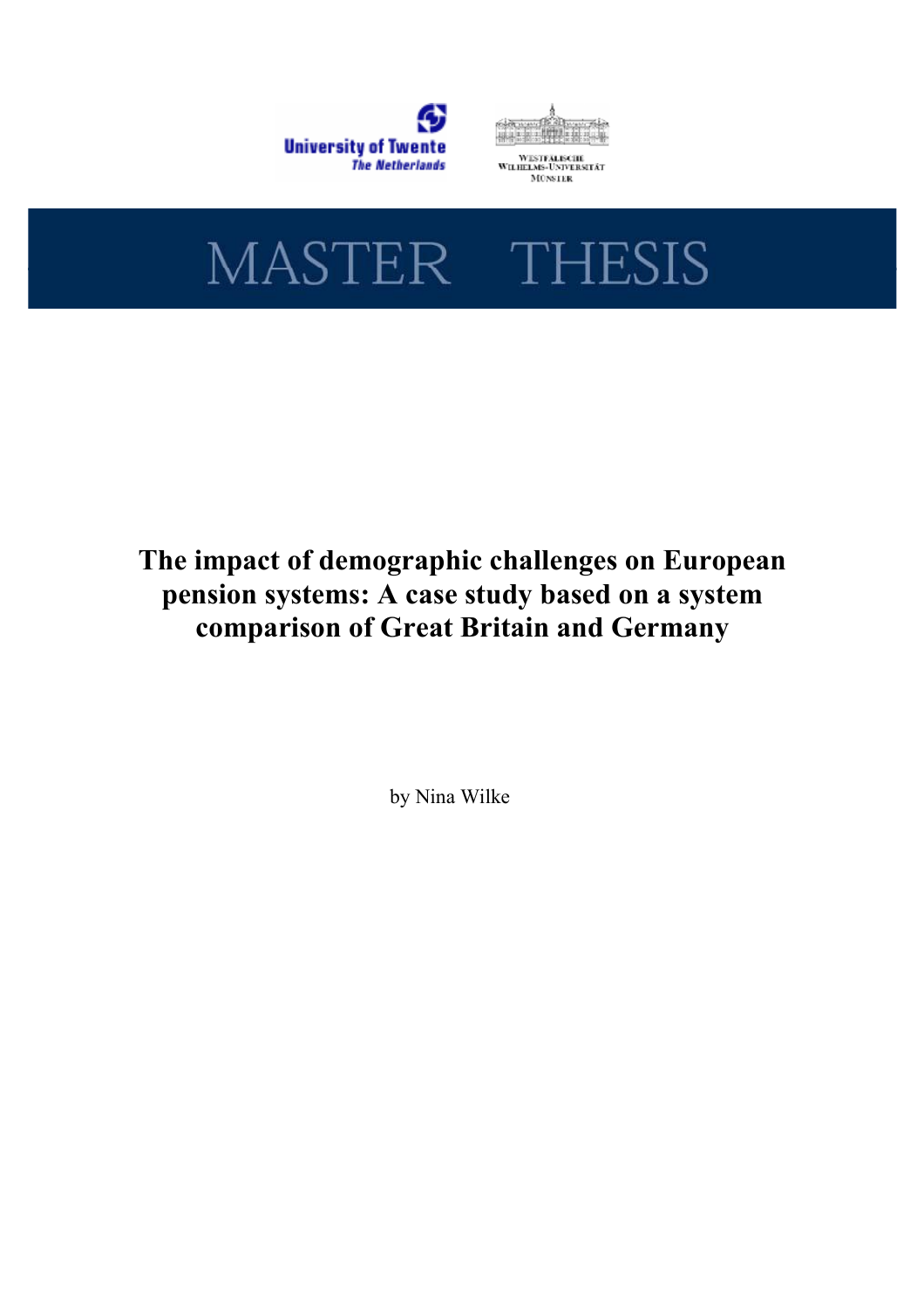University of Twente
The Netherlands

Westfälische Wilhelms-Universität Münster

# MASTER THESIS

## The impact of demographic challenges on European pension systems: A case study based on a system comparison of Great Britain and Germany

by Nina Wilke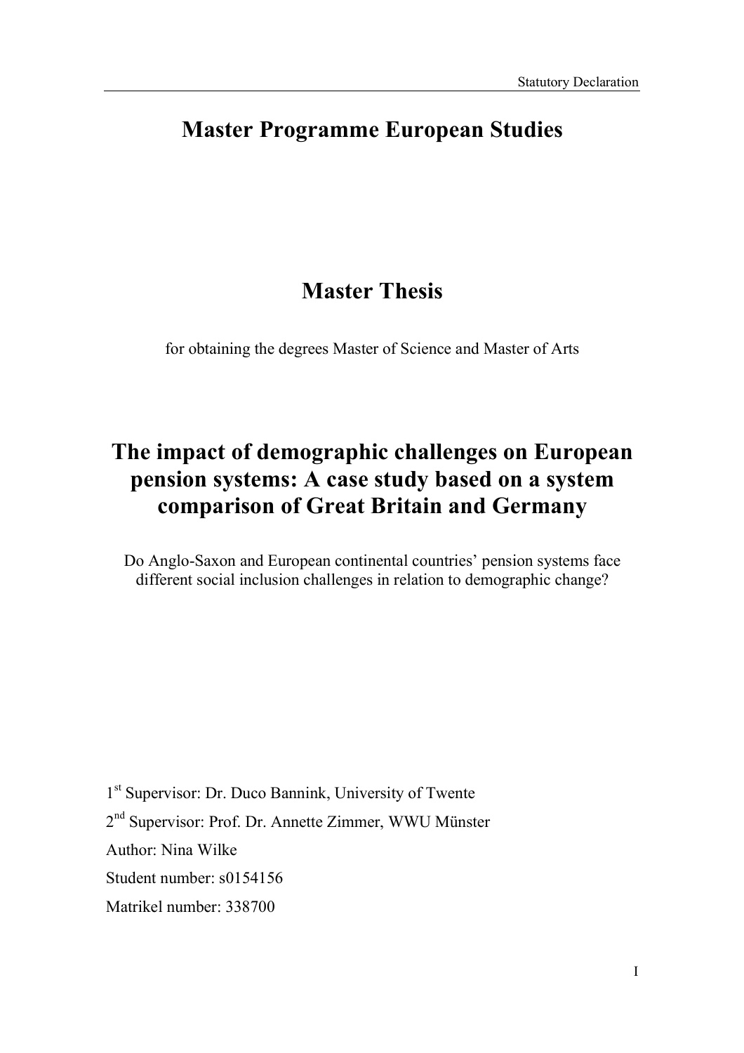# Master Programme European Studies

# Master Thesis

for obtaining the degrees Master of Science and Master of Arts

# The impact of demographic challenges on European pension systems: A case study based on a system comparison of Great Britain and Germany

Do Anglo-Saxon and European continental countries' pension systems face different social inclusion challenges in relation to demographic change?

1st Supervisor: Dr. Duco Bannink, University of Twente

2nd Supervisor: Prof. Dr. Annette Zimmer, WWU Münster

Author: Nina Wilke

Student number: s0154156

Matrikel number: 338700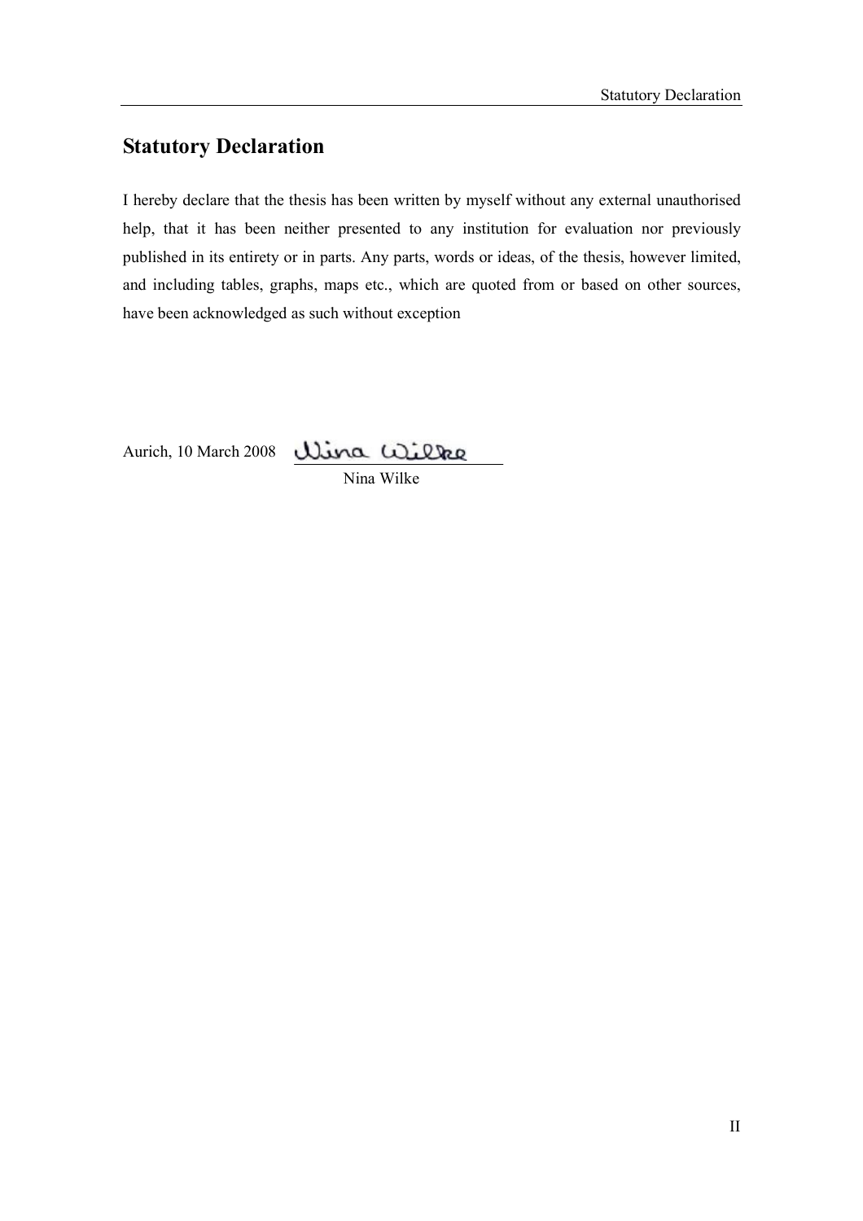## Statutory Declaration

I hereby declare that the thesis has been written by myself without any external unauthorised help, that it has been neither presented to any institution for evaluation nor previously published in its entirety or in parts. Any parts, words or ideas, of the thesis, however limited, and including tables, graphs, maps etc., which are quoted from or based on other sources, have been acknowledged as such without exception

Aurich, 10 March 2008

Nina Wilke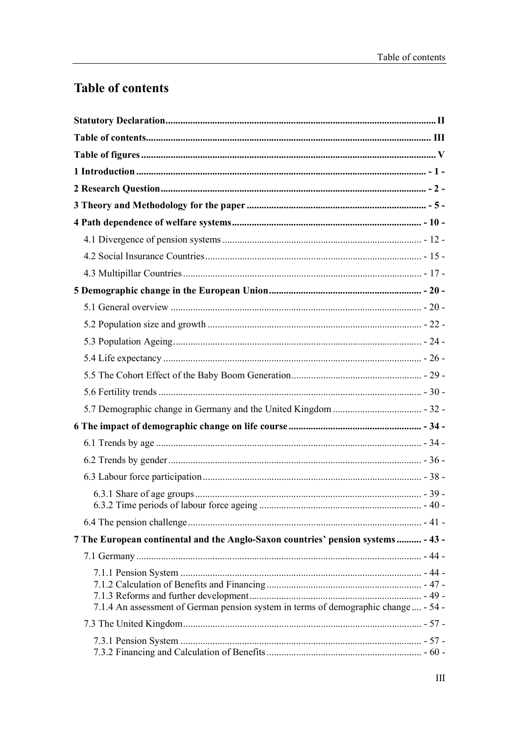# Table of contents

**Statutory Declaration** ........ II

**Table of contents** ........ III

**Table of figures** ........ V

**1 Introduction** ........ - 1 -

**2 Research Question** ........ - 2 -

**3 Theory and Methodology for the paper** ........ - 5 -

**4 Path dependence of welfare systems** ........ - 10 -

- 4.1 Divergence of pension systems ........ - 12 -
- 4.2 Social Insurance Countries ........ - 15 -
- 4.3 Multipillar Countries ........ - 17 -

**5 Demographic change in the European Union** ........ - 20 -

- 5.1 General overview ........ - 20 -
- 5.2 Population size and growth ........ - 22 -
- 5.3 Population Ageing ........ - 24 -
- 5.4 Life expectancy ........ - 26 -
- 5.5 The Cohort Effect of the Baby Boom Generation ........ - 29 -
- 5.6 Fertility trends ........ - 30 -
- 5.7 Demographic change in Germany and the United Kingdom ........ - 32 -

**6 The impact of demographic change on life course** ........ - 34 -

- 6.1 Trends by age ........ - 34 -
- 6.2 Trends by gender ........ - 36 -
- 6.3 Labour force participation ........ - 38 -
  - 6.3.1 Share of age groups ........ - 39 -
  - 6.3.2 Time periods of labour force ageing ........ - 40 -
- 6.4 The pension challenge ........ - 41 -

**7 The European continental and the Anglo-Saxon countries' pension systems** ........ - 43 -

- 7.1 Germany ........ - 44 -
  - 7.1.1 Pension System ........ - 44 -
  - 7.1.2 Calculation of Benefits and Financing ........ - 47 -
  - 7.1.3 Reforms and further development ........ - 49 -
  - 7.1.4 An assessment of German pension system in terms of demographic change ........ - 54 -
- 7.3 The United Kingdom ........ - 57 -
  - 7.3.1 Pension System ........ - 57 -
  - 7.3.2 Financing and Calculation of Benefits ........ - 60 -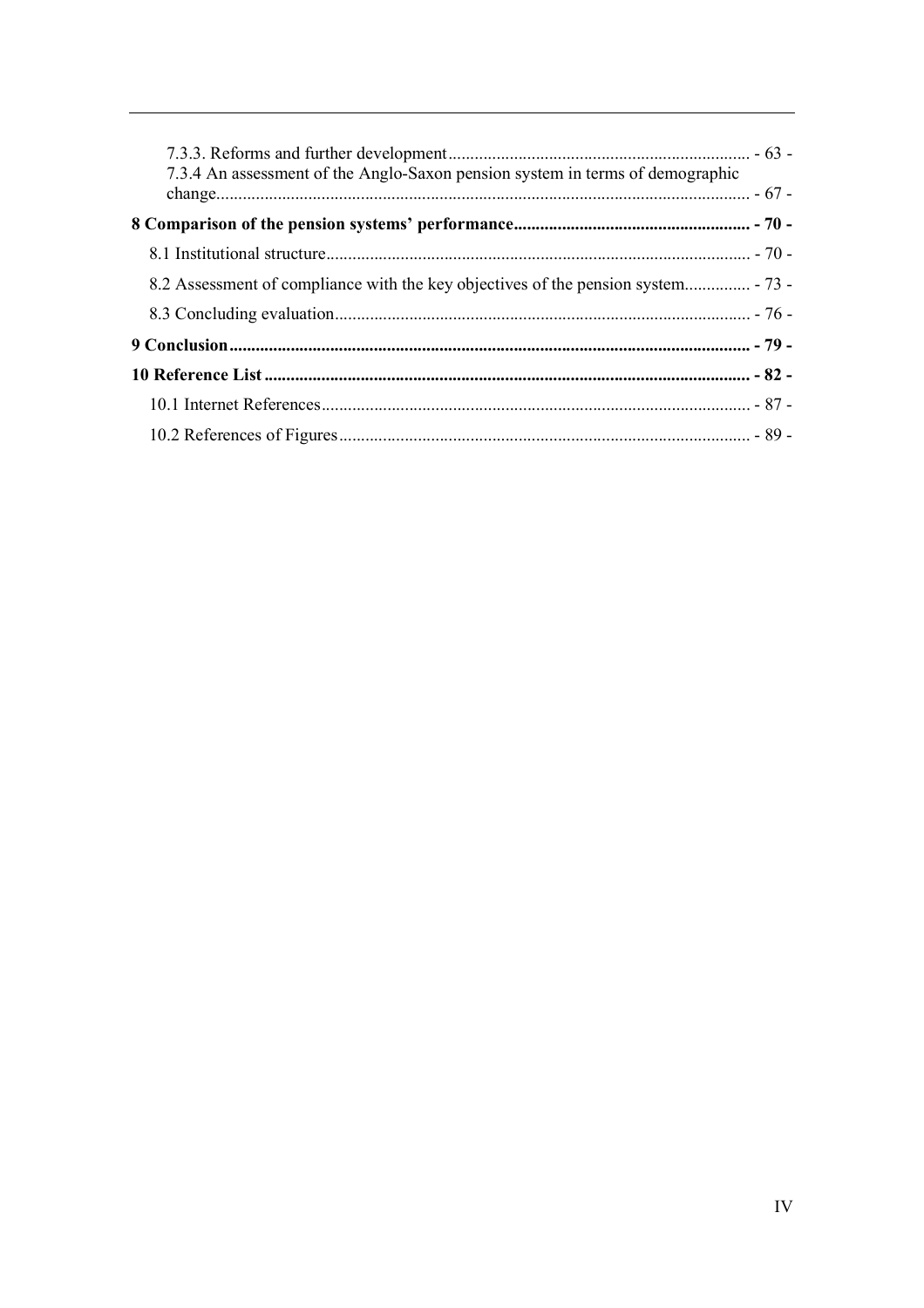7.3.3. Reforms and further development ........................................................................ - 63 -

7.3.4 An assessment of the Anglo-Saxon pension system in terms of demographic change ........................................................................................................................ - 67 -

**8 Comparison of the pension systems' performance ...................................................... - 70 -**

8.1 Institutional structure ................................................................................................ - 70 -

8.2 Assessment of compliance with the key objectives of the pension system ............... - 73 -

8.3 Concluding evaluation .............................................................................................. - 76 -

**9 Conclusion ....................................................................................................................... - 79 -**

**10 Reference List ............................................................................................................... - 82 -**

10.1 Internet References ................................................................................................. - 87 -

10.2 References of Figures ............................................................................................. - 89 -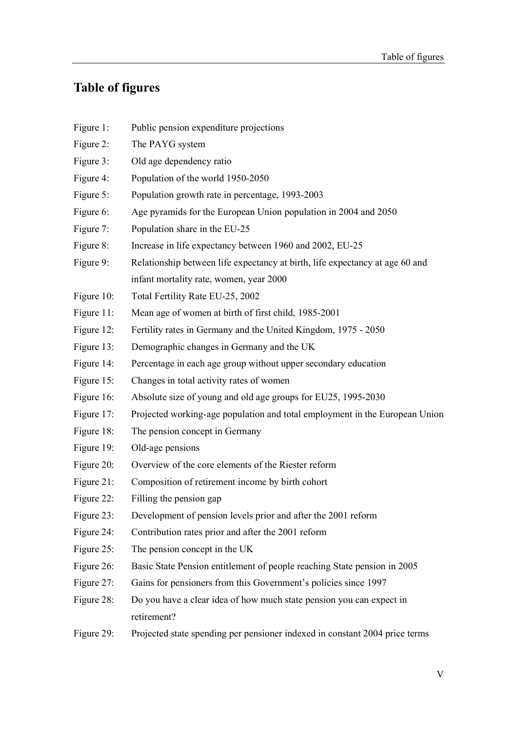# Table of figures

| | |
|---|---|
| Figure 1: | Public pension expenditure projections |
| Figure 2: | The PAYG system |
| Figure 3: | Old age dependency ratio |
| Figure 4: | Population of the world 1950-2050 |
| Figure 5: | Population growth rate in percentage, 1993-2003 |
| Figure 6: | Age pyramids for the European Union population in 2004 and 2050 |
| Figure 7: | Population share in the EU-25 |
| Figure 8: | Increase in life expectancy between 1960 and 2002, EU-25 |
| Figure 9: | Relationship between life expectancy at birth, life expectancy at age 60 and infant mortality rate, women, year 2000 |
| Figure 10: | Total Fertility Rate EU-25, 2002 |
| Figure 11: | Mean age of women at birth of first child, 1985-2001 |
| Figure 12: | Fertility rates in Germany and the United Kingdom, 1975 - 2050 |
| Figure 13: | Demographic changes in Germany and the UK |
| Figure 14: | Percentage in each age group without upper secondary education |
| Figure 15: | Changes in total activity rates of women |
| Figure 16: | Absolute size of young and old age groups for EU25, 1995-2030 |
| Figure 17: | Projected working-age population and total employment in the European Union |
| Figure 18: | The pension concept in Germany |
| Figure 19: | Old-age pensions |
| Figure 20: | Overview of the core elements of the Riester reform |
| Figure 21: | Composition of retirement income by birth cohort |
| Figure 22: | Filling the pension gap |
| Figure 23: | Development of pension levels prior and after the 2001 reform |
| Figure 24: | Contribution rates prior and after the 2001 reform |
| Figure 25: | The pension concept in the UK |
| Figure 26: | Basic State Pension entitlement of people reaching State pension in 2005 |
| Figure 27: | Gains for pensioners from this Government's policies since 1997 |
| Figure 28: | Do you have a clear idea of how much state pension you can expect in retirement? |
| Figure 29: | Projected state spending per pensioner indexed in constant 2004 price terms |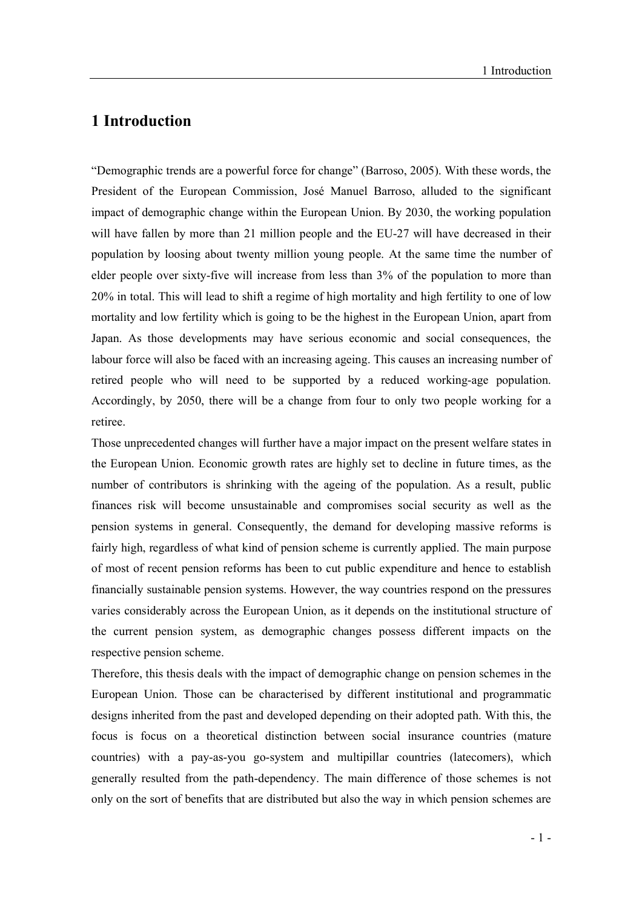# 1 Introduction

"Demographic trends are a powerful force for change" (Barroso, 2005). With these words, the President of the European Commission, José Manuel Barroso, alluded to the significant impact of demographic change within the European Union. By 2030, the working population will have fallen by more than 21 million people and the EU-27 will have decreased in their population by loosing about twenty million young people. At the same time the number of elder people over sixty-five will increase from less than 3% of the population to more than 20% in total. This will lead to shift a regime of high mortality and high fertility to one of low mortality and low fertility which is going to be the highest in the European Union, apart from Japan. As those developments may have serious economic and social consequences, the labour force will also be faced with an increasing ageing. This causes an increasing number of retired people who will need to be supported by a reduced working-age population. Accordingly, by 2050, there will be a change from four to only two people working for a retiree.

Those unprecedented changes will further have a major impact on the present welfare states in the European Union. Economic growth rates are highly set to decline in future times, as the number of contributors is shrinking with the ageing of the population. As a result, public finances risk will become unsustainable and compromises social security as well as the pension systems in general. Consequently, the demand for developing massive reforms is fairly high, regardless of what kind of pension scheme is currently applied. The main purpose of most of recent pension reforms has been to cut public expenditure and hence to establish financially sustainable pension systems. However, the way countries respond on the pressures varies considerably across the European Union, as it depends on the institutional structure of the current pension system, as demographic changes possess different impacts on the respective pension scheme.

Therefore, this thesis deals with the impact of demographic change on pension schemes in the European Union. Those can be characterised by different institutional and programmatic designs inherited from the past and developed depending on their adopted path. With this, the focus is focus on a theoretical distinction between social insurance countries (mature countries) with a pay-as-you go-system and multipillar countries (latecomers), which generally resulted from the path-dependency. The main difference of those schemes is not only on the sort of benefits that are distributed but also the way in which pension schemes are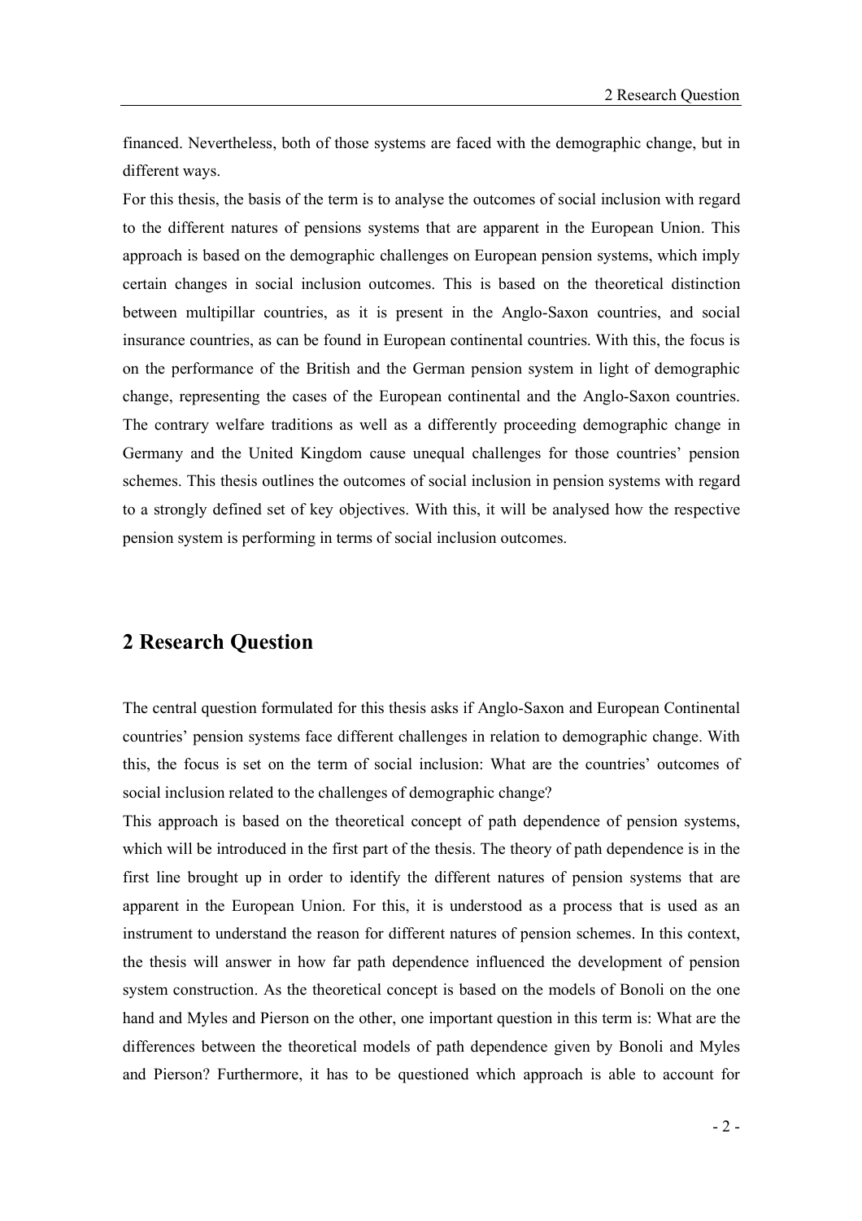financed. Nevertheless, both of those systems are faced with the demographic change, but in different ways.

For this thesis, the basis of the term is to analyse the outcomes of social inclusion with regard to the different natures of pensions systems that are apparent in the European Union. This approach is based on the demographic challenges on European pension systems, which imply certain changes in social inclusion outcomes. This is based on the theoretical distinction between multipillar countries, as it is present in the Anglo-Saxon countries, and social insurance countries, as can be found in European continental countries. With this, the focus is on the performance of the British and the German pension system in light of demographic change, representing the cases of the European continental and the Anglo-Saxon countries. The contrary welfare traditions as well as a differently proceeding demographic change in Germany and the United Kingdom cause unequal challenges for those countries' pension schemes. This thesis outlines the outcomes of social inclusion in pension systems with regard to a strongly defined set of key objectives. With this, it will be analysed how the respective pension system is performing in terms of social inclusion outcomes.

## 2 Research Question

The central question formulated for this thesis asks if Anglo-Saxon and European Continental countries' pension systems face different challenges in relation to demographic change. With this, the focus is set on the term of social inclusion: What are the countries' outcomes of social inclusion related to the challenges of demographic change?

This approach is based on the theoretical concept of path dependence of pension systems, which will be introduced in the first part of the thesis. The theory of path dependence is in the first line brought up in order to identify the different natures of pension systems that are apparent in the European Union. For this, it is understood as a process that is used as an instrument to understand the reason for different natures of pension schemes. In this context, the thesis will answer in how far path dependence influenced the development of pension system construction. As the theoretical concept is based on the models of Bonoli on the one hand and Myles and Pierson on the other, one important question in this term is: What are the differences between the theoretical models of path dependence given by Bonoli and Myles and Pierson? Furthermore, it has to be questioned which approach is able to account for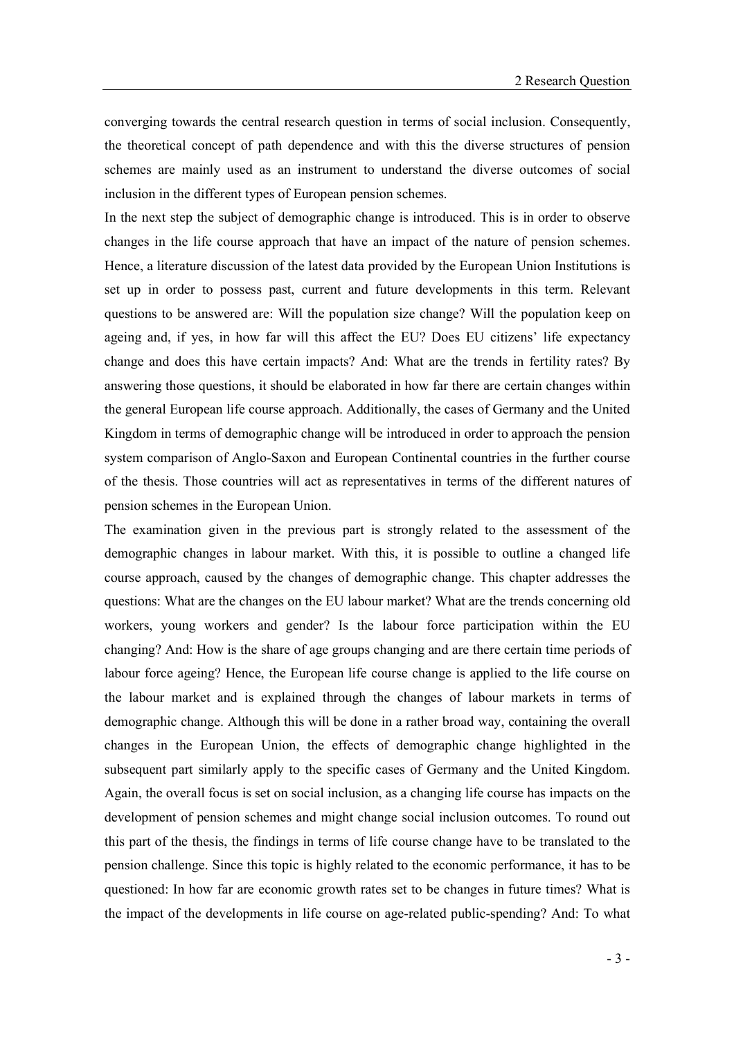converging towards the central research question in terms of social inclusion. Consequently, the theoretical concept of path dependence and with this the diverse structures of pension schemes are mainly used as an instrument to understand the diverse outcomes of social inclusion in the different types of European pension schemes.

In the next step the subject of demographic change is introduced. This is in order to observe changes in the life course approach that have an impact of the nature of pension schemes. Hence, a literature discussion of the latest data provided by the European Union Institutions is set up in order to possess past, current and future developments in this term. Relevant questions to be answered are: Will the population size change? Will the population keep on ageing and, if yes, in how far will this affect the EU? Does EU citizens' life expectancy change and does this have certain impacts? And: What are the trends in fertility rates? By answering those questions, it should be elaborated in how far there are certain changes within the general European life course approach. Additionally, the cases of Germany and the United Kingdom in terms of demographic change will be introduced in order to approach the pension system comparison of Anglo-Saxon and European Continental countries in the further course of the thesis. Those countries will act as representatives in terms of the different natures of pension schemes in the European Union.

The examination given in the previous part is strongly related to the assessment of the demographic changes in labour market. With this, it is possible to outline a changed life course approach, caused by the changes of demographic change. This chapter addresses the questions: What are the changes on the EU labour market? What are the trends concerning old workers, young workers and gender? Is the labour force participation within the EU changing? And: How is the share of age groups changing and are there certain time periods of labour force ageing? Hence, the European life course change is applied to the life course on the labour market and is explained through the changes of labour markets in terms of demographic change. Although this will be done in a rather broad way, containing the overall changes in the European Union, the effects of demographic change highlighted in the subsequent part similarly apply to the specific cases of Germany and the United Kingdom. Again, the overall focus is set on social inclusion, as a changing life course has impacts on the development of pension schemes and might change social inclusion outcomes. To round out this part of the thesis, the findings in terms of life course change have to be translated to the pension challenge. Since this topic is highly related to the economic performance, it has to be questioned: In how far are economic growth rates set to be changes in future times? What is the impact of the developments in life course on age-related public-spending? And: To what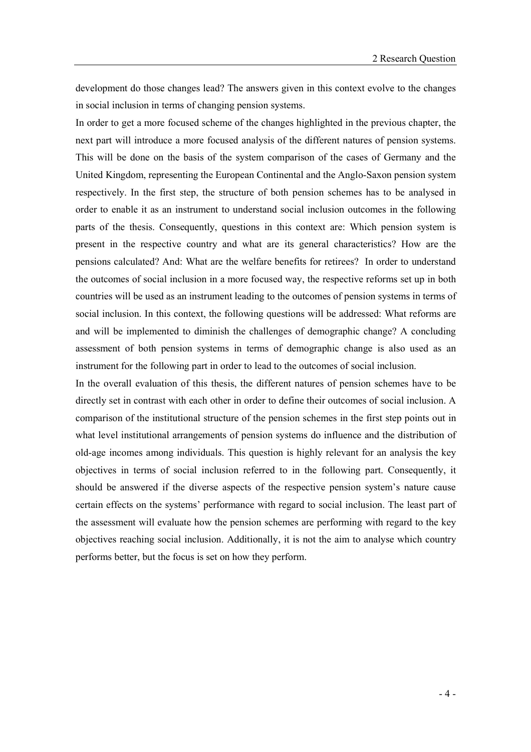development do those changes lead? The answers given in this context evolve to the changes in social inclusion in terms of changing pension systems.

In order to get a more focused scheme of the changes highlighted in the previous chapter, the next part will introduce a more focused analysis of the different natures of pension systems. This will be done on the basis of the system comparison of the cases of Germany and the United Kingdom, representing the European Continental and the Anglo-Saxon pension system respectively. In the first step, the structure of both pension schemes has to be analysed in order to enable it as an instrument to understand social inclusion outcomes in the following parts of the thesis. Consequently, questions in this context are: Which pension system is present in the respective country and what are its general characteristics? How are the pensions calculated? And: What are the welfare benefits for retirees? In order to understand the outcomes of social inclusion in a more focused way, the respective reforms set up in both countries will be used as an instrument leading to the outcomes of pension systems in terms of social inclusion. In this context, the following questions will be addressed: What reforms are and will be implemented to diminish the challenges of demographic change? A concluding assessment of both pension systems in terms of demographic change is also used as an instrument for the following part in order to lead to the outcomes of social inclusion.

In the overall evaluation of this thesis, the different natures of pension schemes have to be directly set in contrast with each other in order to define their outcomes of social inclusion. A comparison of the institutional structure of the pension schemes in the first step points out in what level institutional arrangements of pension systems do influence and the distribution of old-age incomes among individuals. This question is highly relevant for an analysis the key objectives in terms of social inclusion referred to in the following part. Consequently, it should be answered if the diverse aspects of the respective pension system's nature cause certain effects on the systems' performance with regard to social inclusion. The least part of the assessment will evaluate how the pension schemes are performing with regard to the key objectives reaching social inclusion. Additionally, it is not the aim to analyse which country performs better, but the focus is set on how they perform.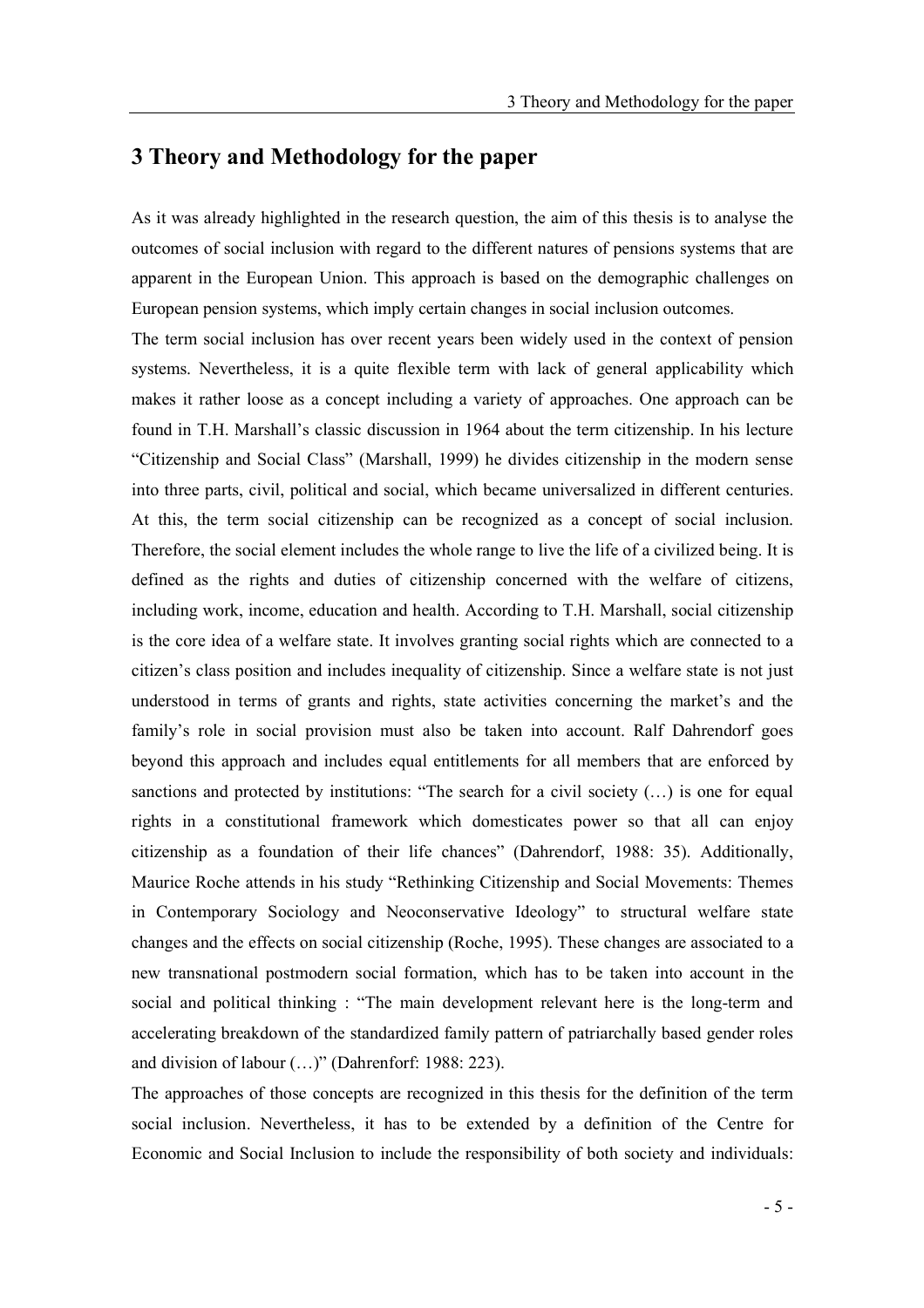# 3 Theory and Methodology for the paper

As it was already highlighted in the research question, the aim of this thesis is to analyse the outcomes of social inclusion with regard to the different natures of pensions systems that are apparent in the European Union. This approach is based on the demographic challenges on European pension systems, which imply certain changes in social inclusion outcomes.

The term social inclusion has over recent years been widely used in the context of pension systems. Nevertheless, it is a quite flexible term with lack of general applicability which makes it rather loose as a concept including a variety of approaches. One approach can be found in T.H. Marshall's classic discussion in 1964 about the term citizenship. In his lecture "Citizenship and Social Class" (Marshall, 1999) he divides citizenship in the modern sense into three parts, civil, political and social, which became universalized in different centuries. At this, the term social citizenship can be recognized as a concept of social inclusion. Therefore, the social element includes the whole range to live the life of a civilized being. It is defined as the rights and duties of citizenship concerned with the welfare of citizens, including work, income, education and health. According to T.H. Marshall, social citizenship is the core idea of a welfare state. It involves granting social rights which are connected to a citizen's class position and includes inequality of citizenship. Since a welfare state is not just understood in terms of grants and rights, state activities concerning the market's and the family's role in social provision must also be taken into account. Ralf Dahrendorf goes beyond this approach and includes equal entitlements for all members that are enforced by sanctions and protected by institutions: "The search for a civil society (…) is one for equal rights in a constitutional framework which domesticates power so that all can enjoy citizenship as a foundation of their life chances" (Dahrendorf, 1988: 35). Additionally, Maurice Roche attends in his study "Rethinking Citizenship and Social Movements: Themes in Contemporary Sociology and Neoconservative Ideology" to structural welfare state changes and the effects on social citizenship (Roche, 1995). These changes are associated to a new transnational postmodern social formation, which has to be taken into account in the social and political thinking : "The main development relevant here is the long-term and accelerating breakdown of the standardized family pattern of patriarchally based gender roles and division of labour (…)" (Dahrenforf: 1988: 223).

The approaches of those concepts are recognized in this thesis for the definition of the term social inclusion. Nevertheless, it has to be extended by a definition of the Centre for Economic and Social Inclusion to include the responsibility of both society and individuals: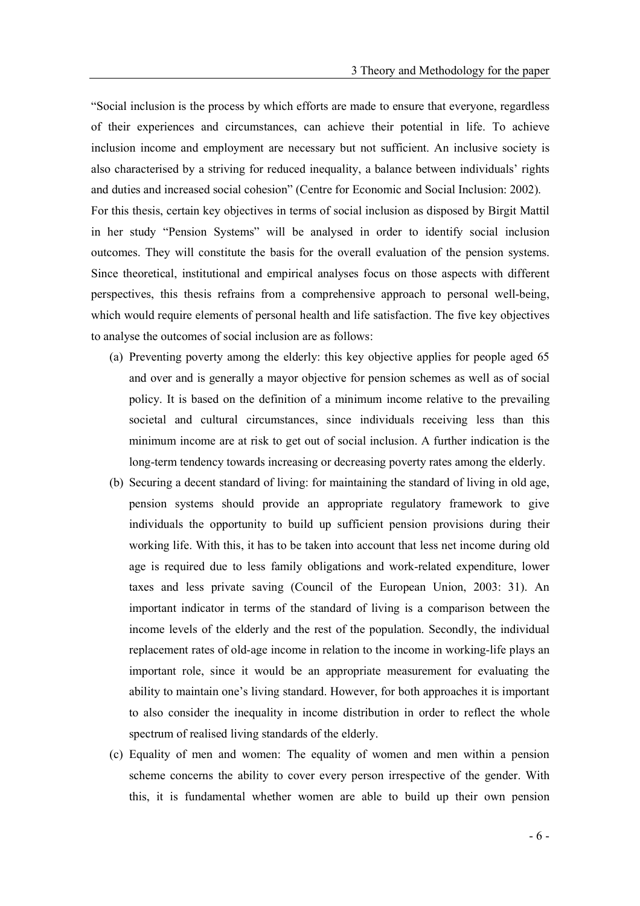"Social inclusion is the process by which efforts are made to ensure that everyone, regardless of their experiences and circumstances, can achieve their potential in life. To achieve inclusion income and employment are necessary but not sufficient. An inclusive society is also characterised by a striving for reduced inequality, a balance between individuals' rights and duties and increased social cohesion" (Centre for Economic and Social Inclusion: 2002).

For this thesis, certain key objectives in terms of social inclusion as disposed by Birgit Mattil in her study "Pension Systems" will be analysed in order to identify social inclusion outcomes. They will constitute the basis for the overall evaluation of the pension systems. Since theoretical, institutional and empirical analyses focus on those aspects with different perspectives, this thesis refrains from a comprehensive approach to personal well-being, which would require elements of personal health and life satisfaction. The five key objectives to analyse the outcomes of social inclusion are as follows:

(a) Preventing poverty among the elderly: this key objective applies for people aged 65 and over and is generally a mayor objective for pension schemes as well as of social policy. It is based on the definition of a minimum income relative to the prevailing societal and cultural circumstances, since individuals receiving less than this minimum income are at risk to get out of social inclusion. A further indication is the long-term tendency towards increasing or decreasing poverty rates among the elderly.

(b) Securing a decent standard of living: for maintaining the standard of living in old age, pension systems should provide an appropriate regulatory framework to give individuals the opportunity to build up sufficient pension provisions during their working life. With this, it has to be taken into account that less net income during old age is required due to less family obligations and work-related expenditure, lower taxes and less private saving (Council of the European Union, 2003: 31). An important indicator in terms of the standard of living is a comparison between the income levels of the elderly and the rest of the population. Secondly, the individual replacement rates of old-age income in relation to the income in working-life plays an important role, since it would be an appropriate measurement for evaluating the ability to maintain one's living standard. However, for both approaches it is important to also consider the inequality in income distribution in order to reflect the whole spectrum of realised living standards of the elderly.

(c) Equality of men and women: The equality of women and men within a pension scheme concerns the ability to cover every person irrespective of the gender. With this, it is fundamental whether women are able to build up their own pension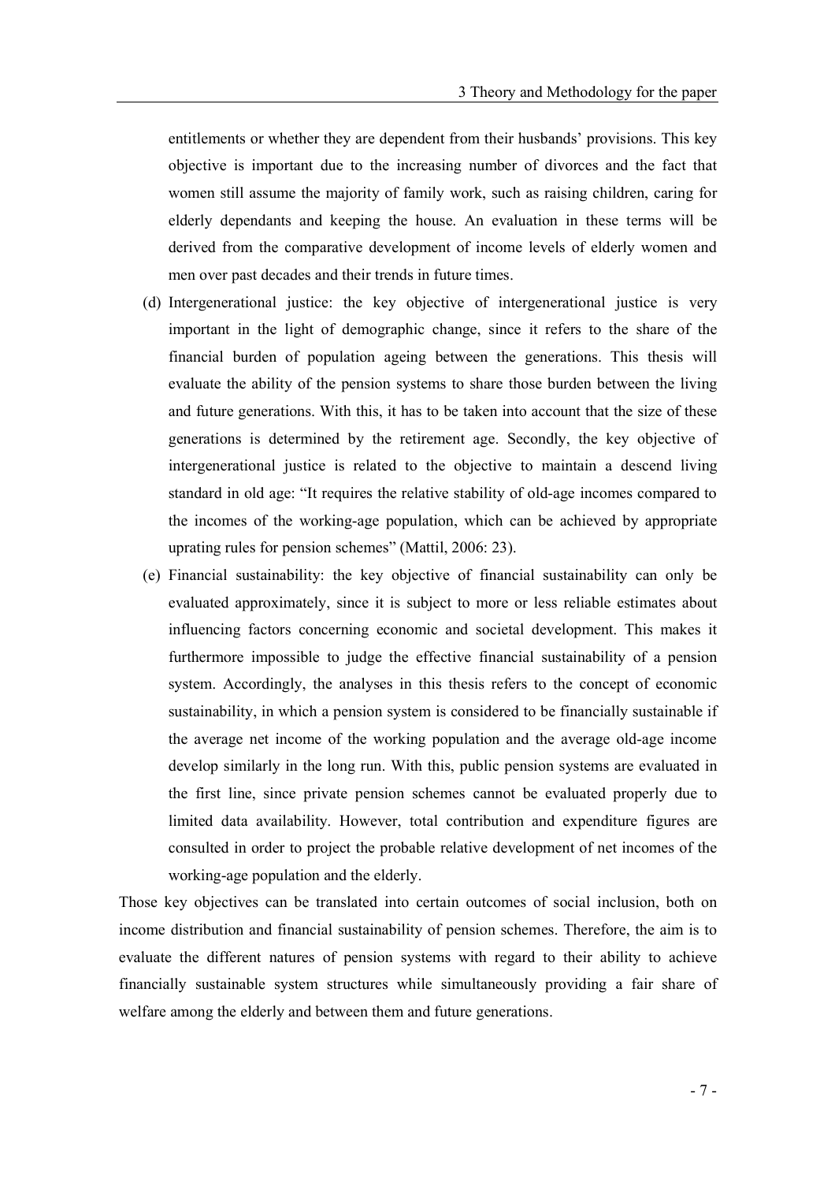entitlements or whether they are dependent from their husbands' provisions. This key objective is important due to the increasing number of divorces and the fact that women still assume the majority of family work, such as raising children, caring for elderly dependants and keeping the house. An evaluation in these terms will be derived from the comparative development of income levels of elderly women and men over past decades and their trends in future times.

(d) Intergenerational justice: the key objective of intergenerational justice is very important in the light of demographic change, since it refers to the share of the financial burden of population ageing between the generations. This thesis will evaluate the ability of the pension systems to share those burden between the living and future generations. With this, it has to be taken into account that the size of these generations is determined by the retirement age. Secondly, the key objective of intergenerational justice is related to the objective to maintain a descend living standard in old age: "It requires the relative stability of old-age incomes compared to the incomes of the working-age population, which can be achieved by appropriate uprating rules for pension schemes" (Mattil, 2006: 23).

(e) Financial sustainability: the key objective of financial sustainability can only be evaluated approximately, since it is subject to more or less reliable estimates about influencing factors concerning economic and societal development. This makes it furthermore impossible to judge the effective financial sustainability of a pension system. Accordingly, the analyses in this thesis refers to the concept of economic sustainability, in which a pension system is considered to be financially sustainable if the average net income of the working population and the average old-age income develop similarly in the long run. With this, public pension systems are evaluated in the first line, since private pension schemes cannot be evaluated properly due to limited data availability. However, total contribution and expenditure figures are consulted in order to project the probable relative development of net incomes of the working-age population and the elderly.

Those key objectives can be translated into certain outcomes of social inclusion, both on income distribution and financial sustainability of pension schemes. Therefore, the aim is to evaluate the different natures of pension systems with regard to their ability to achieve financially sustainable system structures while simultaneously providing a fair share of welfare among the elderly and between them and future generations.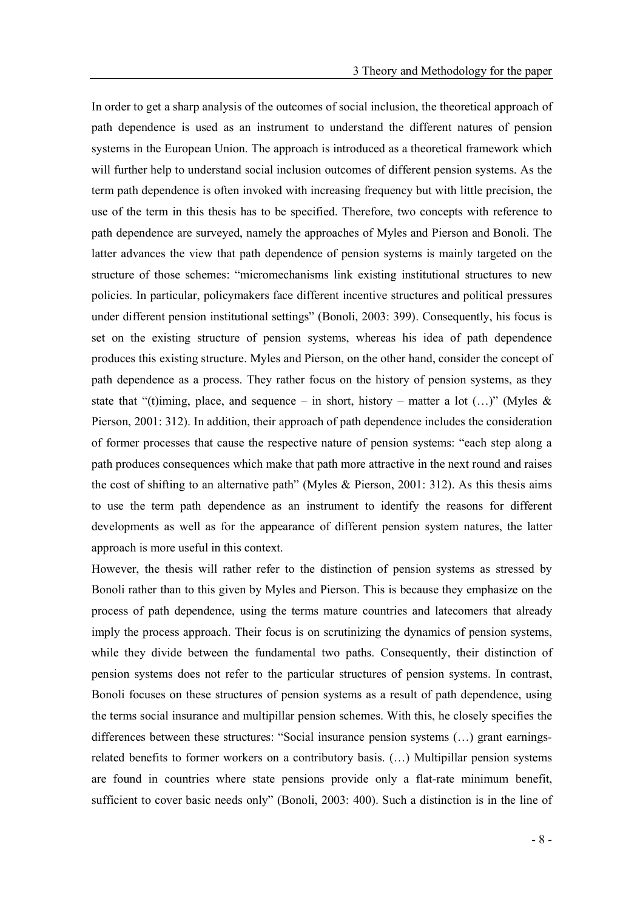In order to get a sharp analysis of the outcomes of social inclusion, the theoretical approach of path dependence is used as an instrument to understand the different natures of pension systems in the European Union. The approach is introduced as a theoretical framework which will further help to understand social inclusion outcomes of different pension systems. As the term path dependence is often invoked with increasing frequency but with little precision, the use of the term in this thesis has to be specified. Therefore, two concepts with reference to path dependence are surveyed, namely the approaches of Myles and Pierson and Bonoli. The latter advances the view that path dependence of pension systems is mainly targeted on the structure of those schemes: "micromechanisms link existing institutional structures to new policies. In particular, policymakers face different incentive structures and political pressures under different pension institutional settings" (Bonoli, 2003: 399). Consequently, his focus is set on the existing structure of pension systems, whereas his idea of path dependence produces this existing structure. Myles and Pierson, on the other hand, consider the concept of path dependence as a process. They rather focus on the history of pension systems, as they state that "(t)iming, place, and sequence – in short, history – matter a lot (…)" (Myles & Pierson, 2001: 312). In addition, their approach of path dependence includes the consideration of former processes that cause the respective nature of pension systems: "each step along a path produces consequences which make that path more attractive in the next round and raises the cost of shifting to an alternative path" (Myles & Pierson, 2001: 312). As this thesis aims to use the term path dependence as an instrument to identify the reasons for different developments as well as for the appearance of different pension system natures, the latter approach is more useful in this context.

However, the thesis will rather refer to the distinction of pension systems as stressed by Bonoli rather than to this given by Myles and Pierson. This is because they emphasize on the process of path dependence, using the terms mature countries and latecomers that already imply the process approach. Their focus is on scrutinizing the dynamics of pension systems, while they divide between the fundamental two paths. Consequently, their distinction of pension systems does not refer to the particular structures of pension systems. In contrast, Bonoli focuses on these structures of pension systems as a result of path dependence, using the terms social insurance and multipillar pension schemes. With this, he closely specifies the differences between these structures: "Social insurance pension systems (…) grant earnings-related benefits to former workers on a contributory basis. (…) Multipillar pension systems are found in countries where state pensions provide only a flat-rate minimum benefit, sufficient to cover basic needs only" (Bonoli, 2003: 400). Such a distinction is in the line of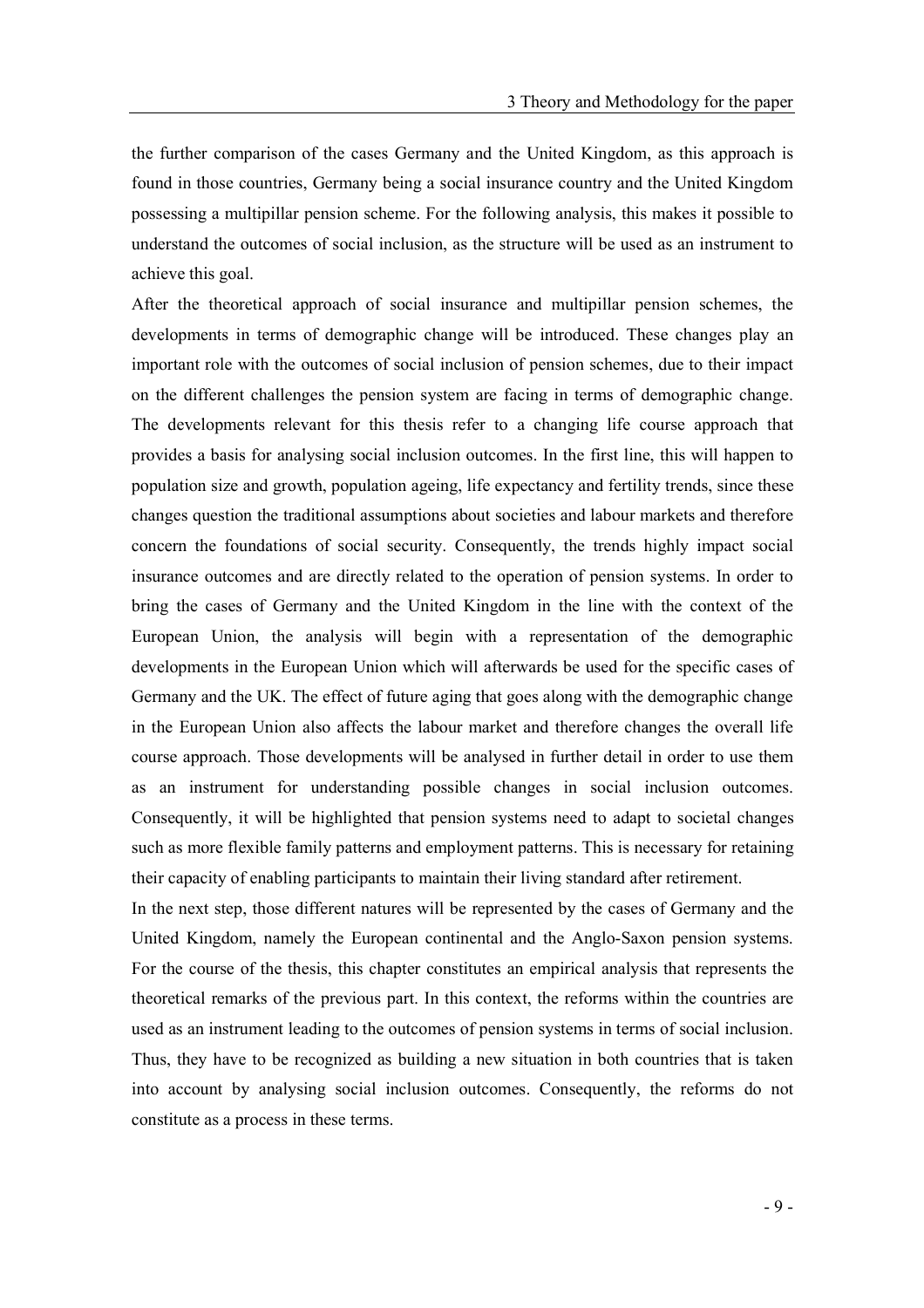the further comparison of the cases Germany and the United Kingdom, as this approach is found in those countries, Germany being a social insurance country and the United Kingdom possessing a multipillar pension scheme. For the following analysis, this makes it possible to understand the outcomes of social inclusion, as the structure will be used as an instrument to achieve this goal.

After the theoretical approach of social insurance and multipillar pension schemes, the developments in terms of demographic change will be introduced. These changes play an important role with the outcomes of social inclusion of pension schemes, due to their impact on the different challenges the pension system are facing in terms of demographic change. The developments relevant for this thesis refer to a changing life course approach that provides a basis for analysing social inclusion outcomes. In the first line, this will happen to population size and growth, population ageing, life expectancy and fertility trends, since these changes question the traditional assumptions about societies and labour markets and therefore concern the foundations of social security. Consequently, the trends highly impact social insurance outcomes and are directly related to the operation of pension systems. In order to bring the cases of Germany and the United Kingdom in the line with the context of the European Union, the analysis will begin with a representation of the demographic developments in the European Union which will afterwards be used for the specific cases of Germany and the UK. The effect of future aging that goes along with the demographic change in the European Union also affects the labour market and therefore changes the overall life course approach. Those developments will be analysed in further detail in order to use them as an instrument for understanding possible changes in social inclusion outcomes. Consequently, it will be highlighted that pension systems need to adapt to societal changes such as more flexible family patterns and employment patterns. This is necessary for retaining their capacity of enabling participants to maintain their living standard after retirement.

In the next step, those different natures will be represented by the cases of Germany and the United Kingdom, namely the European continental and the Anglo-Saxon pension systems. For the course of the thesis, this chapter constitutes an empirical analysis that represents the theoretical remarks of the previous part. In this context, the reforms within the countries are used as an instrument leading to the outcomes of pension systems in terms of social inclusion. Thus, they have to be recognized as building a new situation in both countries that is taken into account by analysing social inclusion outcomes. Consequently, the reforms do not constitute as a process in these terms.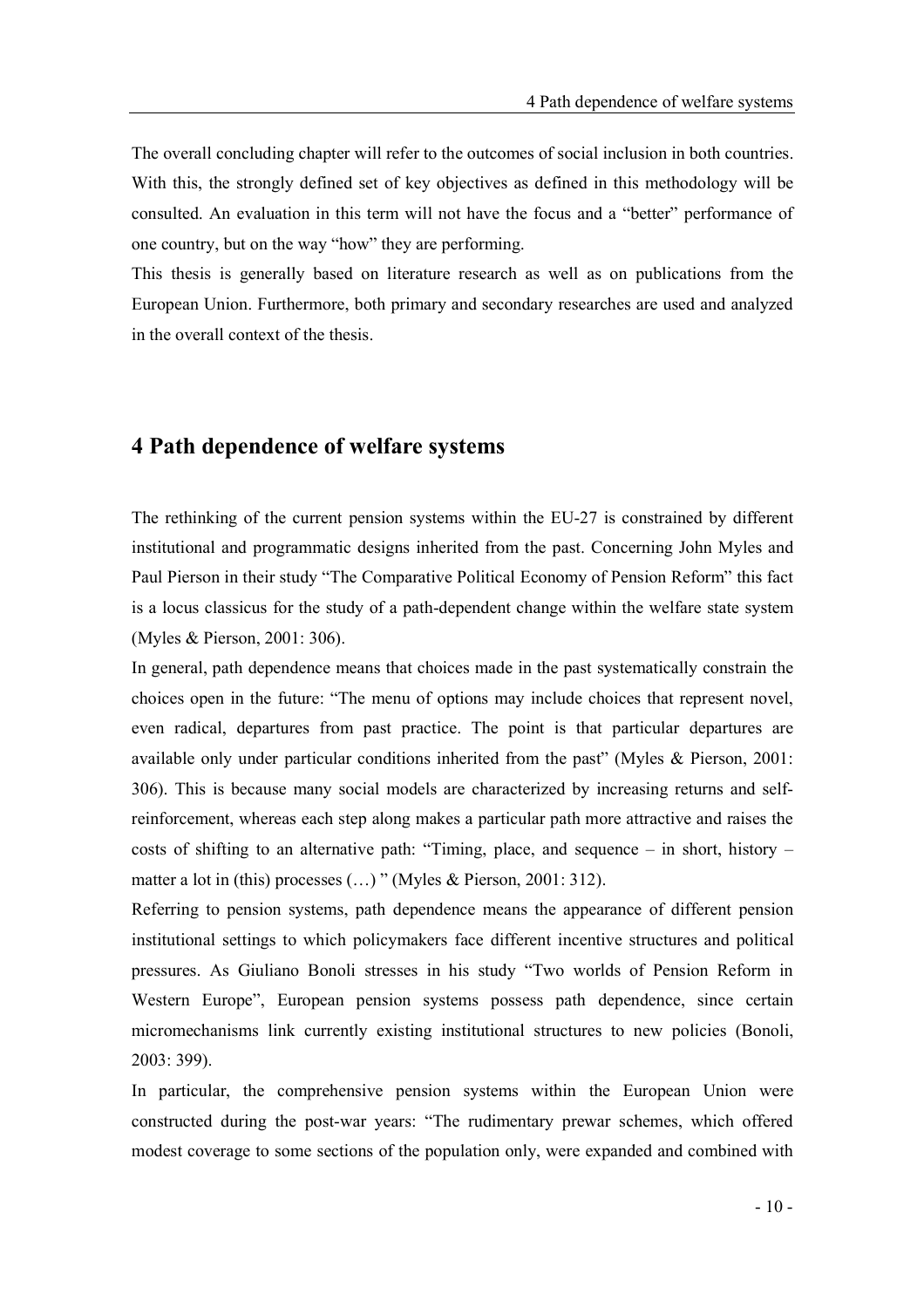The overall concluding chapter will refer to the outcomes of social inclusion in both countries. With this, the strongly defined set of key objectives as defined in this methodology will be consulted. An evaluation in this term will not have the focus and a "better" performance of one country, but on the way "how" they are performing.

This thesis is generally based on literature research as well as on publications from the European Union. Furthermore, both primary and secondary researches are used and analyzed in the overall context of the thesis.

## 4 Path dependence of welfare systems

The rethinking of the current pension systems within the EU-27 is constrained by different institutional and programmatic designs inherited from the past. Concerning John Myles and Paul Pierson in their study "The Comparative Political Economy of Pension Reform" this fact is a locus classicus for the study of a path-dependent change within the welfare state system (Myles & Pierson, 2001: 306).

In general, path dependence means that choices made in the past systematically constrain the choices open in the future: "The menu of options may include choices that represent novel, even radical, departures from past practice. The point is that particular departures are available only under particular conditions inherited from the past" (Myles & Pierson, 2001: 306). This is because many social models are characterized by increasing returns and self-reinforcement, whereas each step along makes a particular path more attractive and raises the costs of shifting to an alternative path: "Timing, place, and sequence – in short, history – matter a lot in (this) processes (…) " (Myles & Pierson, 2001: 312).

Referring to pension systems, path dependence means the appearance of different pension institutional settings to which policymakers face different incentive structures and political pressures. As Giuliano Bonoli stresses in his study "Two worlds of Pension Reform in Western Europe", European pension systems possess path dependence, since certain micromechanisms link currently existing institutional structures to new policies (Bonoli, 2003: 399).

In particular, the comprehensive pension systems within the European Union were constructed during the post-war years: "The rudimentary prewar schemes, which offered modest coverage to some sections of the population only, were expanded and combined with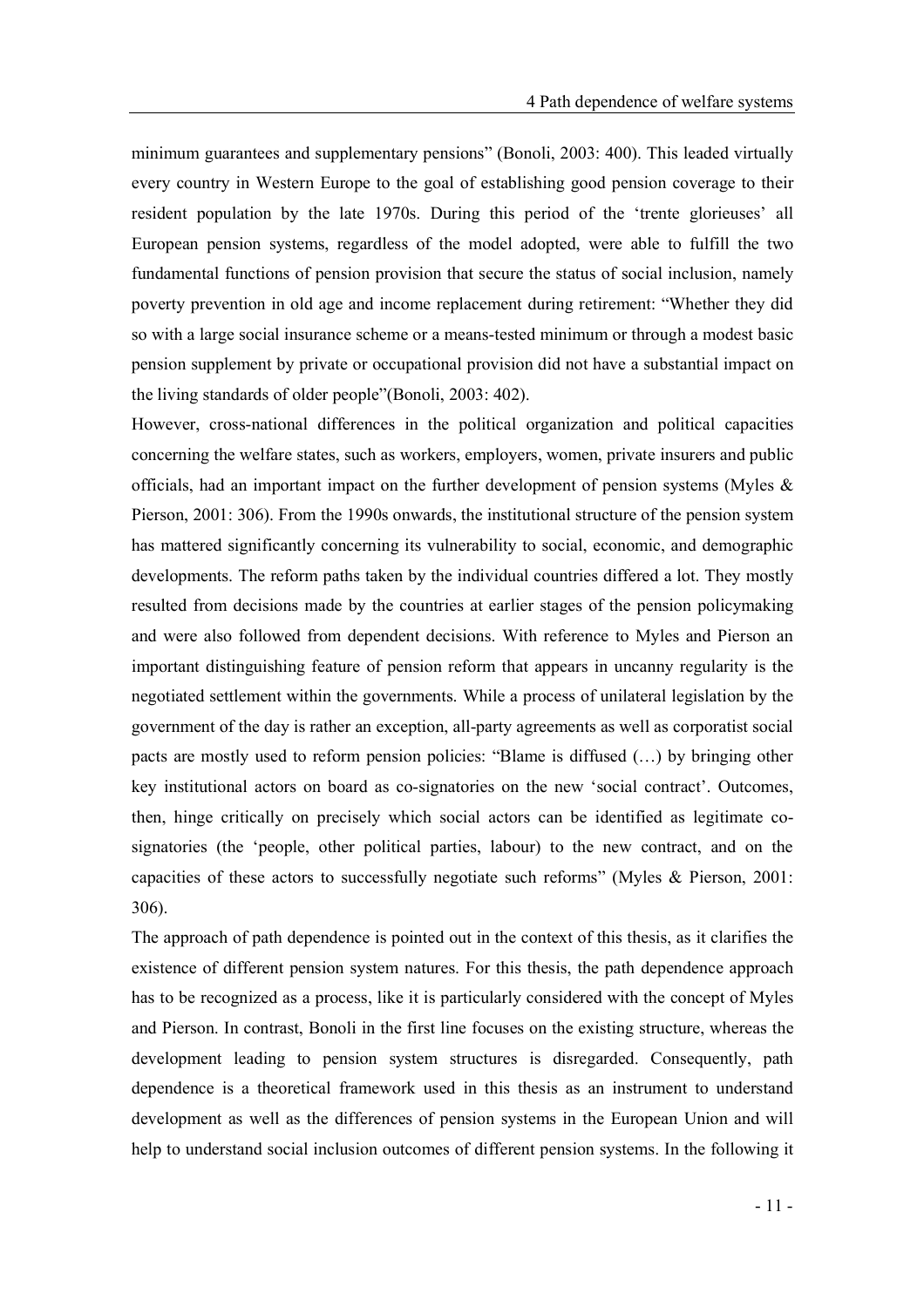minimum guarantees and supplementary pensions" (Bonoli, 2003: 400). This leaded virtually every country in Western Europe to the goal of establishing good pension coverage to their resident population by the late 1970s. During this period of the 'trente glorieuses' all European pension systems, regardless of the model adopted, were able to fulfill the two fundamental functions of pension provision that secure the status of social inclusion, namely poverty prevention in old age and income replacement during retirement: "Whether they did so with a large social insurance scheme or a means-tested minimum or through a modest basic pension supplement by private or occupational provision did not have a substantial impact on the living standards of older people"(Bonoli, 2003: 402).

However, cross-national differences in the political organization and political capacities concerning the welfare states, such as workers, employers, women, private insurers and public officials, had an important impact on the further development of pension systems (Myles & Pierson, 2001: 306). From the 1990s onwards, the institutional structure of the pension system has mattered significantly concerning its vulnerability to social, economic, and demographic developments. The reform paths taken by the individual countries differed a lot. They mostly resulted from decisions made by the countries at earlier stages of the pension policymaking and were also followed from dependent decisions. With reference to Myles and Pierson an important distinguishing feature of pension reform that appears in uncanny regularity is the negotiated settlement within the governments. While a process of unilateral legislation by the government of the day is rather an exception, all-party agreements as well as corporatist social pacts are mostly used to reform pension policies: "Blame is diffused (…) by bringing other key institutional actors on board as co-signatories on the new 'social contract'. Outcomes, then, hinge critically on precisely which social actors can be identified as legitimate co-signatories (the 'people, other political parties, labour) to the new contract, and on the capacities of these actors to successfully negotiate such reforms" (Myles & Pierson, 2001: 306).

The approach of path dependence is pointed out in the context of this thesis, as it clarifies the existence of different pension system natures. For this thesis, the path dependence approach has to be recognized as a process, like it is particularly considered with the concept of Myles and Pierson. In contrast, Bonoli in the first line focuses on the existing structure, whereas the development leading to pension system structures is disregarded. Consequently, path dependence is a theoretical framework used in this thesis as an instrument to understand development as well as the differences of pension systems in the European Union and will help to understand social inclusion outcomes of different pension systems. In the following it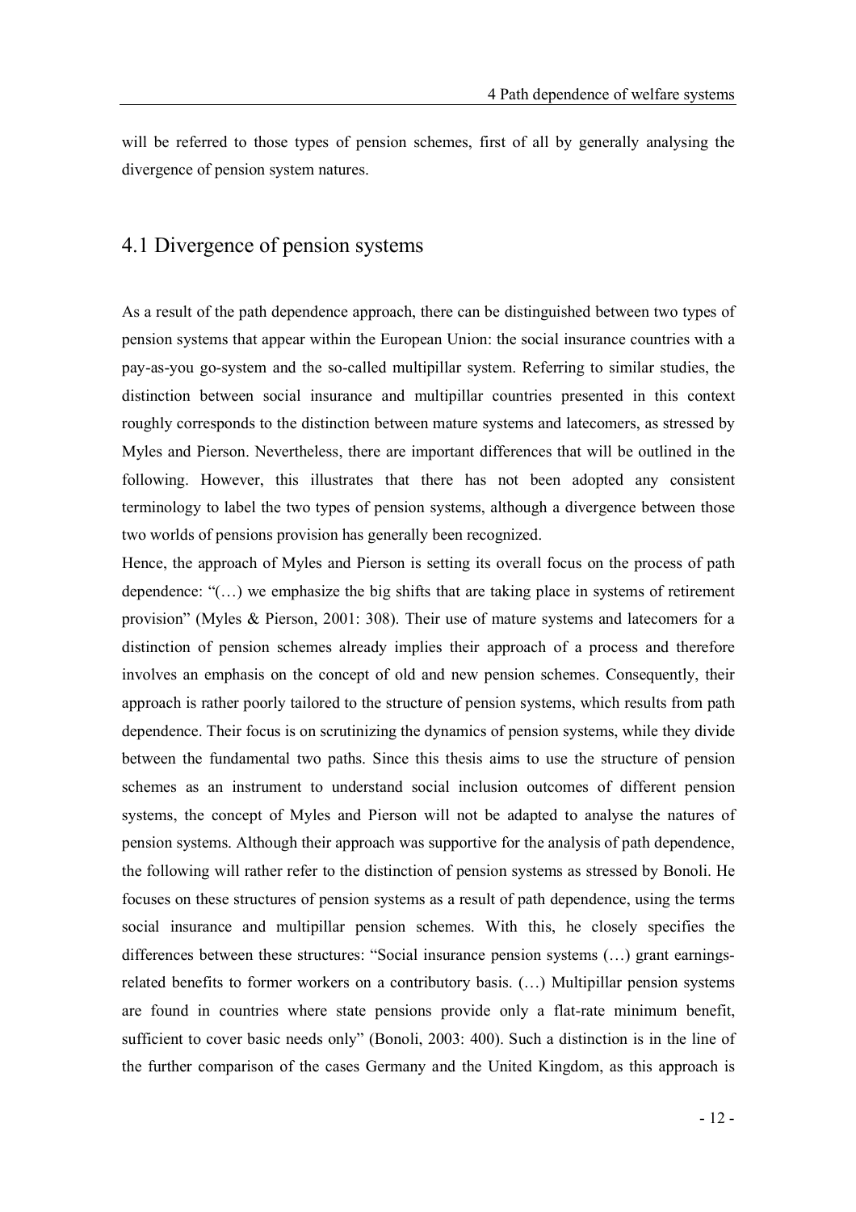will be referred to those types of pension schemes, first of all by generally analysing the divergence of pension system natures.

## 4.1 Divergence of pension systems

As a result of the path dependence approach, there can be distinguished between two types of pension systems that appear within the European Union: the social insurance countries with a pay-as-you go-system and the so-called multipillar system. Referring to similar studies, the distinction between social insurance and multipillar countries presented in this context roughly corresponds to the distinction between mature systems and latecomers, as stressed by Myles and Pierson. Nevertheless, there are important differences that will be outlined in the following. However, this illustrates that there has not been adopted any consistent terminology to label the two types of pension systems, although a divergence between those two worlds of pensions provision has generally been recognized.

Hence, the approach of Myles and Pierson is setting its overall focus on the process of path dependence: "(…) we emphasize the big shifts that are taking place in systems of retirement provision" (Myles & Pierson, 2001: 308). Their use of mature systems and latecomers for a distinction of pension schemes already implies their approach of a process and therefore involves an emphasis on the concept of old and new pension schemes. Consequently, their approach is rather poorly tailored to the structure of pension systems, which results from path dependence. Their focus is on scrutinizing the dynamics of pension systems, while they divide between the fundamental two paths. Since this thesis aims to use the structure of pension schemes as an instrument to understand social inclusion outcomes of different pension systems, the concept of Myles and Pierson will not be adapted to analyse the natures of pension systems. Although their approach was supportive for the analysis of path dependence, the following will rather refer to the distinction of pension systems as stressed by Bonoli. He focuses on these structures of pension systems as a result of path dependence, using the terms social insurance and multipillar pension schemes. With this, he closely specifies the differences between these structures: "Social insurance pension systems (…) grant earnings-related benefits to former workers on a contributory basis. (…) Multipillar pension systems are found in countries where state pensions provide only a flat-rate minimum benefit, sufficient to cover basic needs only" (Bonoli, 2003: 400). Such a distinction is in the line of the further comparison of the cases Germany and the United Kingdom, as this approach is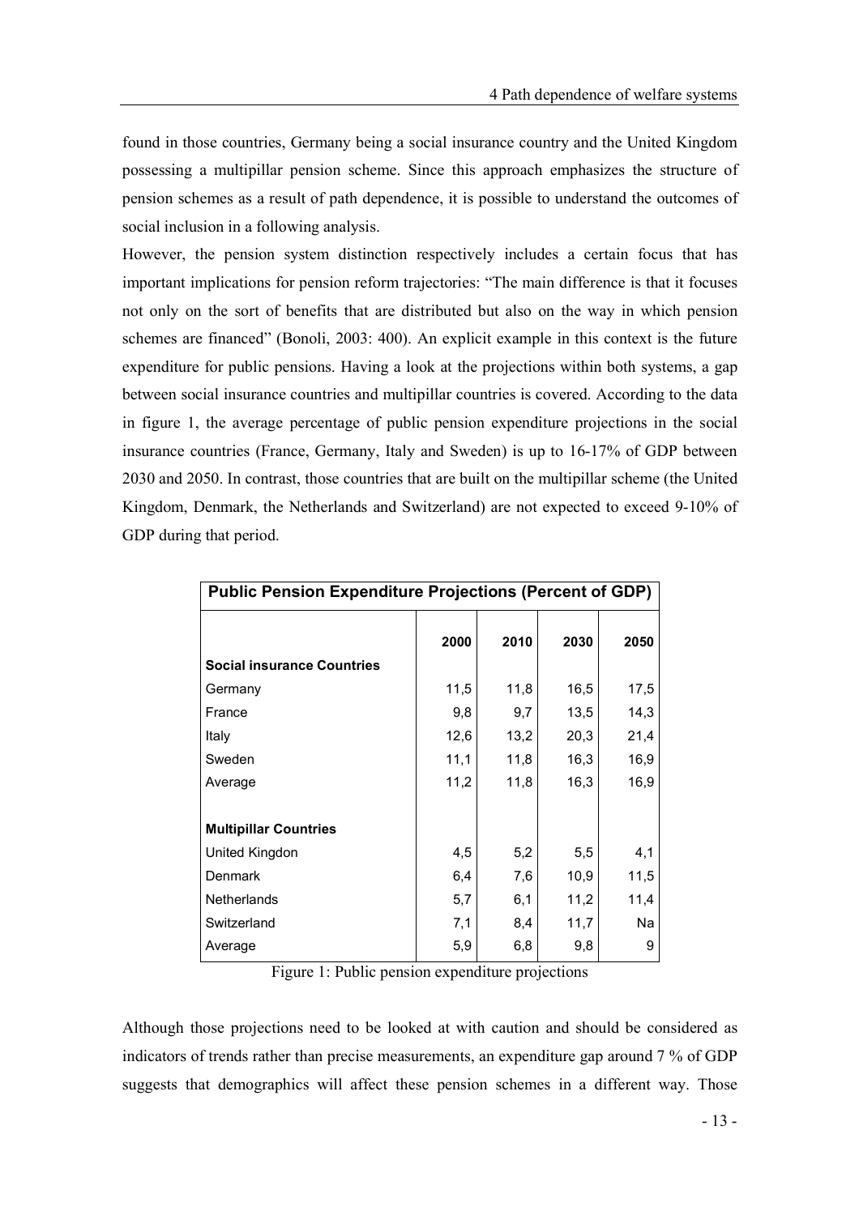found in those countries, Germany being a social insurance country and the United Kingdom possessing a multipillar pension scheme. Since this approach emphasizes the structure of pension schemes as a result of path dependence, it is possible to understand the outcomes of social inclusion in a following analysis.

However, the pension system distinction respectively includes a certain focus that has important implications for pension reform trajectories: "The main difference is that it focuses not only on the sort of benefits that are distributed but also on the way in which pension schemes are financed" (Bonoli, 2003: 400). An explicit example in this context is the future expenditure for public pensions. Having a look at the projections within both systems, a gap between social insurance countries and multipillar countries is covered. According to the data in figure 1, the average percentage of public pension expenditure projections in the social insurance countries (France, Germany, Italy and Sweden) is up to 16-17% of GDP between 2030 and 2050. In contrast, those countries that are built on the multipillar scheme (the United Kingdom, Denmark, the Netherlands and Switzerland) are not expected to exceed 9-10% of GDP during that period.

| **Public Pension Expenditure Projections (Percent of GDP)** | | | | |
|---|---|---|---|---|
| | **2000** | **2010** | **2030** | **2050** |
| **Social insurance Countries** | | | | |
| Germany | 11,5 | 11,8 | 16,5 | 17,5 |
| France | 9,8 | 9,7 | 13,5 | 14,3 |
| Italy | 12,6 | 13,2 | 20,3 | 21,4 |
| Sweden | 11,1 | 11,8 | 16,3 | 16,9 |
| Average | 11,2 | 11,8 | 16,3 | 16,9 |
| | | | | |
| **Multipillar Countries** | | | | |
| United Kingdon | 4,5 | 5,2 | 5,5 | 4,1 |
| Denmark | 6,4 | 7,6 | 10,9 | 11,5 |
| Netherlands | 5,7 | 6,1 | 11,2 | 11,4 |
| Switzerland | 7,1 | 8,4 | 11,7 | Na |
| Average | 5,9 | 6,8 | 9,8 | 9 |

Figure 1: Public pension expenditure projections

Although those projections need to be looked at with caution and should be considered as indicators of trends rather than precise measurements, an expenditure gap around 7 % of GDP suggests that demographics will affect these pension schemes in a different way. Those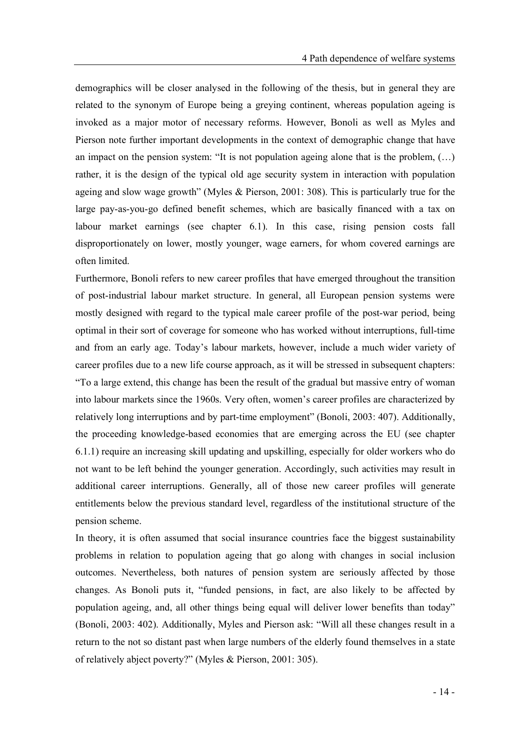demographics will be closer analysed in the following of the thesis, but in general they are related to the synonym of Europe being a greying continent, whereas population ageing is invoked as a major motor of necessary reforms. However, Bonoli as well as Myles and Pierson note further important developments in the context of demographic change that have an impact on the pension system: "It is not population ageing alone that is the problem, (…) rather, it is the design of the typical old age security system in interaction with population ageing and slow wage growth" (Myles & Pierson, 2001: 308). This is particularly true for the large pay-as-you-go defined benefit schemes, which are basically financed with a tax on labour market earnings (see chapter 6.1). In this case, rising pension costs fall disproportionately on lower, mostly younger, wage earners, for whom covered earnings are often limited.

Furthermore, Bonoli refers to new career profiles that have emerged throughout the transition of post-industrial labour market structure. In general, all European pension systems were mostly designed with regard to the typical male career profile of the post-war period, being optimal in their sort of coverage for someone who has worked without interruptions, full-time and from an early age. Today's labour markets, however, include a much wider variety of career profiles due to a new life course approach, as it will be stressed in subsequent chapters: "To a large extend, this change has been the result of the gradual but massive entry of woman into labour markets since the 1960s. Very often, women's career profiles are characterized by relatively long interruptions and by part-time employment" (Bonoli, 2003: 407). Additionally, the proceeding knowledge-based economies that are emerging across the EU (see chapter 6.1.1) require an increasing skill updating and upskilling, especially for older workers who do not want to be left behind the younger generation. Accordingly, such activities may result in additional career interruptions. Generally, all of those new career profiles will generate entitlements below the previous standard level, regardless of the institutional structure of the pension scheme.

In theory, it is often assumed that social insurance countries face the biggest sustainability problems in relation to population ageing that go along with changes in social inclusion outcomes. Nevertheless, both natures of pension system are seriously affected by those changes. As Bonoli puts it, "funded pensions, in fact, are also likely to be affected by population ageing, and, all other things being equal will deliver lower benefits than today" (Bonoli, 2003: 402). Additionally, Myles and Pierson ask: "Will all these changes result in a return to the not so distant past when large numbers of the elderly found themselves in a state of relatively abject poverty?" (Myles & Pierson, 2001: 305).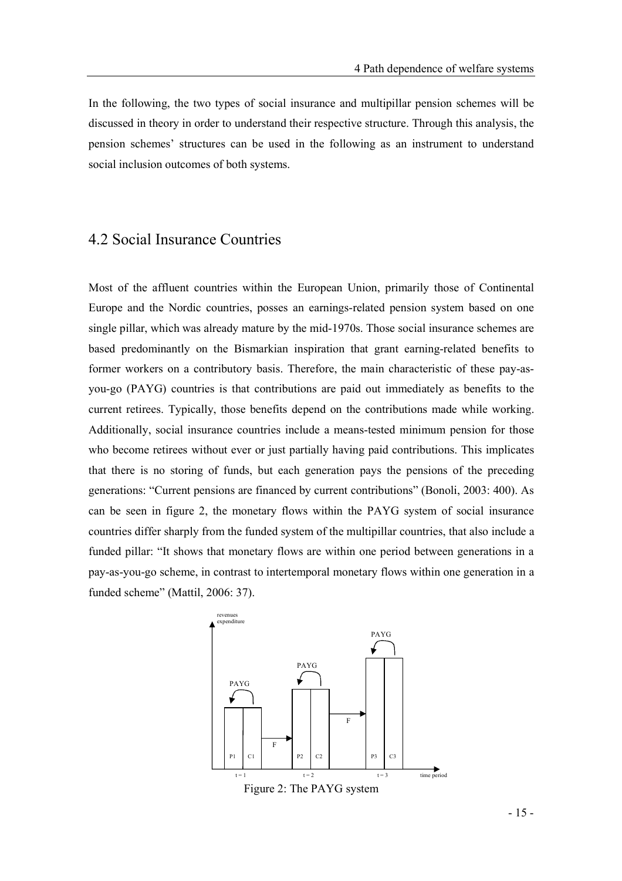In the following, the two types of social insurance and multipillar pension schemes will be discussed in theory in order to understand their respective structure. Through this analysis, the pension schemes' structures can be used in the following as an instrument to understand social inclusion outcomes of both systems.

## 4.2 Social Insurance Countries

Most of the affluent countries within the European Union, primarily those of Continental Europe and the Nordic countries, posses an earnings-related pension system based on one single pillar, which was already mature by the mid-1970s. Those social insurance schemes are based predominantly on the Bismarkian inspiration that grant earning-related benefits to former workers on a contributory basis. Therefore, the main characteristic of these pay-as-you-go (PAYG) countries is that contributions are paid out immediately as benefits to the current retirees. Typically, those benefits depend on the contributions made while working. Additionally, social insurance countries include a means-tested minimum pension for those who become retirees without ever or just partially having paid contributions. This implicates that there is no storing of funds, but each generation pays the pensions of the preceding generations: "Current pensions are financed by current contributions" (Bonoli, 2003: 400). As can be seen in figure 2, the monetary flows within the PAYG system of social insurance countries differ sharply from the funded system of the multipillar countries, that also include a funded pillar: "It shows that monetary flows are within one period between generations in a pay-as-you-go scheme, in contrast to intertemporal monetary flows within one generation in a funded scheme" (Mattil, 2006: 37).

Figure 2: The PAYG system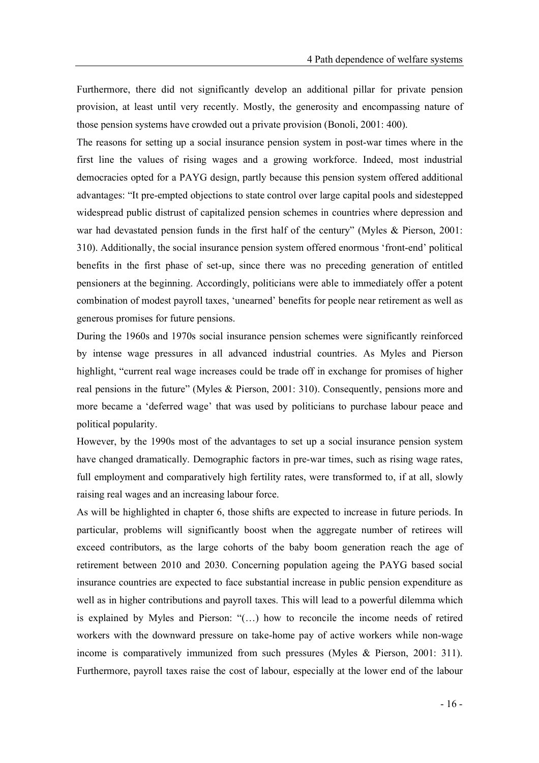Furthermore, there did not significantly develop an additional pillar for private pension provision, at least until very recently. Mostly, the generosity and encompassing nature of those pension systems have crowded out a private provision (Bonoli, 2001: 400).

The reasons for setting up a social insurance pension system in post-war times where in the first line the values of rising wages and a growing workforce. Indeed, most industrial democracies opted for a PAYG design, partly because this pension system offered additional advantages: "It pre-empted objections to state control over large capital pools and sidestepped widespread public distrust of capitalized pension schemes in countries where depression and war had devastated pension funds in the first half of the century" (Myles & Pierson, 2001: 310). Additionally, the social insurance pension system offered enormous 'front-end' political benefits in the first phase of set-up, since there was no preceding generation of entitled pensioners at the beginning. Accordingly, politicians were able to immediately offer a potent combination of modest payroll taxes, 'unearned' benefits for people near retirement as well as generous promises for future pensions.

During the 1960s and 1970s social insurance pension schemes were significantly reinforced by intense wage pressures in all advanced industrial countries. As Myles and Pierson highlight, "current real wage increases could be trade off in exchange for promises of higher real pensions in the future" (Myles & Pierson, 2001: 310). Consequently, pensions more and more became a 'deferred wage' that was used by politicians to purchase labour peace and political popularity.

However, by the 1990s most of the advantages to set up a social insurance pension system have changed dramatically. Demographic factors in pre-war times, such as rising wage rates, full employment and comparatively high fertility rates, were transformed to, if at all, slowly raising real wages and an increasing labour force.

As will be highlighted in chapter 6, those shifts are expected to increase in future periods. In particular, problems will significantly boost when the aggregate number of retirees will exceed contributors, as the large cohorts of the baby boom generation reach the age of retirement between 2010 and 2030. Concerning population ageing the PAYG based social insurance countries are expected to face substantial increase in public pension expenditure as well as in higher contributions and payroll taxes. This will lead to a powerful dilemma which is explained by Myles and Pierson: "(…) how to reconcile the income needs of retired workers with the downward pressure on take-home pay of active workers while non-wage income is comparatively immunized from such pressures (Myles & Pierson, 2001: 311). Furthermore, payroll taxes raise the cost of labour, especially at the lower end of the labour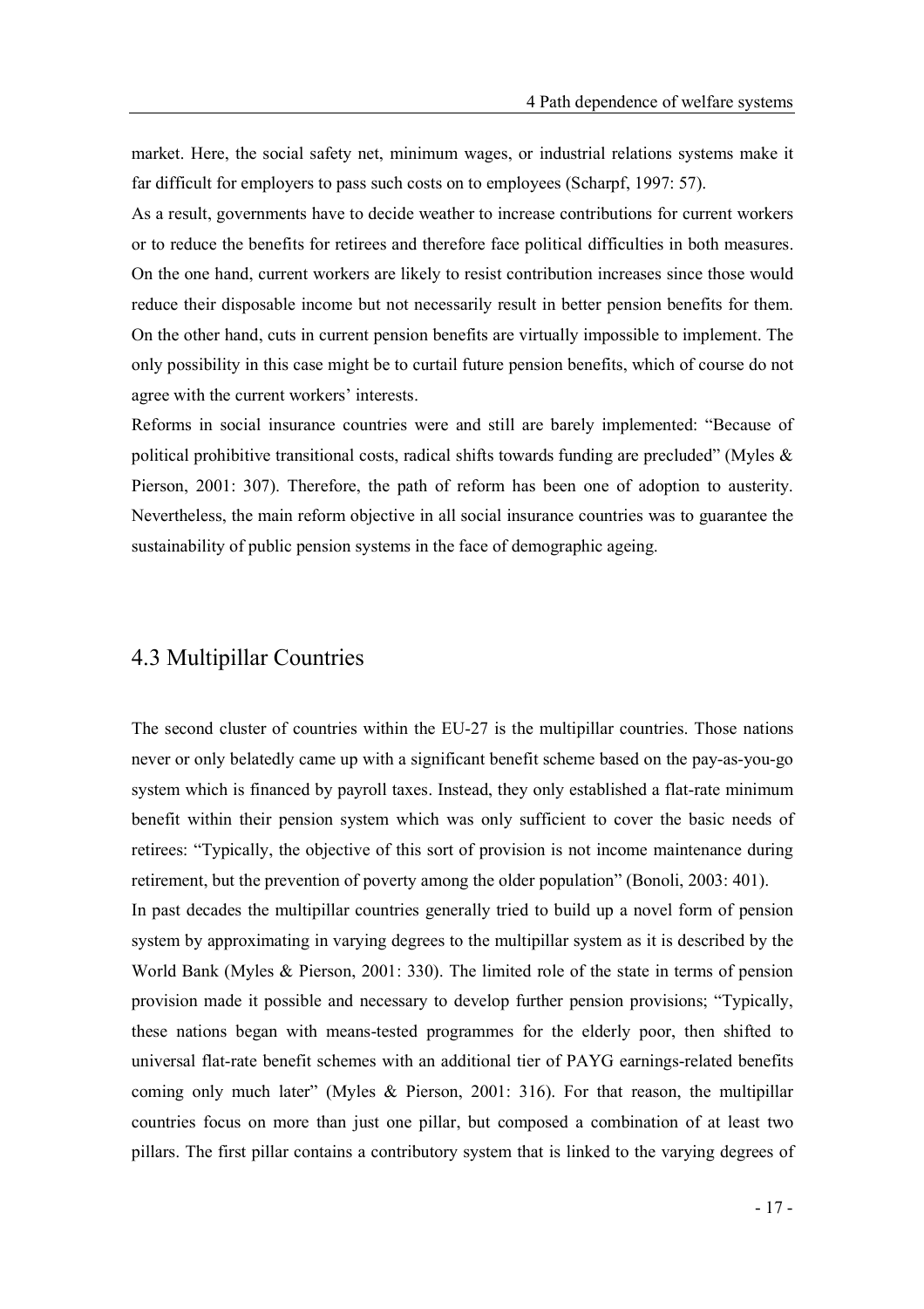market. Here, the social safety net, minimum wages, or industrial relations systems make it far difficult for employers to pass such costs on to employees (Scharpf, 1997: 57).

As a result, governments have to decide weather to increase contributions for current workers or to reduce the benefits for retirees and therefore face political difficulties in both measures. On the one hand, current workers are likely to resist contribution increases since those would reduce their disposable income but not necessarily result in better pension benefits for them. On the other hand, cuts in current pension benefits are virtually impossible to implement. The only possibility in this case might be to curtail future pension benefits, which of course do not agree with the current workers' interests.

Reforms in social insurance countries were and still are barely implemented: "Because of political prohibitive transitional costs, radical shifts towards funding are precluded" (Myles & Pierson, 2001: 307). Therefore, the path of reform has been one of adoption to austerity. Nevertheless, the main reform objective in all social insurance countries was to guarantee the sustainability of public pension systems in the face of demographic ageing.

## 4.3 Multipillar Countries

The second cluster of countries within the EU-27 is the multipillar countries. Those nations never or only belatedly came up with a significant benefit scheme based on the pay-as-you-go system which is financed by payroll taxes. Instead, they only established a flat-rate minimum benefit within their pension system which was only sufficient to cover the basic needs of retirees: "Typically, the objective of this sort of provision is not income maintenance during retirement, but the prevention of poverty among the older population" (Bonoli, 2003: 401).

In past decades the multipillar countries generally tried to build up a novel form of pension system by approximating in varying degrees to the multipillar system as it is described by the World Bank (Myles & Pierson, 2001: 330). The limited role of the state in terms of pension provision made it possible and necessary to develop further pension provisions; "Typically, these nations began with means-tested programmes for the elderly poor, then shifted to universal flat-rate benefit schemes with an additional tier of PAYG earnings-related benefits coming only much later" (Myles & Pierson, 2001: 316). For that reason, the multipillar countries focus on more than just one pillar, but composed a combination of at least two pillars. The first pillar contains a contributory system that is linked to the varying degrees of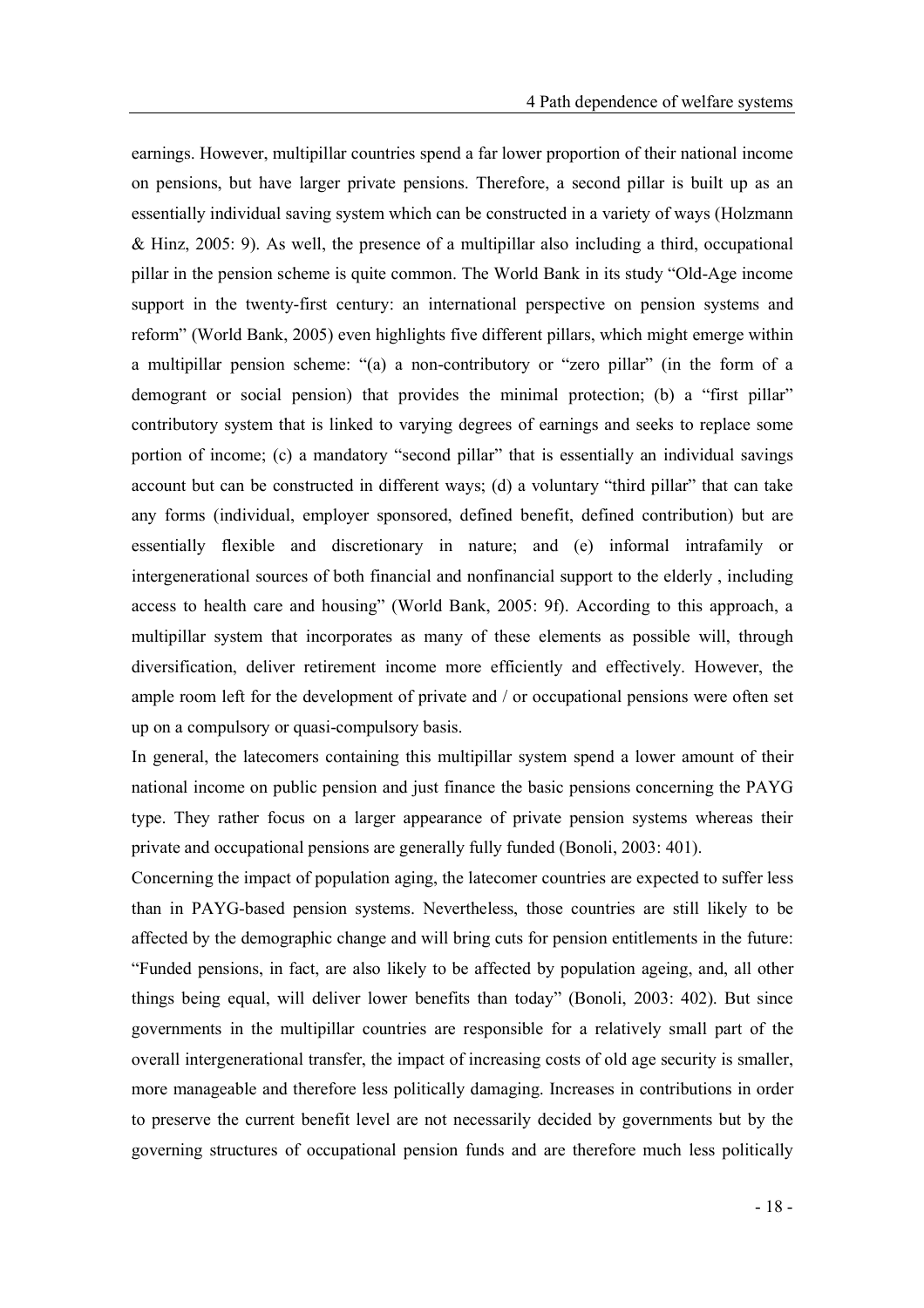earnings. However, multipillar countries spend a far lower proportion of their national income on pensions, but have larger private pensions. Therefore, a second pillar is built up as an essentially individual saving system which can be constructed in a variety of ways (Holzmann & Hinz, 2005: 9). As well, the presence of a multipillar also including a third, occupational pillar in the pension scheme is quite common. The World Bank in its study "Old-Age income support in the twenty-first century: an international perspective on pension systems and reform" (World Bank, 2005) even highlights five different pillars, which might emerge within a multipillar pension scheme: "(a) a non-contributory or "zero pillar" (in the form of a demogrant or social pension) that provides the minimal protection; (b) a "first pillar" contributory system that is linked to varying degrees of earnings and seeks to replace some portion of income; (c) a mandatory "second pillar" that is essentially an individual savings account but can be constructed in different ways; (d) a voluntary "third pillar" that can take any forms (individual, employer sponsored, defined benefit, defined contribution) but are essentially flexible and discretionary in nature; and (e) informal intrafamily or intergenerational sources of both financial and nonfinancial support to the elderly , including access to health care and housing" (World Bank, 2005: 9f). According to this approach, a multipillar system that incorporates as many of these elements as possible will, through diversification, deliver retirement income more efficiently and effectively. However, the ample room left for the development of private and / or occupational pensions were often set up on a compulsory or quasi-compulsory basis.

In general, the latecomers containing this multipillar system spend a lower amount of their national income on public pension and just finance the basic pensions concerning the PAYG type. They rather focus on a larger appearance of private pension systems whereas their private and occupational pensions are generally fully funded (Bonoli, 2003: 401).

Concerning the impact of population aging, the latecomer countries are expected to suffer less than in PAYG-based pension systems. Nevertheless, those countries are still likely to be affected by the demographic change and will bring cuts for pension entitlements in the future: "Funded pensions, in fact, are also likely to be affected by population ageing, and, all other things being equal, will deliver lower benefits than today" (Bonoli, 2003: 402). But since governments in the multipillar countries are responsible for a relatively small part of the overall intergenerational transfer, the impact of increasing costs of old age security is smaller, more manageable and therefore less politically damaging. Increases in contributions in order to preserve the current benefit level are not necessarily decided by governments but by the governing structures of occupational pension funds and are therefore much less politically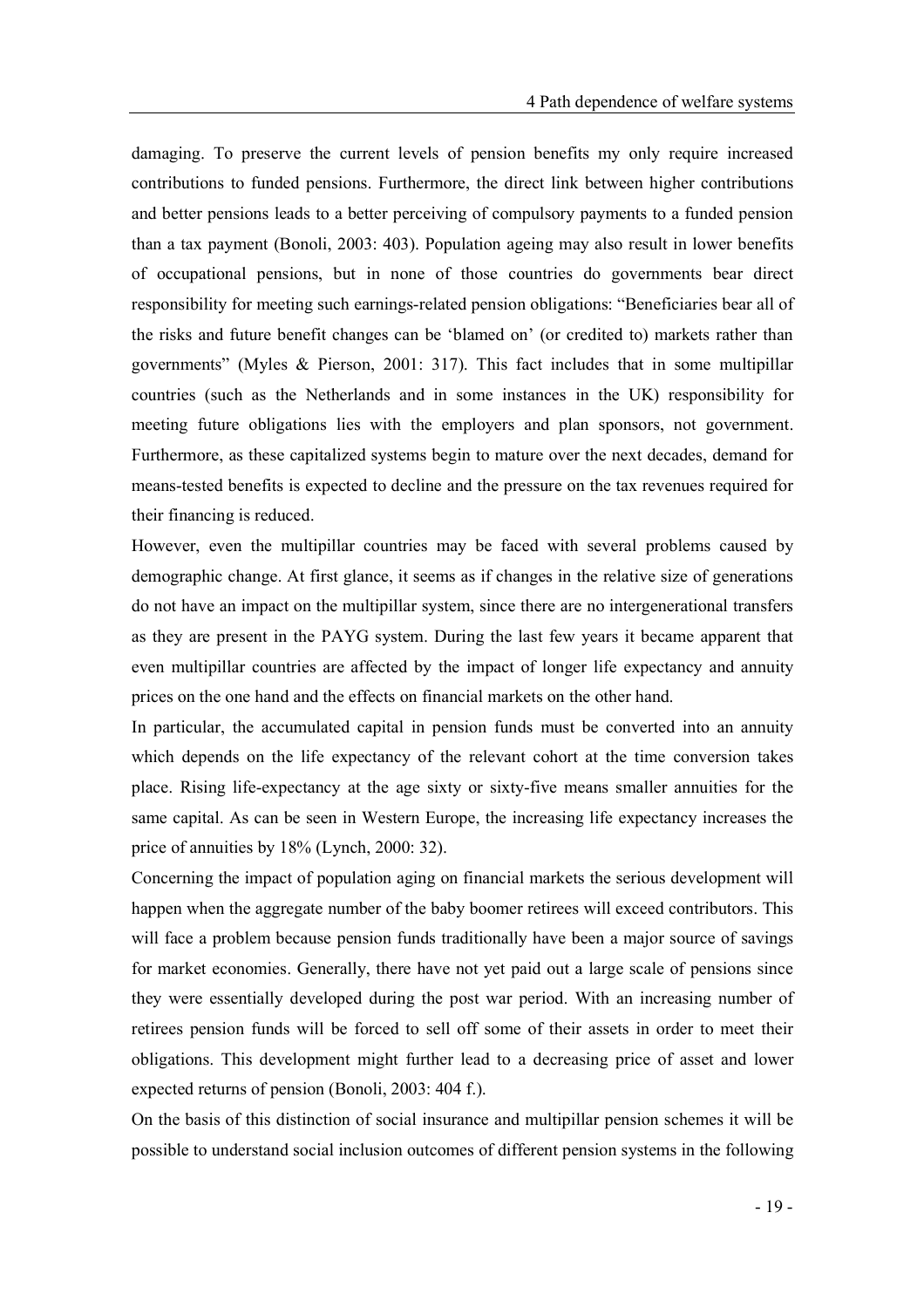damaging. To preserve the current levels of pension benefits my only require increased contributions to funded pensions. Furthermore, the direct link between higher contributions and better pensions leads to a better perceiving of compulsory payments to a funded pension than a tax payment (Bonoli, 2003: 403). Population ageing may also result in lower benefits of occupational pensions, but in none of those countries do governments bear direct responsibility for meeting such earnings-related pension obligations: "Beneficiaries bear all of the risks and future benefit changes can be 'blamed on' (or credited to) markets rather than governments" (Myles & Pierson, 2001: 317). This fact includes that in some multipillar countries (such as the Netherlands and in some instances in the UK) responsibility for meeting future obligations lies with the employers and plan sponsors, not government. Furthermore, as these capitalized systems begin to mature over the next decades, demand for means-tested benefits is expected to decline and the pressure on the tax revenues required for their financing is reduced.

However, even the multipillar countries may be faced with several problems caused by demographic change. At first glance, it seems as if changes in the relative size of generations do not have an impact on the multipillar system, since there are no intergenerational transfers as they are present in the PAYG system. During the last few years it became apparent that even multipillar countries are affected by the impact of longer life expectancy and annuity prices on the one hand and the effects on financial markets on the other hand.

In particular, the accumulated capital in pension funds must be converted into an annuity which depends on the life expectancy of the relevant cohort at the time conversion takes place. Rising life-expectancy at the age sixty or sixty-five means smaller annuities for the same capital. As can be seen in Western Europe, the increasing life expectancy increases the price of annuities by 18% (Lynch, 2000: 32).

Concerning the impact of population aging on financial markets the serious development will happen when the aggregate number of the baby boomer retirees will exceed contributors. This will face a problem because pension funds traditionally have been a major source of savings for market economies. Generally, there have not yet paid out a large scale of pensions since they were essentially developed during the post war period. With an increasing number of retirees pension funds will be forced to sell off some of their assets in order to meet their obligations. This development might further lead to a decreasing price of asset and lower expected returns of pension (Bonoli, 2003: 404 f.).

On the basis of this distinction of social insurance and multipillar pension schemes it will be possible to understand social inclusion outcomes of different pension systems in the following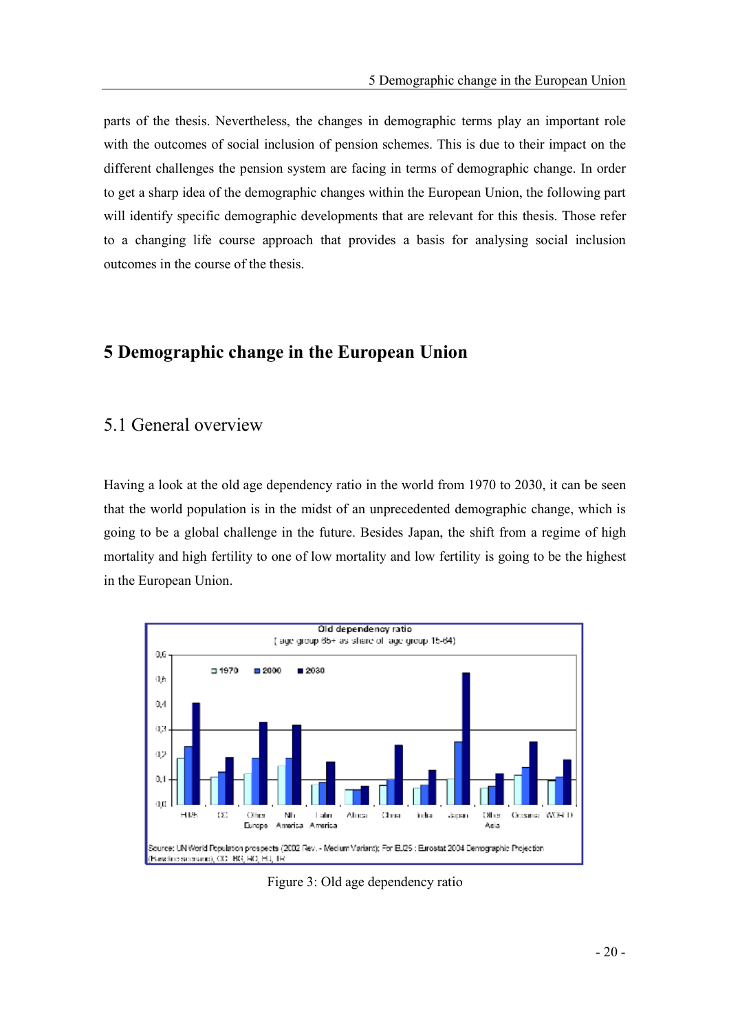parts of the thesis. Nevertheless, the changes in demographic terms play an important role with the outcomes of social inclusion of pension schemes. This is due to their impact on the different challenges the pension system are facing in terms of demographic change. In order to get a sharp idea of the demographic changes within the European Union, the following part will identify specific demographic developments that are relevant for this thesis. Those refer to a changing life course approach that provides a basis for analysing social inclusion outcomes in the course of the thesis.

# 5 Demographic change in the European Union

## 5.1 General overview

Having a look at the old age dependency ratio in the world from 1970 to 2030, it can be seen that the world population is in the midst of an unprecedented demographic change, which is going to be a global challenge in the future. Besides Japan, the shift from a regime of high mortality and high fertility to one of low mortality and low fertility is going to be the highest in the European Union.

Figure 3: Old age dependency ratio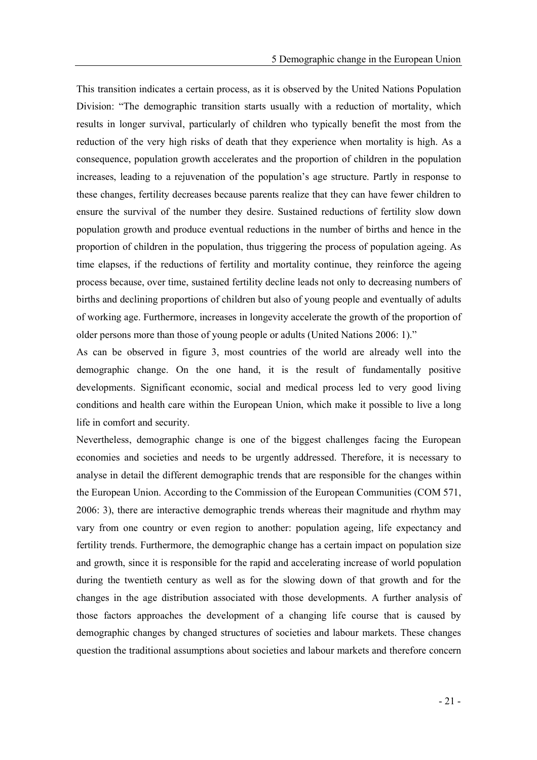This transition indicates a certain process, as it is observed by the United Nations Population Division: "The demographic transition starts usually with a reduction of mortality, which results in longer survival, particularly of children who typically benefit the most from the reduction of the very high risks of death that they experience when mortality is high. As a consequence, population growth accelerates and the proportion of children in the population increases, leading to a rejuvenation of the population's age structure. Partly in response to these changes, fertility decreases because parents realize that they can have fewer children to ensure the survival of the number they desire. Sustained reductions of fertility slow down population growth and produce eventual reductions in the number of births and hence in the proportion of children in the population, thus triggering the process of population ageing. As time elapses, if the reductions of fertility and mortality continue, they reinforce the ageing process because, over time, sustained fertility decline leads not only to decreasing numbers of births and declining proportions of children but also of young people and eventually of adults of working age. Furthermore, increases in longevity accelerate the growth of the proportion of older persons more than those of young people or adults (United Nations 2006: 1)."

As can be observed in figure 3, most countries of the world are already well into the demographic change. On the one hand, it is the result of fundamentally positive developments. Significant economic, social and medical process led to very good living conditions and health care within the European Union, which make it possible to live a long life in comfort and security.

Nevertheless, demographic change is one of the biggest challenges facing the European economies and societies and needs to be urgently addressed. Therefore, it is necessary to analyse in detail the different demographic trends that are responsible for the changes within the European Union. According to the Commission of the European Communities (COM 571, 2006: 3), there are interactive demographic trends whereas their magnitude and rhythm may vary from one country or even region to another: population ageing, life expectancy and fertility trends. Furthermore, the demographic change has a certain impact on population size and growth, since it is responsible for the rapid and accelerating increase of world population during the twentieth century as well as for the slowing down of that growth and for the changes in the age distribution associated with those developments. A further analysis of those factors approaches the development of a changing life course that is caused by demographic changes by changed structures of societies and labour markets. These changes question the traditional assumptions about societies and labour markets and therefore concern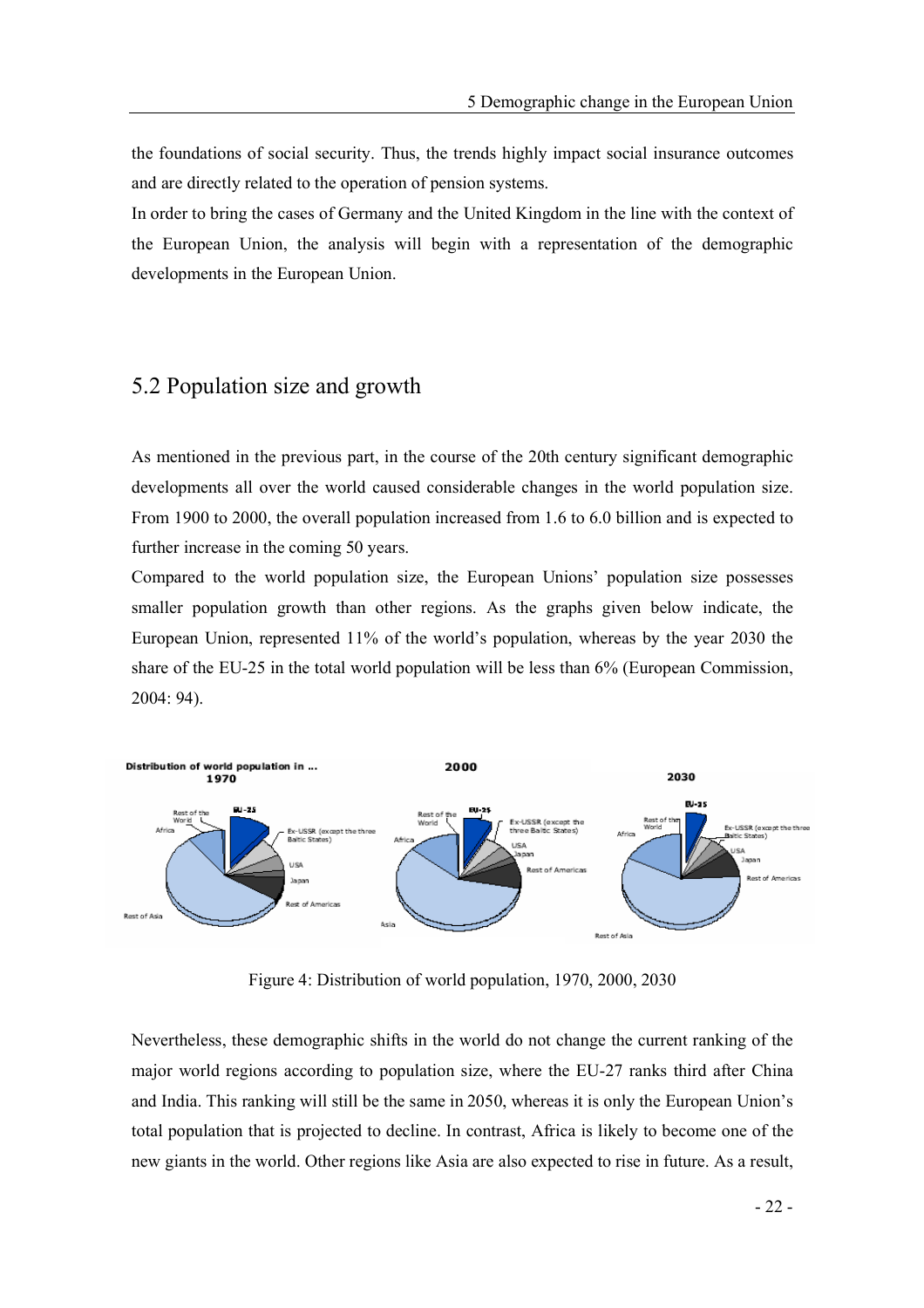the foundations of social security. Thus, the trends highly impact social insurance outcomes and are directly related to the operation of pension systems.

In order to bring the cases of Germany and the United Kingdom in the line with the context of the European Union, the analysis will begin with a representation of the demographic developments in the European Union.

## 5.2 Population size and growth

As mentioned in the previous part, in the course of the 20th century significant demographic developments all over the world caused considerable changes in the world population size. From 1900 to 2000, the overall population increased from 1.6 to 6.0 billion and is expected to further increase in the coming 50 years.

Compared to the world population size, the European Unions' population size possesses smaller population growth than other regions. As the graphs given below indicate, the European Union, represented 11% of the world's population, whereas by the year 2030 the share of the EU-25 in the total world population will be less than 6% (European Commission, 2004: 94).

Figure 4: Distribution of world population, 1970, 2000, 2030

Nevertheless, these demographic shifts in the world do not change the current ranking of the major world regions according to population size, where the EU-27 ranks third after China and India. This ranking will still be the same in 2050, whereas it is only the European Union's total population that is projected to decline. In contrast, Africa is likely to become one of the new giants in the world. Other regions like Asia are also expected to rise in future. As a result,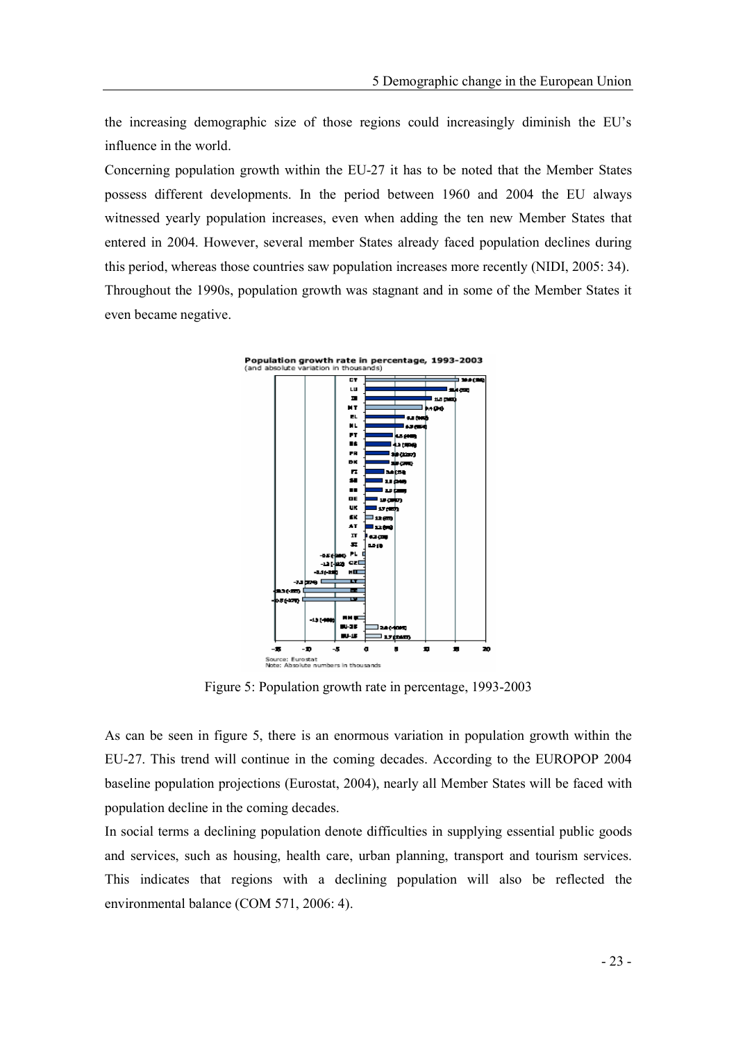the increasing demographic size of those regions could increasingly diminish the EU's influence in the world.

Concerning population growth within the EU-27 it has to be noted that the Member States possess different developments. In the period between 1960 and 2004 the EU always witnessed yearly population increases, even when adding the ten new Member States that entered in 2004. However, several member States already faced population declines during this period, whereas those countries saw population increases more recently (NIDI, 2005: 34). Throughout the 1990s, population growth was stagnant and in some of the Member States it even became negative.

Figure 5: Population growth rate in percentage, 1993-2003

As can be seen in figure 5, there is an enormous variation in population growth within the EU-27. This trend will continue in the coming decades. According to the EUROPOP 2004 baseline population projections (Eurostat, 2004), nearly all Member States will be faced with population decline in the coming decades.

In social terms a declining population denote difficulties in supplying essential public goods and services, such as housing, health care, urban planning, transport and tourism services. This indicates that regions with a declining population will also be reflected the environmental balance (COM 571, 2006: 4).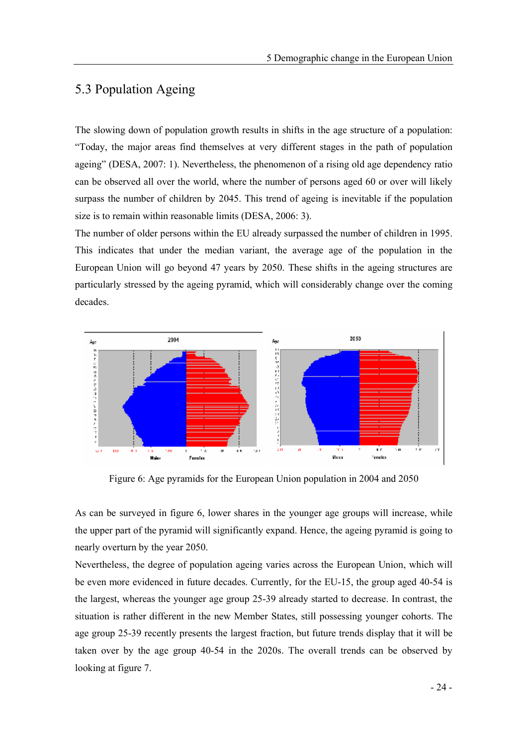## 5.3 Population Ageing

The slowing down of population growth results in shifts in the age structure of a population: "Today, the major areas find themselves at very different stages in the path of population ageing" (DESA, 2007: 1). Nevertheless, the phenomenon of a rising old age dependency ratio can be observed all over the world, where the number of persons aged 60 or over will likely surpass the number of children by 2045. This trend of ageing is inevitable if the population size is to remain within reasonable limits (DESA, 2006: 3).

The number of older persons within the EU already surpassed the number of children in 1995. This indicates that under the median variant, the average age of the population in the European Union will go beyond 47 years by 2050. These shifts in the ageing structures are particularly stressed by the ageing pyramid, which will considerably change over the coming decades.

Figure 6: Age pyramids for the European Union population in 2004 and 2050

As can be surveyed in figure 6, lower shares in the younger age groups will increase, while the upper part of the pyramid will significantly expand. Hence, the ageing pyramid is going to nearly overturn by the year 2050.

Nevertheless, the degree of population ageing varies across the European Union, which will be even more evidenced in future decades. Currently, for the EU-15, the group aged 40-54 is the largest, whereas the younger age group 25-39 already started to decrease. In contrast, the situation is rather different in the new Member States, still possessing younger cohorts. The age group 25-39 recently presents the largest fraction, but future trends display that it will be taken over by the age group 40-54 in the 2020s. The overall trends can be observed by looking at figure 7.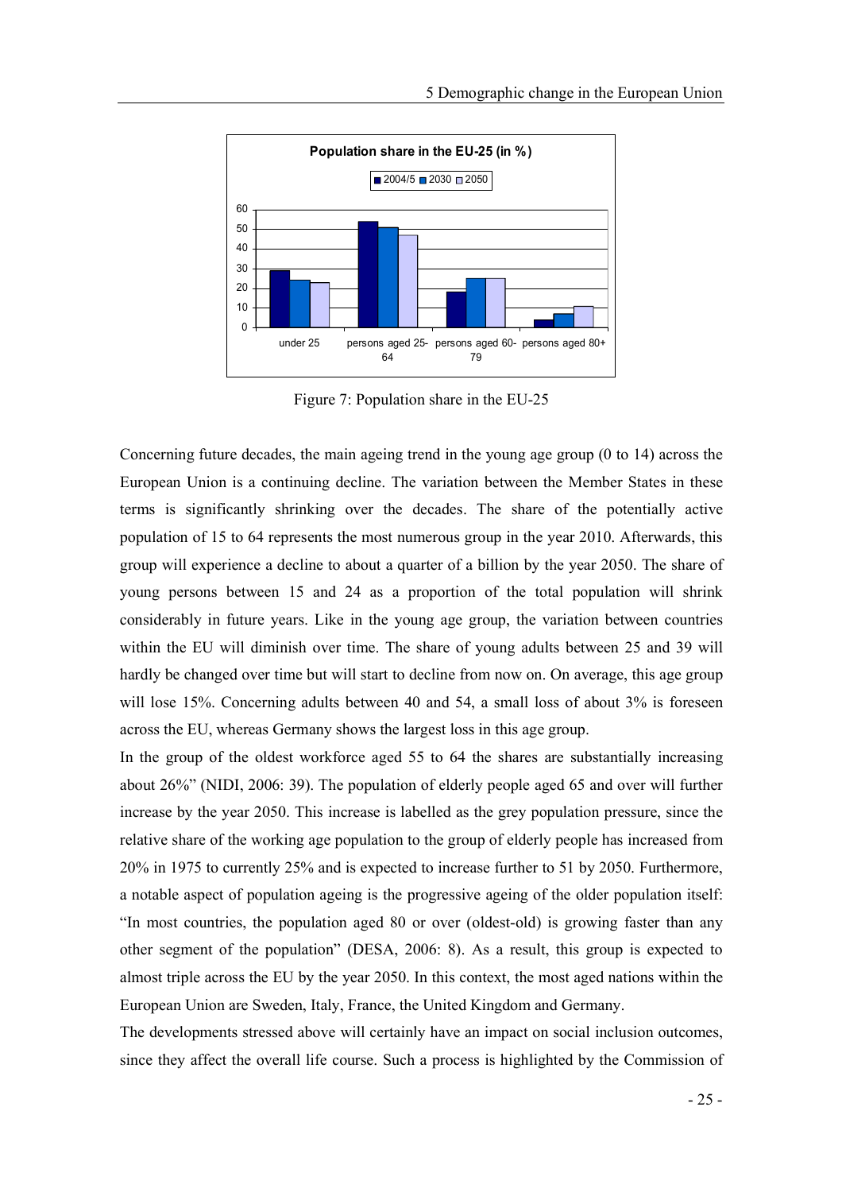Figure 7: Population share in the EU-25

Concerning future decades, the main ageing trend in the young age group (0 to 14) across the European Union is a continuing decline. The variation between the Member States in these terms is significantly shrinking over the decades. The share of the potentially active population of 15 to 64 represents the most numerous group in the year 2010. Afterwards, this group will experience a decline to about a quarter of a billion by the year 2050. The share of young persons between 15 and 24 as a proportion of the total population will shrink considerably in future years. Like in the young age group, the variation between countries within the EU will diminish over time. The share of young adults between 25 and 39 will hardly be changed over time but will start to decline from now on. On average, this age group will lose 15%. Concerning adults between 40 and 54, a small loss of about 3% is foreseen across the EU, whereas Germany shows the largest loss in this age group.

In the group of the oldest workforce aged 55 to 64 the shares are substantially increasing about 26%" (NIDI, 2006: 39). The population of elderly people aged 65 and over will further increase by the year 2050. This increase is labelled as the grey population pressure, since the relative share of the working age population to the group of elderly people has increased from 20% in 1975 to currently 25% and is expected to increase further to 51 by 2050. Furthermore, a notable aspect of population ageing is the progressive ageing of the older population itself: "In most countries, the population aged 80 or over (oldest-old) is growing faster than any other segment of the population" (DESA, 2006: 8). As a result, this group is expected to almost triple across the EU by the year 2050. In this context, the most aged nations within the European Union are Sweden, Italy, France, the United Kingdom and Germany.

The developments stressed above will certainly have an impact on social inclusion outcomes, since they affect the overall life course. Such a process is highlighted by the Commission of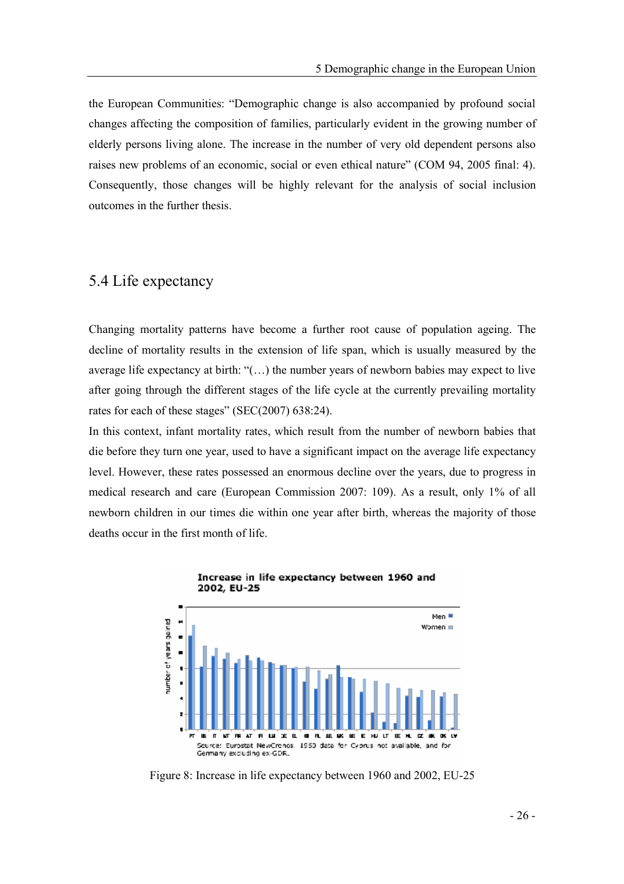the European Communities: "Demographic change is also accompanied by profound social changes affecting the composition of families, particularly evident in the growing number of elderly persons living alone. The increase in the number of very old dependent persons also raises new problems of an economic, social or even ethical nature" (COM 94, 2005 final: 4). Consequently, those changes will be highly relevant for the analysis of social inclusion outcomes in the further thesis.

## 5.4 Life expectancy

Changing mortality patterns have become a further root cause of population ageing. The decline of mortality results in the extension of life span, which is usually measured by the average life expectancy at birth: "(…) the number years of newborn babies may expect to live after going through the different stages of the life cycle at the currently prevailing mortality rates for each of these stages" (SEC(2007) 638:24).

In this context, infant mortality rates, which result from the number of newborn babies that die before they turn one year, used to have a significant impact on the average life expectancy level. However, these rates possessed an enormous decline over the years, due to progress in medical research and care (European Commission 2007: 109). As a result, only 1% of all newborn children in our times die within one year after birth, whereas the majority of those deaths occur in the first month of life.

Figure 8: Increase in life expectancy between 1960 and 2002, EU-25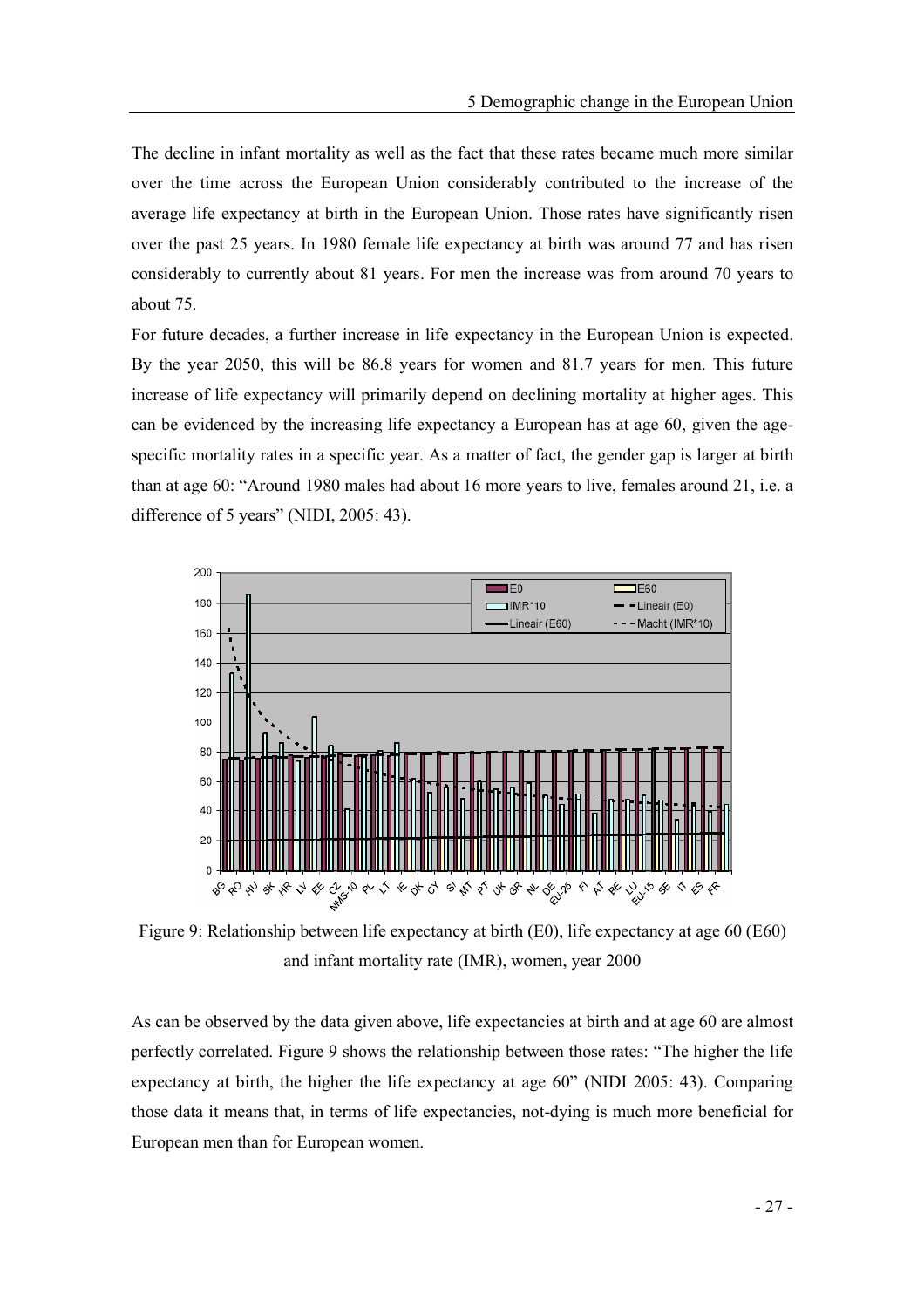The decline in infant mortality as well as the fact that these rates became much more similar over the time across the European Union considerably contributed to the increase of the average life expectancy at birth in the European Union. Those rates have significantly risen over the past 25 years. In 1980 female life expectancy at birth was around 77 and has risen considerably to currently about 81 years. For men the increase was from around 70 years to about 75.

For future decades, a further increase in life expectancy in the European Union is expected. By the year 2050, this will be 86.8 years for women and 81.7 years for men. This future increase of life expectancy will primarily depend on declining mortality at higher ages. This can be evidenced by the increasing life expectancy a European has at age 60, given the age-specific mortality rates in a specific year. As a matter of fact, the gender gap is larger at birth than at age 60: "Around 1980 males had about 16 more years to live, females around 21, i.e. a difference of 5 years" (NIDI, 2005: 43).

Figure 9: Relationship between life expectancy at birth (E0), life expectancy at age 60 (E60) and infant mortality rate (IMR), women, year 2000

As can be observed by the data given above, life expectancies at birth and at age 60 are almost perfectly correlated. Figure 9 shows the relationship between those rates: "The higher the life expectancy at birth, the higher the life expectancy at age 60" (NIDI 2005: 43). Comparing those data it means that, in terms of life expectancies, not-dying is much more beneficial for European men than for European women.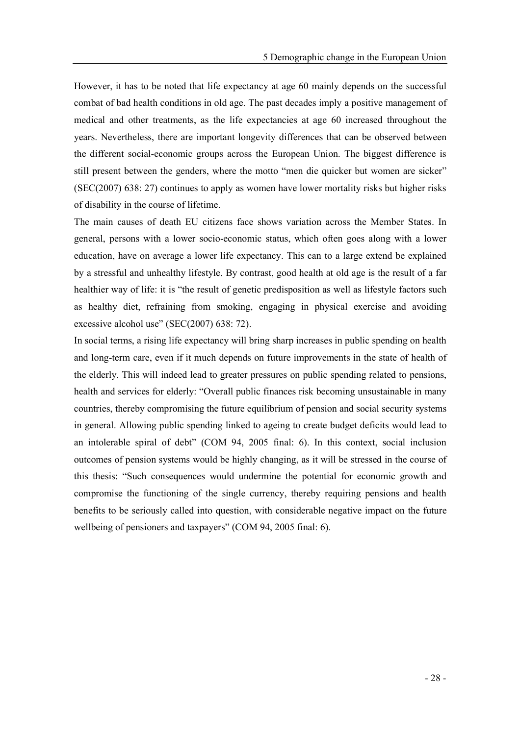However, it has to be noted that life expectancy at age 60 mainly depends on the successful combat of bad health conditions in old age. The past decades imply a positive management of medical and other treatments, as the life expectancies at age 60 increased throughout the years. Nevertheless, there are important longevity differences that can be observed between the different social-economic groups across the European Union. The biggest difference is still present between the genders, where the motto "men die quicker but women are sicker" (SEC(2007) 638: 27) continues to apply as women have lower mortality risks but higher risks of disability in the course of lifetime.

The main causes of death EU citizens face shows variation across the Member States. In general, persons with a lower socio-economic status, which often goes along with a lower education, have on average a lower life expectancy. This can to a large extend be explained by a stressful and unhealthy lifestyle. By contrast, good health at old age is the result of a far healthier way of life: it is "the result of genetic predisposition as well as lifestyle factors such as healthy diet, refraining from smoking, engaging in physical exercise and avoiding excessive alcohol use" (SEC(2007) 638: 72).

In social terms, a rising life expectancy will bring sharp increases in public spending on health and long-term care, even if it much depends on future improvements in the state of health of the elderly. This will indeed lead to greater pressures on public spending related to pensions, health and services for elderly: "Overall public finances risk becoming unsustainable in many countries, thereby compromising the future equilibrium of pension and social security systems in general. Allowing public spending linked to ageing to create budget deficits would lead to an intolerable spiral of debt" (COM 94, 2005 final: 6). In this context, social inclusion outcomes of pension systems would be highly changing, as it will be stressed in the course of this thesis: "Such consequences would undermine the potential for economic growth and compromise the functioning of the single currency, thereby requiring pensions and health benefits to be seriously called into question, with considerable negative impact on the future wellbeing of pensioners and taxpayers" (COM 94, 2005 final: 6).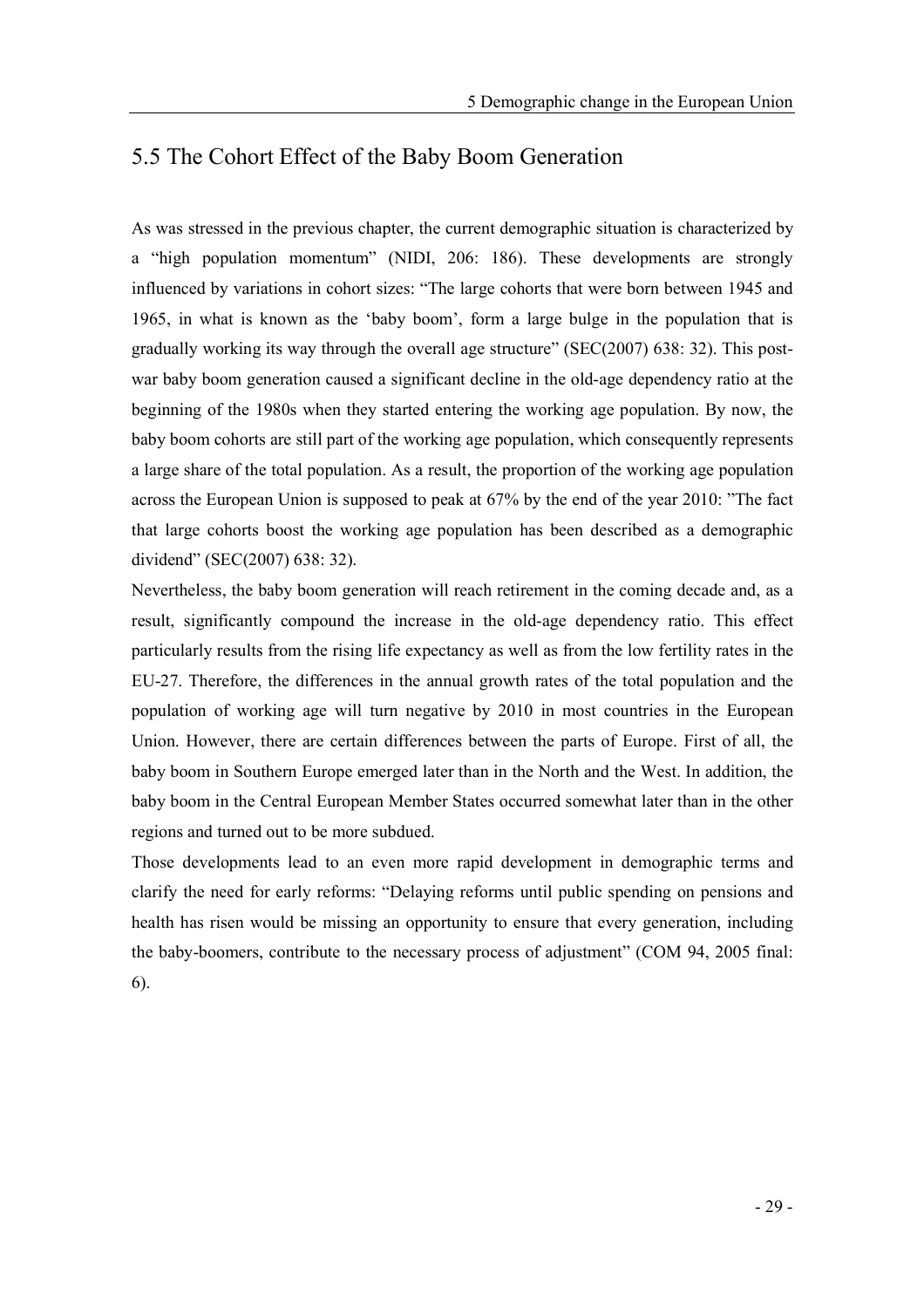## 5.5 The Cohort Effect of the Baby Boom Generation

As was stressed in the previous chapter, the current demographic situation is characterized by a "high population momentum" (NIDI, 206: 186). These developments are strongly influenced by variations in cohort sizes: "The large cohorts that were born between 1945 and 1965, in what is known as the 'baby boom', form a large bulge in the population that is gradually working its way through the overall age structure" (SEC(2007) 638: 32). This post-war baby boom generation caused a significant decline in the old-age dependency ratio at the beginning of the 1980s when they started entering the working age population. By now, the baby boom cohorts are still part of the working age population, which consequently represents a large share of the total population. As a result, the proportion of the working age population across the European Union is supposed to peak at 67% by the end of the year 2010: "The fact that large cohorts boost the working age population has been described as a demographic dividend" (SEC(2007) 638: 32).

Nevertheless, the baby boom generation will reach retirement in the coming decade and, as a result, significantly compound the increase in the old-age dependency ratio. This effect particularly results from the rising life expectancy as well as from the low fertility rates in the EU-27. Therefore, the differences in the annual growth rates of the total population and the population of working age will turn negative by 2010 in most countries in the European Union. However, there are certain differences between the parts of Europe. First of all, the baby boom in Southern Europe emerged later than in the North and the West. In addition, the baby boom in the Central European Member States occurred somewhat later than in the other regions and turned out to be more subdued.

Those developments lead to an even more rapid development in demographic terms and clarify the need for early reforms: "Delaying reforms until public spending on pensions and health has risen would be missing an opportunity to ensure that every generation, including the baby-boomers, contribute to the necessary process of adjustment" (COM 94, 2005 final: 6).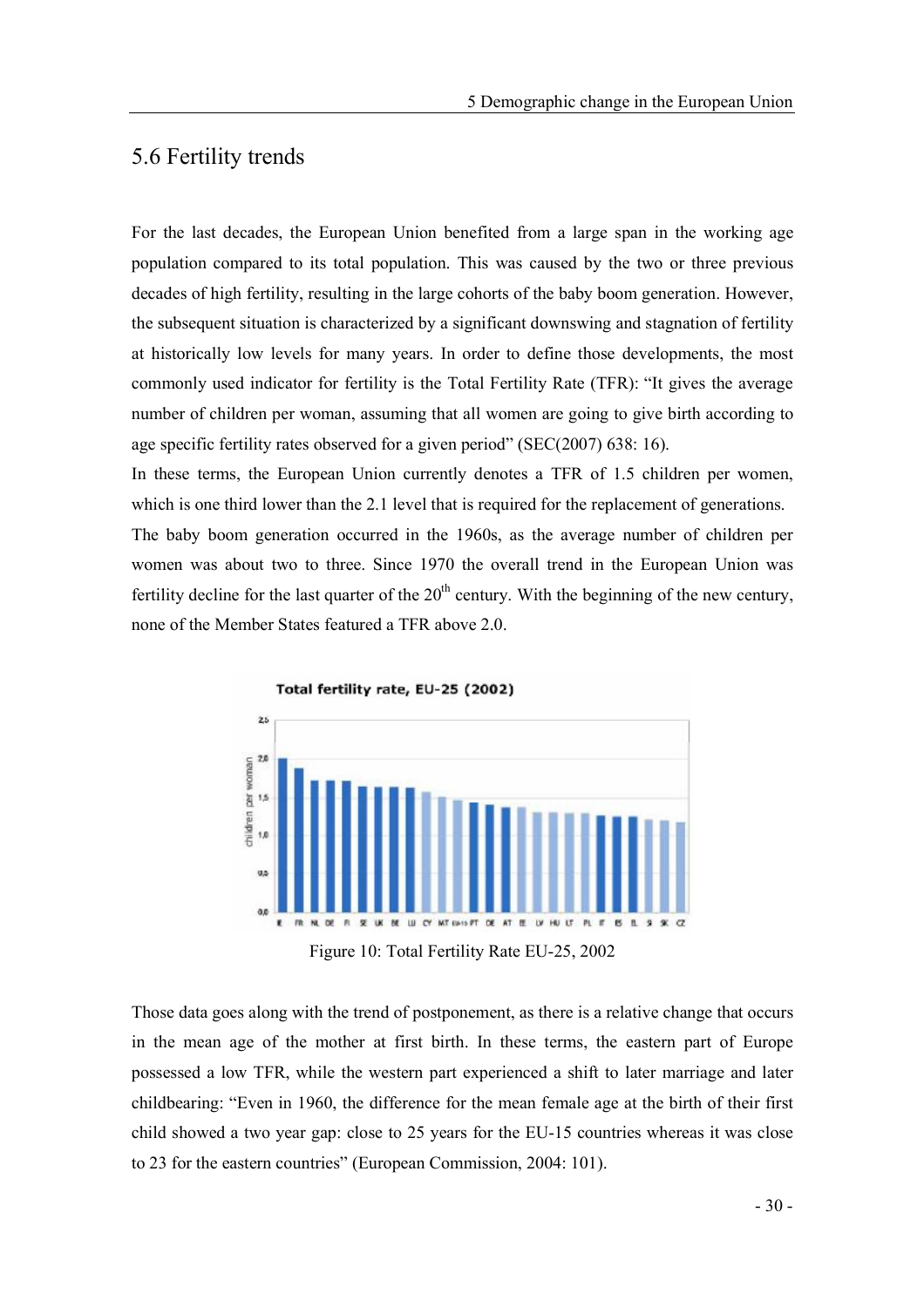## 5.6 Fertility trends

For the last decades, the European Union benefited from a large span in the working age population compared to its total population. This was caused by the two or three previous decades of high fertility, resulting in the large cohorts of the baby boom generation. However, the subsequent situation is characterized by a significant downswing and stagnation of fertility at historically low levels for many years. In order to define those developments, the most commonly used indicator for fertility is the Total Fertility Rate (TFR): "It gives the average number of children per woman, assuming that all women are going to give birth according to age specific fertility rates observed for a given period" (SEC(2007) 638: 16).

In these terms, the European Union currently denotes a TFR of 1.5 children per women, which is one third lower than the 2.1 level that is required for the replacement of generations.

The baby boom generation occurred in the 1960s, as the average number of children per women was about two to three. Since 1970 the overall trend in the European Union was fertility decline for the last quarter of the 20th century. With the beginning of the new century, none of the Member States featured a TFR above 2.0.

Figure 10: Total Fertility Rate EU-25, 2002

Those data goes along with the trend of postponement, as there is a relative change that occurs in the mean age of the mother at first birth. In these terms, the eastern part of Europe possessed a low TFR, while the western part experienced a shift to later marriage and later childbearing: "Even in 1960, the difference for the mean female age at the birth of their first child showed a two year gap: close to 25 years for the EU-15 countries whereas it was close to 23 for the eastern countries" (European Commission, 2004: 101).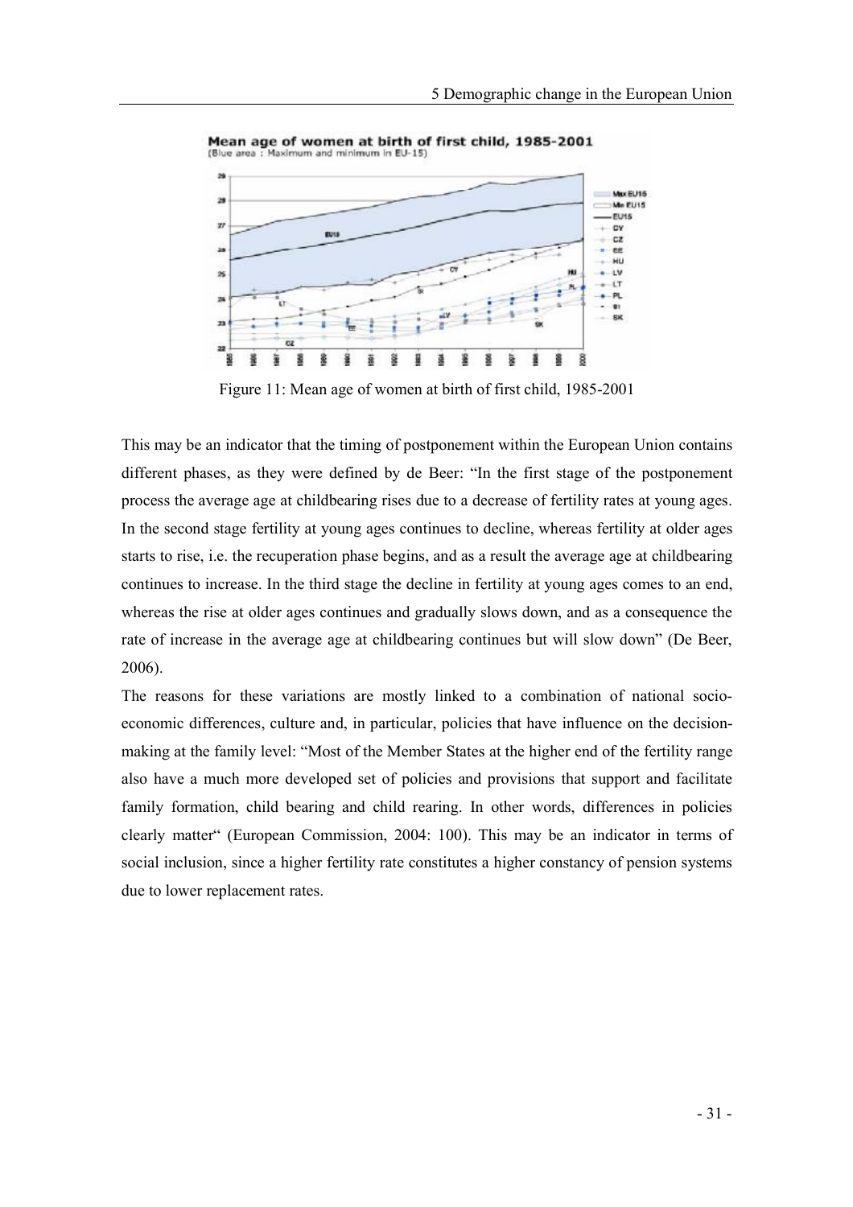Figure 11: Mean age of women at birth of first child, 1985-2001

This may be an indicator that the timing of postponement within the European Union contains different phases, as they were defined by de Beer: "In the first stage of the postponement process the average age at childbearing rises due to a decrease of fertility rates at young ages. In the second stage fertility at young ages continues to decline, whereas fertility at older ages starts to rise, i.e. the recuperation phase begins, and as a result the average age at childbearing continues to increase. In the third stage the decline in fertility at young ages comes to an end, whereas the rise at older ages continues and gradually slows down, and as a consequence the rate of increase in the average age at childbearing continues but will slow down" (De Beer, 2006).

The reasons for these variations are mostly linked to a combination of national socio-economic differences, culture and, in particular, policies that have influence on the decision-making at the family level: "Most of the Member States at the higher end of the fertility range also have a much more developed set of policies and provisions that support and facilitate family formation, child bearing and child rearing. In other words, differences in policies clearly matter" (European Commission, 2004: 100). This may be an indicator in terms of social inclusion, since a higher fertility rate constitutes a higher constancy of pension systems due to lower replacement rates.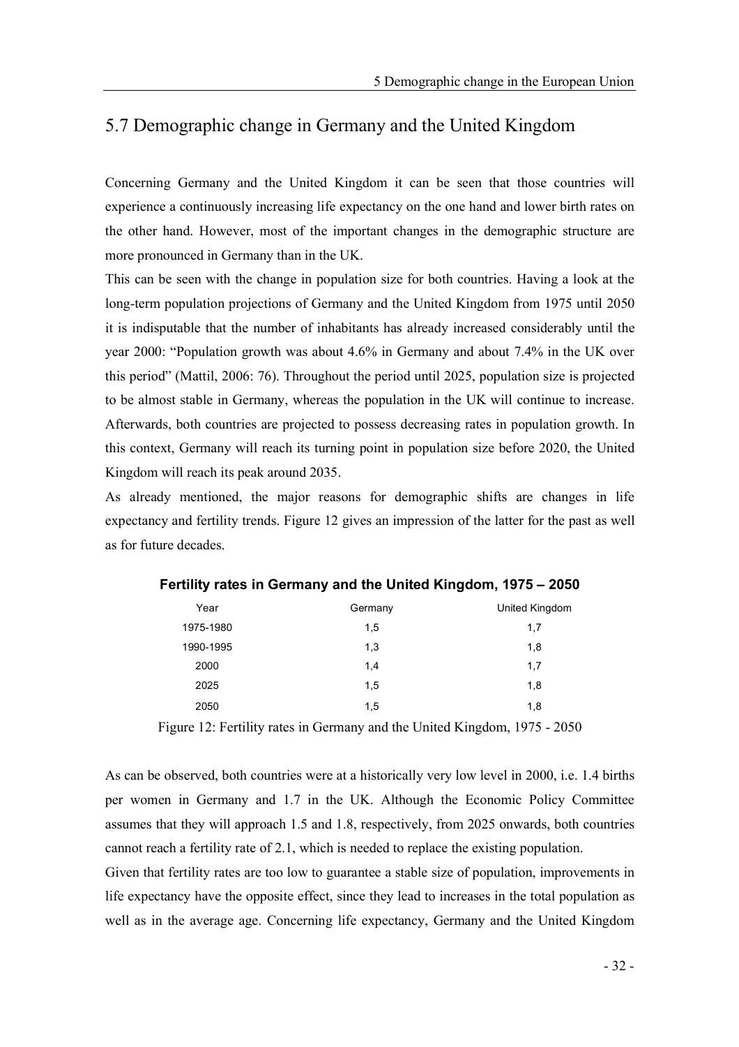## 5.7 Demographic change in Germany and the United Kingdom

Concerning Germany and the United Kingdom it can be seen that those countries will experience a continuously increasing life expectancy on the one hand and lower birth rates on the other hand. However, most of the important changes in the demographic structure are more pronounced in Germany than in the UK.

This can be seen with the change in population size for both countries. Having a look at the long-term population projections of Germany and the United Kingdom from 1975 until 2050 it is indisputable that the number of inhabitants has already increased considerably until the year 2000: "Population growth was about 4.6% in Germany and about 7.4% in the UK over this period" (Mattil, 2006: 76). Throughout the period until 2025, population size is projected to be almost stable in Germany, whereas the population in the UK will continue to increase. Afterwards, both countries are projected to possess decreasing rates in population growth. In this context, Germany will reach its turning point in population size before 2020, the United Kingdom will reach its peak around 2035.

As already mentioned, the major reasons for demographic shifts are changes in life expectancy and fertility trends. Figure 12 gives an impression of the latter for the past as well as for future decades.

**Fertility rates in Germany and the United Kingdom, 1975 – 2050**

| Year | Germany | United Kingdom |
|---|---|---|
| 1975-1980 | 1,5 | 1,7 |
| 1990-1995 | 1,3 | 1,8 |
| 2000 | 1,4 | 1,7 |
| 2025 | 1,5 | 1,8 |
| 2050 | 1,5 | 1,8 |

Figure 12: Fertility rates in Germany and the United Kingdom, 1975 - 2050

As can be observed, both countries were at a historically very low level in 2000, i.e. 1.4 births per women in Germany and 1.7 in the UK. Although the Economic Policy Committee assumes that they will approach 1.5 and 1.8, respectively, from 2025 onwards, both countries cannot reach a fertility rate of 2.1, which is needed to replace the existing population.

Given that fertility rates are too low to guarantee a stable size of population, improvements in life expectancy have the opposite effect, since they lead to increases in the total population as well as in the average age. Concerning life expectancy, Germany and the United Kingdom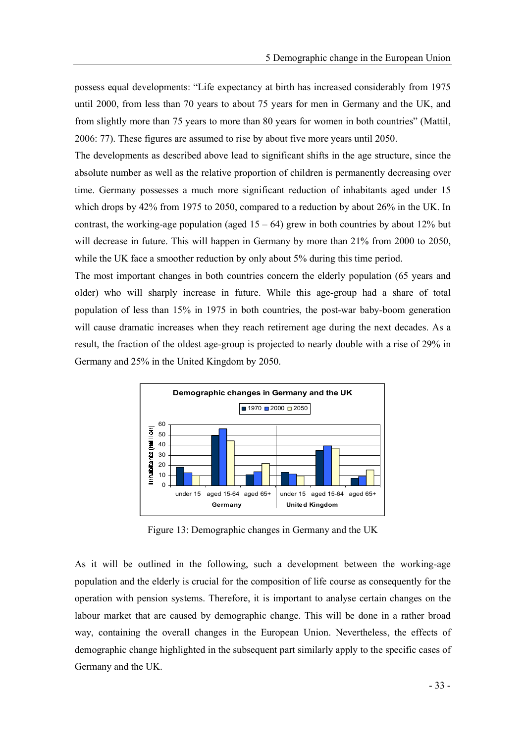possess equal developments: "Life expectancy at birth has increased considerably from 1975 until 2000, from less than 70 years to about 75 years for men in Germany and the UK, and from slightly more than 75 years to more than 80 years for women in both countries" (Mattil, 2006: 77). These figures are assumed to rise by about five more years until 2050.

The developments as described above lead to significant shifts in the age structure, since the absolute number as well as the relative proportion of children is permanently decreasing over time. Germany possesses a much more significant reduction of inhabitants aged under 15 which drops by 42% from 1975 to 2050, compared to a reduction by about 26% in the UK. In contrast, the working-age population (aged 15 – 64) grew in both countries by about 12% but will decrease in future. This will happen in Germany by more than 21% from 2000 to 2050, while the UK face a smoother reduction by only about 5% during this time period.

The most important changes in both countries concern the elderly population (65 years and older) who will sharply increase in future. While this age-group had a share of total population of less than 15% in 1975 in both countries, the post-war baby-boom generation will cause dramatic increases when they reach retirement age during the next decades. As a result, the fraction of the oldest age-group is projected to nearly double with a rise of 29% in Germany and 25% in the United Kingdom by 2050.

Figure 13: Demographic changes in Germany and the UK

As it will be outlined in the following, such a development between the working-age population and the elderly is crucial for the composition of life course as consequently for the operation with pension systems. Therefore, it is important to analyse certain changes on the labour market that are caused by demographic change. This will be done in a rather broad way, containing the overall changes in the European Union. Nevertheless, the effects of demographic change highlighted in the subsequent part similarly apply to the specific cases of Germany and the UK.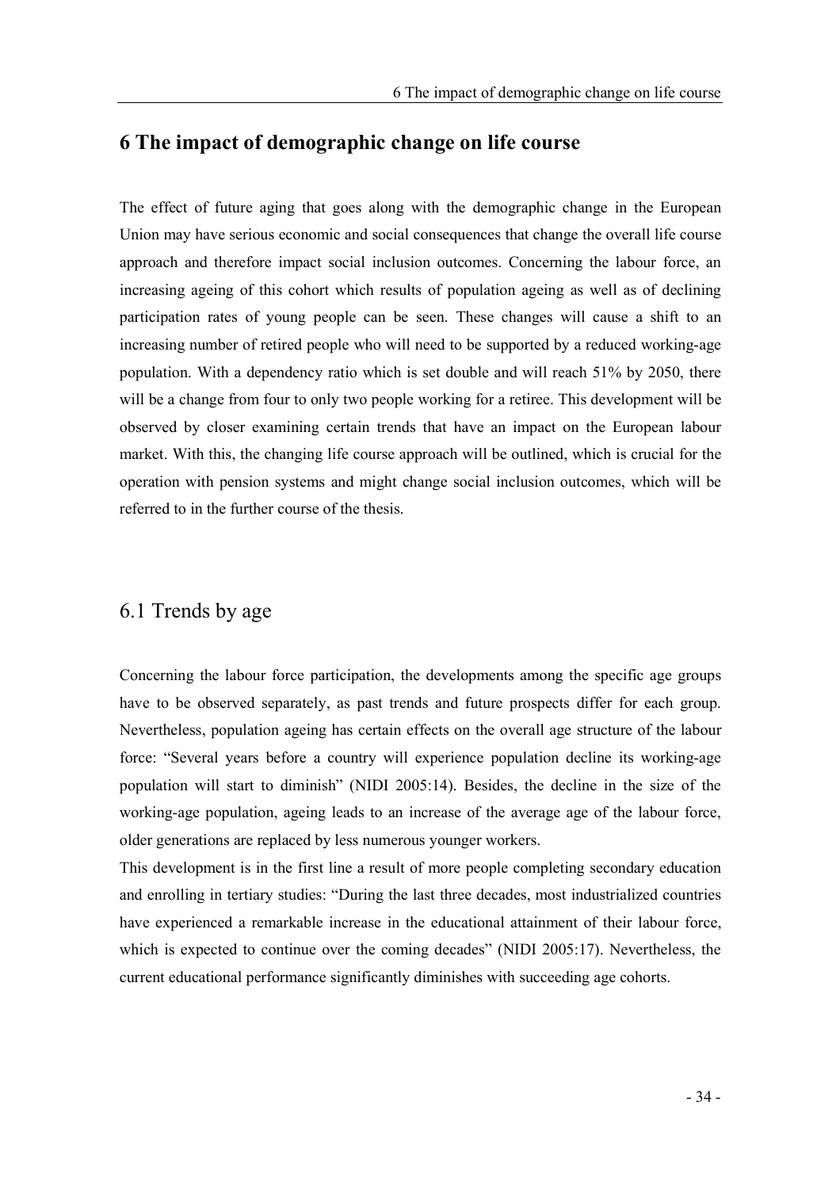# 6 The impact of demographic change on life course

The effect of future aging that goes along with the demographic change in the European Union may have serious economic and social consequences that change the overall life course approach and therefore impact social inclusion outcomes. Concerning the labour force, an increasing ageing of this cohort which results of population ageing as well as of declining participation rates of young people can be seen. These changes will cause a shift to an increasing number of retired people who will need to be supported by a reduced working-age population. With a dependency ratio which is set double and will reach 51% by 2050, there will be a change from four to only two people working for a retiree. This development will be observed by closer examining certain trends that have an impact on the European labour market. With this, the changing life course approach will be outlined, which is crucial for the operation with pension systems and might change social inclusion outcomes, which will be referred to in the further course of the thesis.

## 6.1 Trends by age

Concerning the labour force participation, the developments among the specific age groups have to be observed separately, as past trends and future prospects differ for each group. Nevertheless, population ageing has certain effects on the overall age structure of the labour force: "Several years before a country will experience population decline its working-age population will start to diminish" (NIDI 2005:14). Besides, the decline in the size of the working-age population, ageing leads to an increase of the average age of the labour force, older generations are replaced by less numerous younger workers.

This development is in the first line a result of more people completing secondary education and enrolling in tertiary studies: "During the last three decades, most industrialized countries have experienced a remarkable increase in the educational attainment of their labour force, which is expected to continue over the coming decades" (NIDI 2005:17). Nevertheless, the current educational performance significantly diminishes with succeeding age cohorts.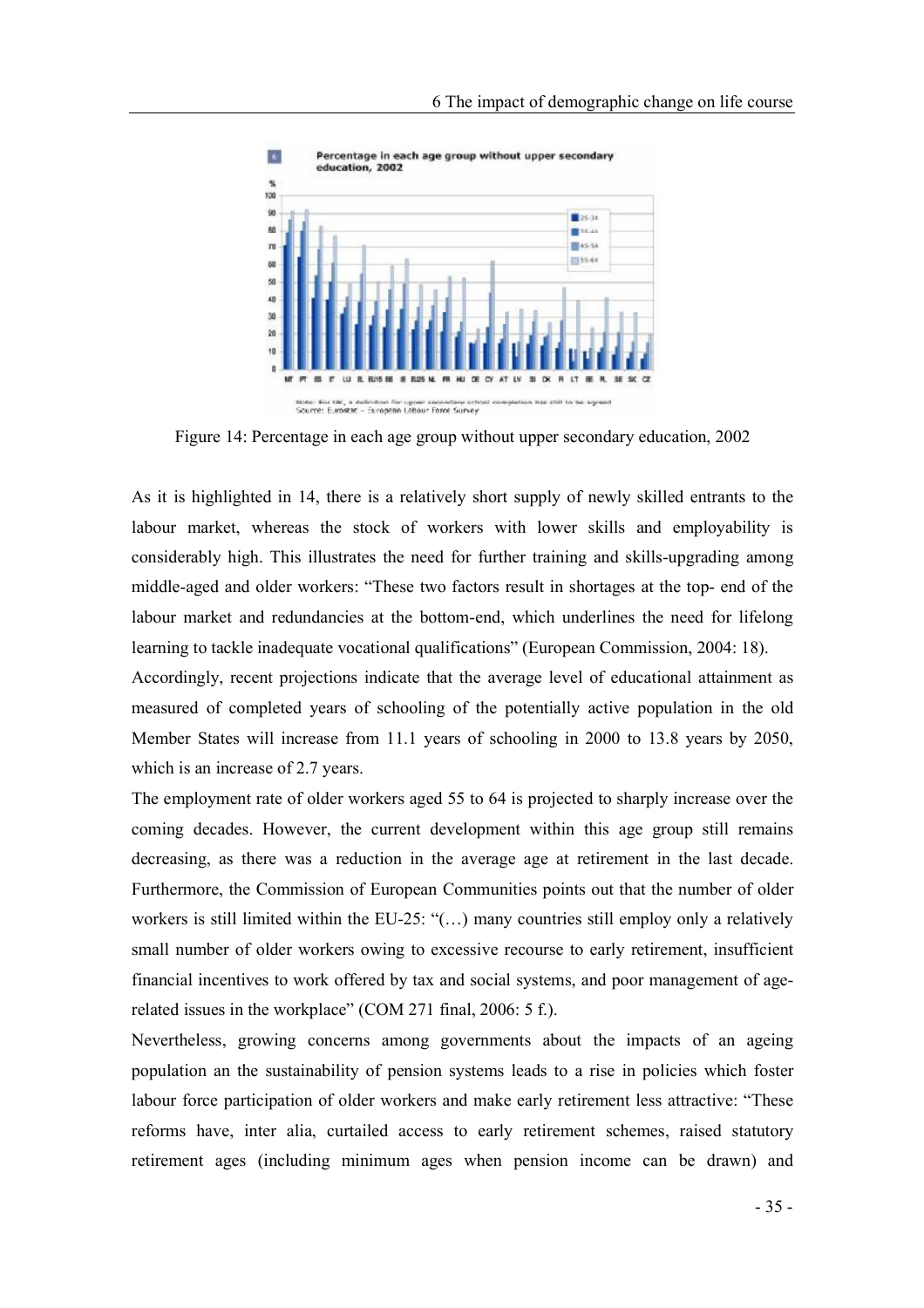Figure 14: Percentage in each age group without upper secondary education, 2002

As it is highlighted in 14, there is a relatively short supply of newly skilled entrants to the labour market, whereas the stock of workers with lower skills and employability is considerably high. This illustrates the need for further training and skills-upgrading among middle-aged and older workers: "These two factors result in shortages at the top- end of the labour market and redundancies at the bottom-end, which underlines the need for lifelong learning to tackle inadequate vocational qualifications" (European Commission, 2004: 18).

Accordingly, recent projections indicate that the average level of educational attainment as measured of completed years of schooling of the potentially active population in the old Member States will increase from 11.1 years of schooling in 2000 to 13.8 years by 2050, which is an increase of 2.7 years.

The employment rate of older workers aged 55 to 64 is projected to sharply increase over the coming decades. However, the current development within this age group still remains decreasing, as there was a reduction in the average age at retirement in the last decade. Furthermore, the Commission of European Communities points out that the number of older workers is still limited within the EU-25: "(…) many countries still employ only a relatively small number of older workers owing to excessive recourse to early retirement, insufficient financial incentives to work offered by tax and social systems, and poor management of age-related issues in the workplace" (COM 271 final, 2006: 5 f.).

Nevertheless, growing concerns among governments about the impacts of an ageing population an the sustainability of pension systems leads to a rise in policies which foster labour force participation of older workers and make early retirement less attractive: "These reforms have, inter alia, curtailed access to early retirement schemes, raised statutory retirement ages (including minimum ages when pension income can be drawn) and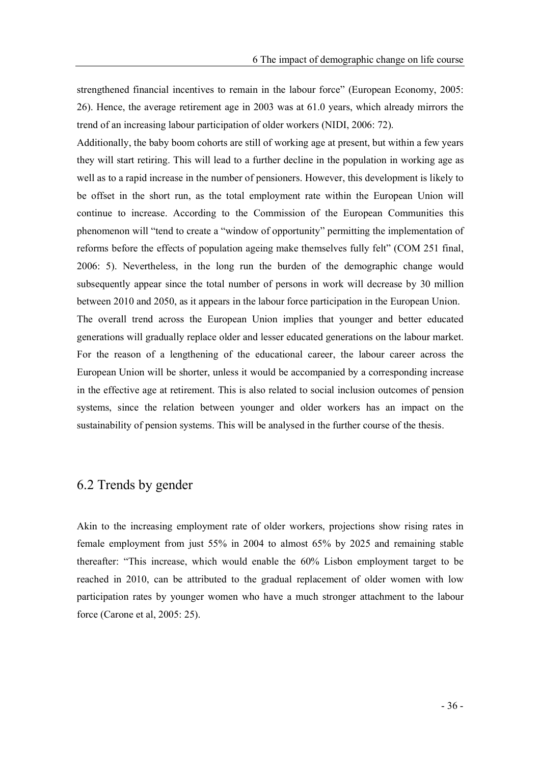strengthened financial incentives to remain in the labour force" (European Economy, 2005: 26). Hence, the average retirement age in 2003 was at 61.0 years, which already mirrors the trend of an increasing labour participation of older workers (NIDI, 2006: 72).

Additionally, the baby boom cohorts are still of working age at present, but within a few years they will start retiring. This will lead to a further decline in the population in working age as well as to a rapid increase in the number of pensioners. However, this development is likely to be offset in the short run, as the total employment rate within the European Union will continue to increase. According to the Commission of the European Communities this phenomenon will "tend to create a "window of opportunity" permitting the implementation of reforms before the effects of population ageing make themselves fully felt" (COM 251 final, 2006: 5). Nevertheless, in the long run the burden of the demographic change would subsequently appear since the total number of persons in work will decrease by 30 million between 2010 and 2050, as it appears in the labour force participation in the European Union.

The overall trend across the European Union implies that younger and better educated generations will gradually replace older and lesser educated generations on the labour market. For the reason of a lengthening of the educational career, the labour career across the European Union will be shorter, unless it would be accompanied by a corresponding increase in the effective age at retirement. This is also related to social inclusion outcomes of pension systems, since the relation between younger and older workers has an impact on the sustainability of pension systems. This will be analysed in the further course of the thesis.

## 6.2 Trends by gender

Akin to the increasing employment rate of older workers, projections show rising rates in female employment from just 55% in 2004 to almost 65% by 2025 and remaining stable thereafter: "This increase, which would enable the 60% Lisbon employment target to be reached in 2010, can be attributed to the gradual replacement of older women with low participation rates by younger women who have a much stronger attachment to the labour force (Carone et al, 2005: 25).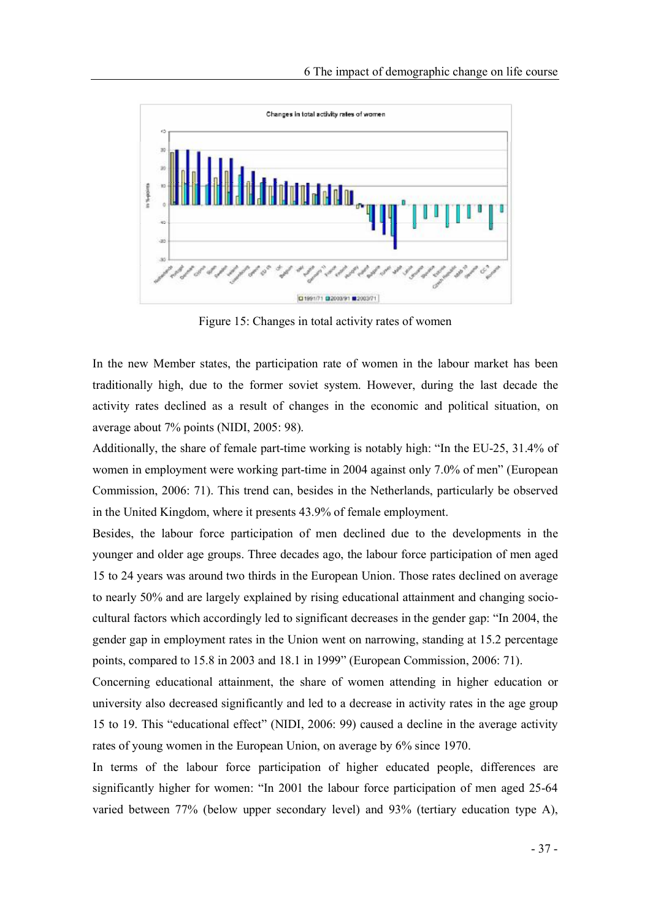Figure 15: Changes in total activity rates of women

In the new Member states, the participation rate of women in the labour market has been traditionally high, due to the former soviet system. However, during the last decade the activity rates declined as a result of changes in the economic and political situation, on average about 7% points (NIDI, 2005: 98).

Additionally, the share of female part-time working is notably high: "In the EU-25, 31.4% of women in employment were working part-time in 2004 against only 7.0% of men" (European Commission, 2006: 71). This trend can, besides in the Netherlands, particularly be observed in the United Kingdom, where it presents 43.9% of female employment.

Besides, the labour force participation of men declined due to the developments in the younger and older age groups. Three decades ago, the labour force participation of men aged 15 to 24 years was around two thirds in the European Union. Those rates declined on average to nearly 50% and are largely explained by rising educational attainment and changing socio-cultural factors which accordingly led to significant decreases in the gender gap: "In 2004, the gender gap in employment rates in the Union went on narrowing, standing at 15.2 percentage points, compared to 15.8 in 2003 and 18.1 in 1999" (European Commission, 2006: 71).

Concerning educational attainment, the share of women attending in higher education or university also decreased significantly and led to a decrease in activity rates in the age group 15 to 19. This "educational effect" (NIDI, 2006: 99) caused a decline in the average activity rates of young women in the European Union, on average by 6% since 1970.

In terms of the labour force participation of higher educated people, differences are significantly higher for women: "In 2001 the labour force participation of men aged 25-64 varied between 77% (below upper secondary level) and 93% (tertiary education type A),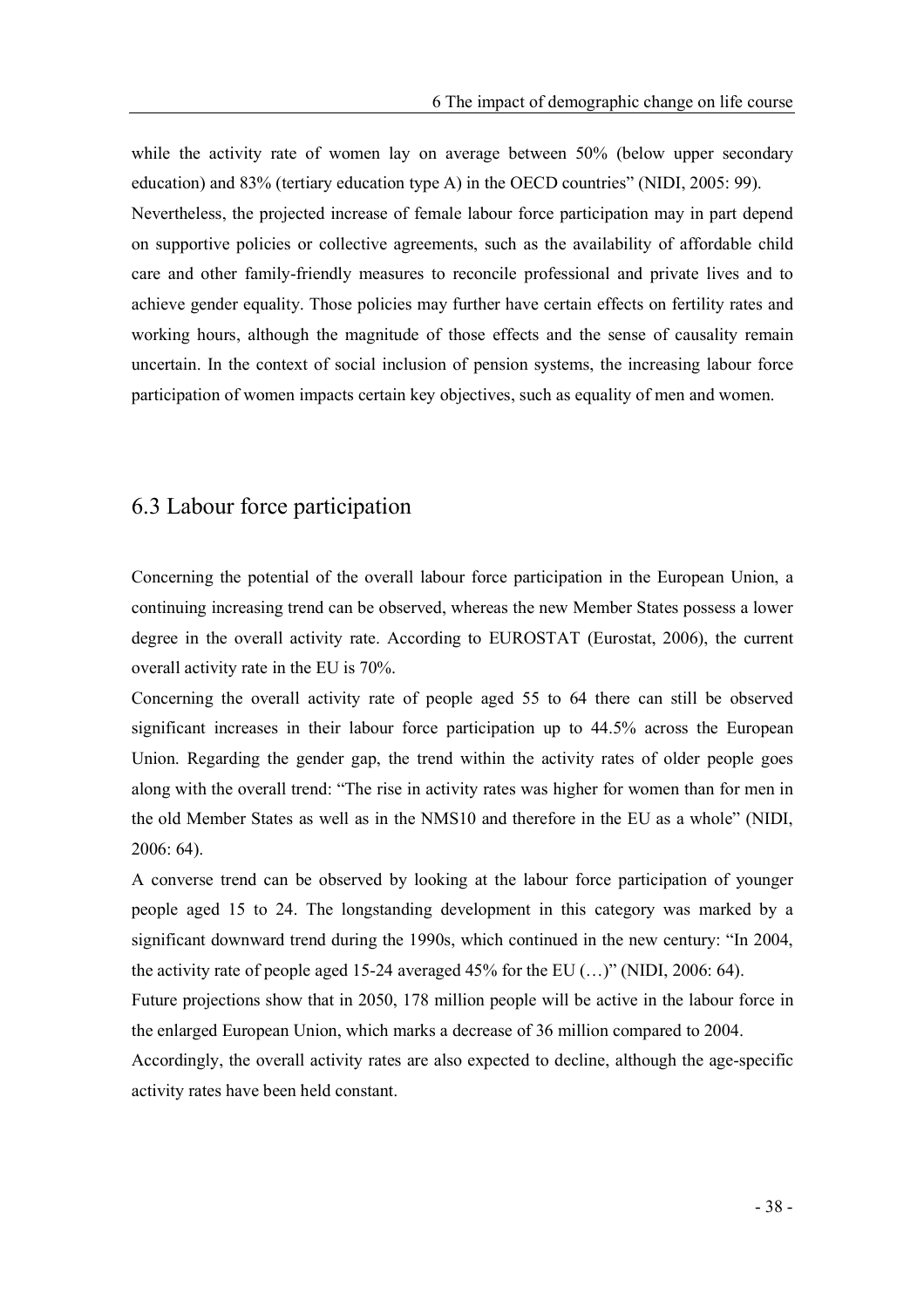while the activity rate of women lay on average between 50% (below upper secondary education) and 83% (tertiary education type A) in the OECD countries" (NIDI, 2005: 99).

Nevertheless, the projected increase of female labour force participation may in part depend on supportive policies or collective agreements, such as the availability of affordable child care and other family-friendly measures to reconcile professional and private lives and to achieve gender equality. Those policies may further have certain effects on fertility rates and working hours, although the magnitude of those effects and the sense of causality remain uncertain. In the context of social inclusion of pension systems, the increasing labour force participation of women impacts certain key objectives, such as equality of men and women.

## 6.3 Labour force participation

Concerning the potential of the overall labour force participation in the European Union, a continuing increasing trend can be observed, whereas the new Member States possess a lower degree in the overall activity rate. According to EUROSTAT (Eurostat, 2006), the current overall activity rate in the EU is 70%.

Concerning the overall activity rate of people aged 55 to 64 there can still be observed significant increases in their labour force participation up to 44.5% across the European Union. Regarding the gender gap, the trend within the activity rates of older people goes along with the overall trend: "The rise in activity rates was higher for women than for men in the old Member States as well as in the NMS10 and therefore in the EU as a whole" (NIDI, 2006: 64).

A converse trend can be observed by looking at the labour force participation of younger people aged 15 to 24. The longstanding development in this category was marked by a significant downward trend during the 1990s, which continued in the new century: "In 2004, the activity rate of people aged 15-24 averaged 45% for the EU (…)" (NIDI, 2006: 64).

Future projections show that in 2050, 178 million people will be active in the labour force in the enlarged European Union, which marks a decrease of 36 million compared to 2004.

Accordingly, the overall activity rates are also expected to decline, although the age-specific activity rates have been held constant.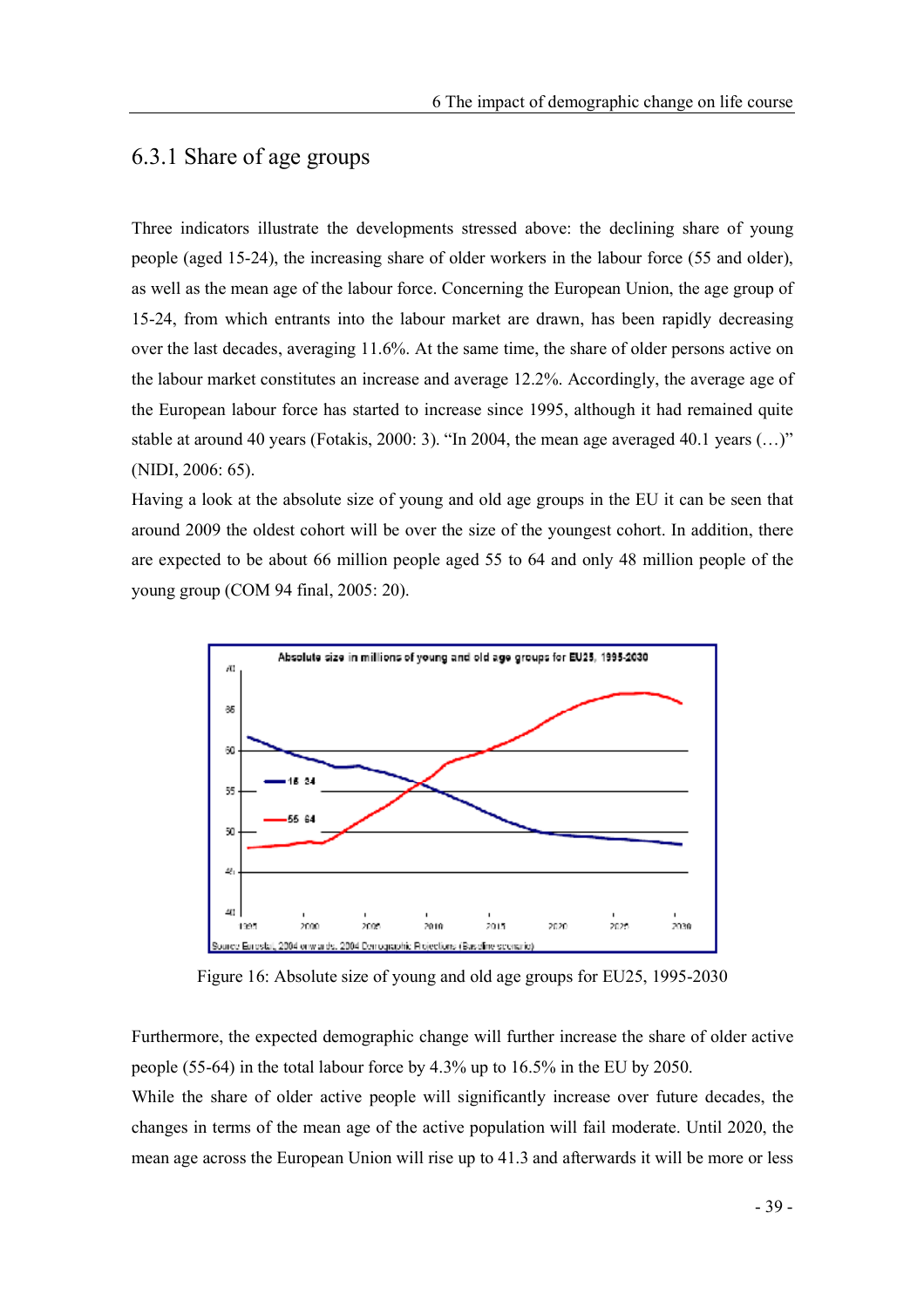## 6.3.1 Share of age groups

Three indicators illustrate the developments stressed above: the declining share of young people (aged 15-24), the increasing share of older workers in the labour force (55 and older), as well as the mean age of the labour force. Concerning the European Union, the age group of 15-24, from which entrants into the labour market are drawn, has been rapidly decreasing over the last decades, averaging 11.6%. At the same time, the share of older persons active on the labour market constitutes an increase and average 12.2%. Accordingly, the average age of the European labour force has started to increase since 1995, although it had remained quite stable at around 40 years (Fotakis, 2000: 3). "In 2004, the mean age averaged 40.1 years (…)" (NIDI, 2006: 65).

Having a look at the absolute size of young and old age groups in the EU it can be seen that around 2009 the oldest cohort will be over the size of the youngest cohort. In addition, there are expected to be about 66 million people aged 55 to 64 and only 48 million people of the young group (COM 94 final, 2005: 20).

Figure 16: Absolute size of young and old age groups for EU25, 1995-2030

Furthermore, the expected demographic change will further increase the share of older active people (55-64) in the total labour force by 4.3% up to 16.5% in the EU by 2050.

While the share of older active people will significantly increase over future decades, the changes in terms of the mean age of the active population will fail moderate. Until 2020, the mean age across the European Union will rise up to 41.3 and afterwards it will be more or less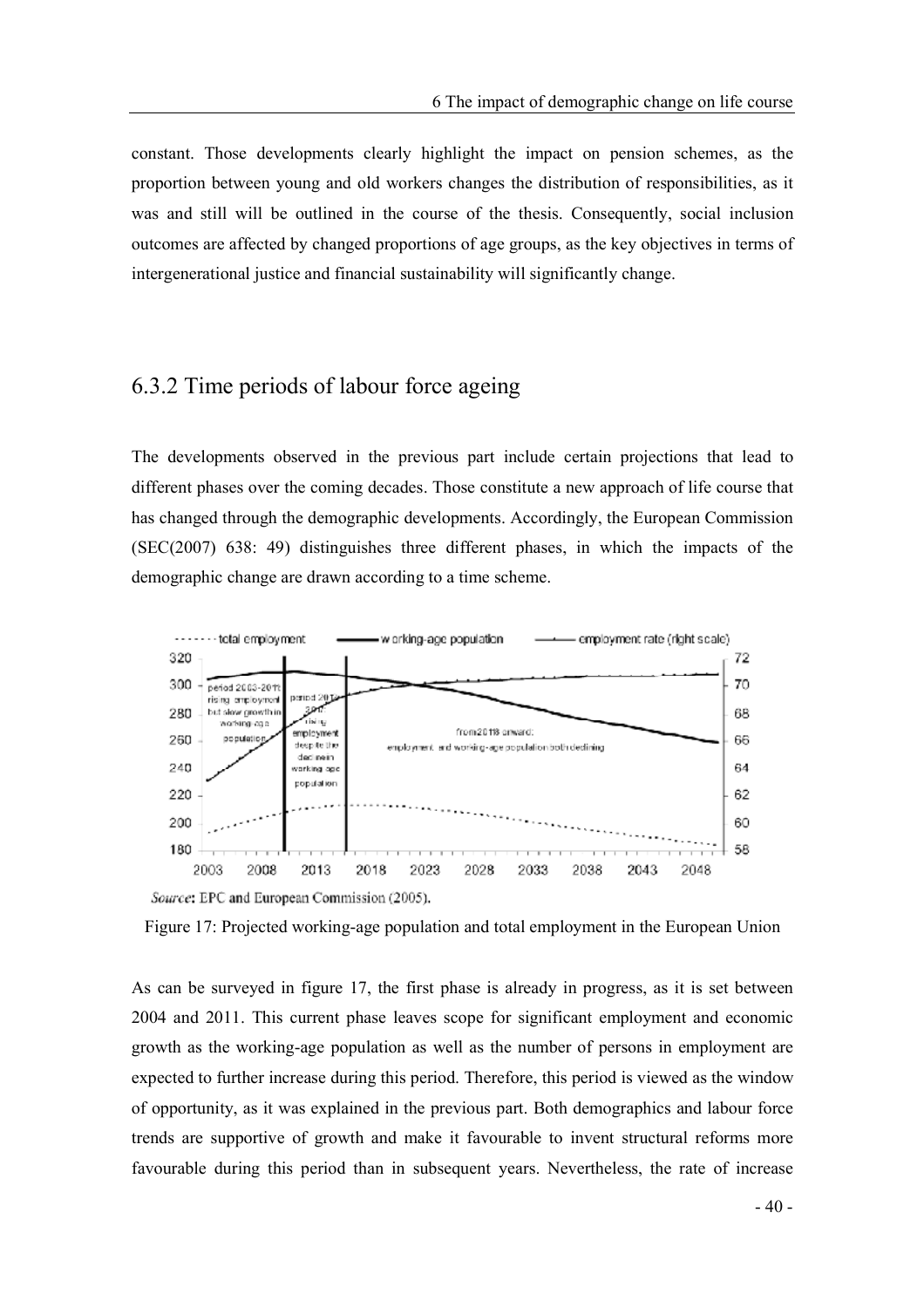constant. Those developments clearly highlight the impact on pension schemes, as the proportion between young and old workers changes the distribution of responsibilities, as it was and still will be outlined in the course of the thesis. Consequently, social inclusion outcomes are affected by changed proportions of age groups, as the key objectives in terms of intergenerational justice and financial sustainability will significantly change.

## 6.3.2 Time periods of labour force ageing

The developments observed in the previous part include certain projections that lead to different phases over the coming decades. Those constitute a new approach of life course that has changed through the demographic developments. Accordingly, the European Commission (SEC(2007) 638: 49) distinguishes three different phases, in which the impacts of the demographic change are drawn according to a time scheme.

*Source*: EPC and European Commission (2005).

Figure 17: Projected working-age population and total employment in the European Union

As can be surveyed in figure 17, the first phase is already in progress, as it is set between 2004 and 2011. This current phase leaves scope for significant employment and economic growth as the working-age population as well as the number of persons in employment are expected to further increase during this period. Therefore, this period is viewed as the window of opportunity, as it was explained in the previous part. Both demographics and labour force trends are supportive of growth and make it favourable to invent structural reforms more favourable during this period than in subsequent years. Nevertheless, the rate of increase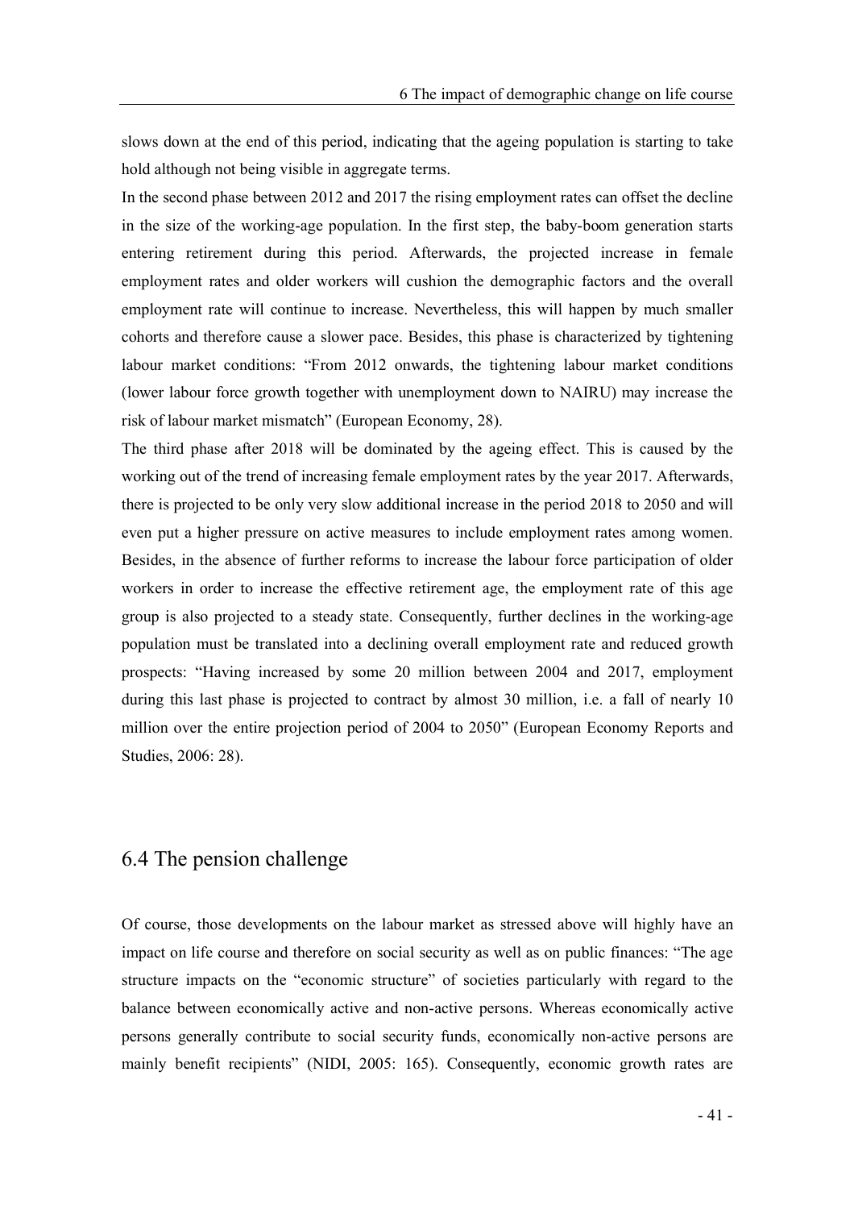slows down at the end of this period, indicating that the ageing population is starting to take hold although not being visible in aggregate terms.

In the second phase between 2012 and 2017 the rising employment rates can offset the decline in the size of the working-age population. In the first step, the baby-boom generation starts entering retirement during this period. Afterwards, the projected increase in female employment rates and older workers will cushion the demographic factors and the overall employment rate will continue to increase. Nevertheless, this will happen by much smaller cohorts and therefore cause a slower pace. Besides, this phase is characterized by tightening labour market conditions: "From 2012 onwards, the tightening labour market conditions (lower labour force growth together with unemployment down to NAIRU) may increase the risk of labour market mismatch" (European Economy, 28).

The third phase after 2018 will be dominated by the ageing effect. This is caused by the working out of the trend of increasing female employment rates by the year 2017. Afterwards, there is projected to be only very slow additional increase in the period 2018 to 2050 and will even put a higher pressure on active measures to include employment rates among women. Besides, in the absence of further reforms to increase the labour force participation of older workers in order to increase the effective retirement age, the employment rate of this age group is also projected to a steady state. Consequently, further declines in the working-age population must be translated into a declining overall employment rate and reduced growth prospects: "Having increased by some 20 million between 2004 and 2017, employment during this last phase is projected to contract by almost 30 million, i.e. a fall of nearly 10 million over the entire projection period of 2004 to 2050" (European Economy Reports and Studies, 2006: 28).

## 6.4 The pension challenge

Of course, those developments on the labour market as stressed above will highly have an impact on life course and therefore on social security as well as on public finances: "The age structure impacts on the "economic structure" of societies particularly with regard to the balance between economically active and non-active persons. Whereas economically active persons generally contribute to social security funds, economically non-active persons are mainly benefit recipients" (NIDI, 2005: 165). Consequently, economic growth rates are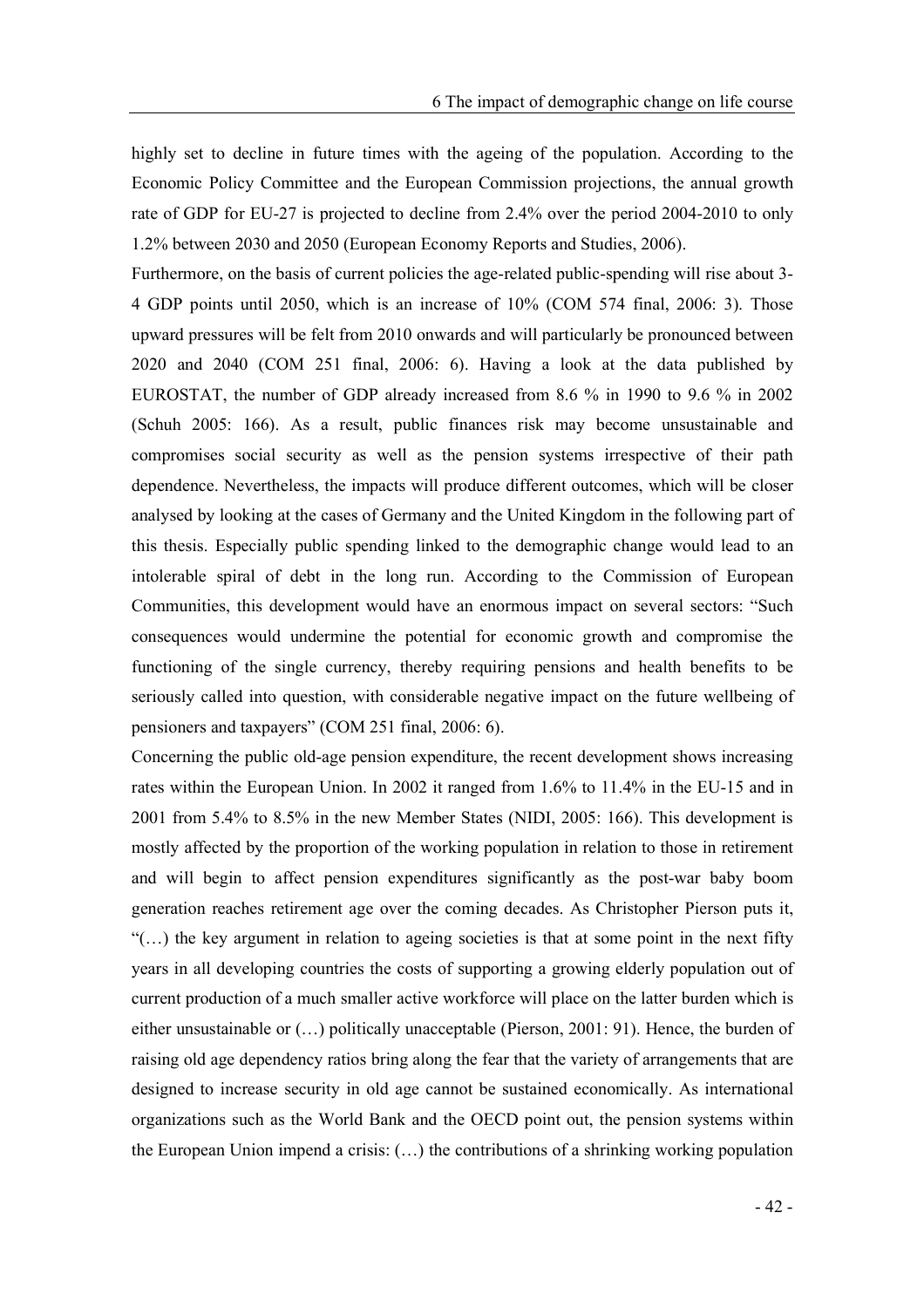highly set to decline in future times with the ageing of the population. According to the Economic Policy Committee and the European Commission projections, the annual growth rate of GDP for EU-27 is projected to decline from 2.4% over the period 2004-2010 to only 1.2% between 2030 and 2050 (European Economy Reports and Studies, 2006).

Furthermore, on the basis of current policies the age-related public-spending will rise about 3-4 GDP points until 2050, which is an increase of 10% (COM 574 final, 2006: 3). Those upward pressures will be felt from 2010 onwards and will particularly be pronounced between 2020 and 2040 (COM 251 final, 2006: 6). Having a look at the data published by EUROSTAT, the number of GDP already increased from 8.6 % in 1990 to 9.6 % in 2002 (Schuh 2005: 166). As a result, public finances risk may become unsustainable and compromises social security as well as the pension systems irrespective of their path dependence. Nevertheless, the impacts will produce different outcomes, which will be closer analysed by looking at the cases of Germany and the United Kingdom in the following part of this thesis. Especially public spending linked to the demographic change would lead to an intolerable spiral of debt in the long run. According to the Commission of European Communities, this development would have an enormous impact on several sectors: "Such consequences would undermine the potential for economic growth and compromise the functioning of the single currency, thereby requiring pensions and health benefits to be seriously called into question, with considerable negative impact on the future wellbeing of pensioners and taxpayers" (COM 251 final, 2006: 6).

Concerning the public old-age pension expenditure, the recent development shows increasing rates within the European Union. In 2002 it ranged from 1.6% to 11.4% in the EU-15 and in 2001 from 5.4% to 8.5% in the new Member States (NIDI, 2005: 166). This development is mostly affected by the proportion of the working population in relation to those in retirement and will begin to affect pension expenditures significantly as the post-war baby boom generation reaches retirement age over the coming decades. As Christopher Pierson puts it, "(…) the key argument in relation to ageing societies is that at some point in the next fifty years in all developing countries the costs of supporting a growing elderly population out of current production of a much smaller active workforce will place on the latter burden which is either unsustainable or (…) politically unacceptable (Pierson, 2001: 91). Hence, the burden of raising old age dependency ratios bring along the fear that the variety of arrangements that are designed to increase security in old age cannot be sustained economically. As international organizations such as the World Bank and the OECD point out, the pension systems within the European Union impend a crisis: (…) the contributions of a shrinking working population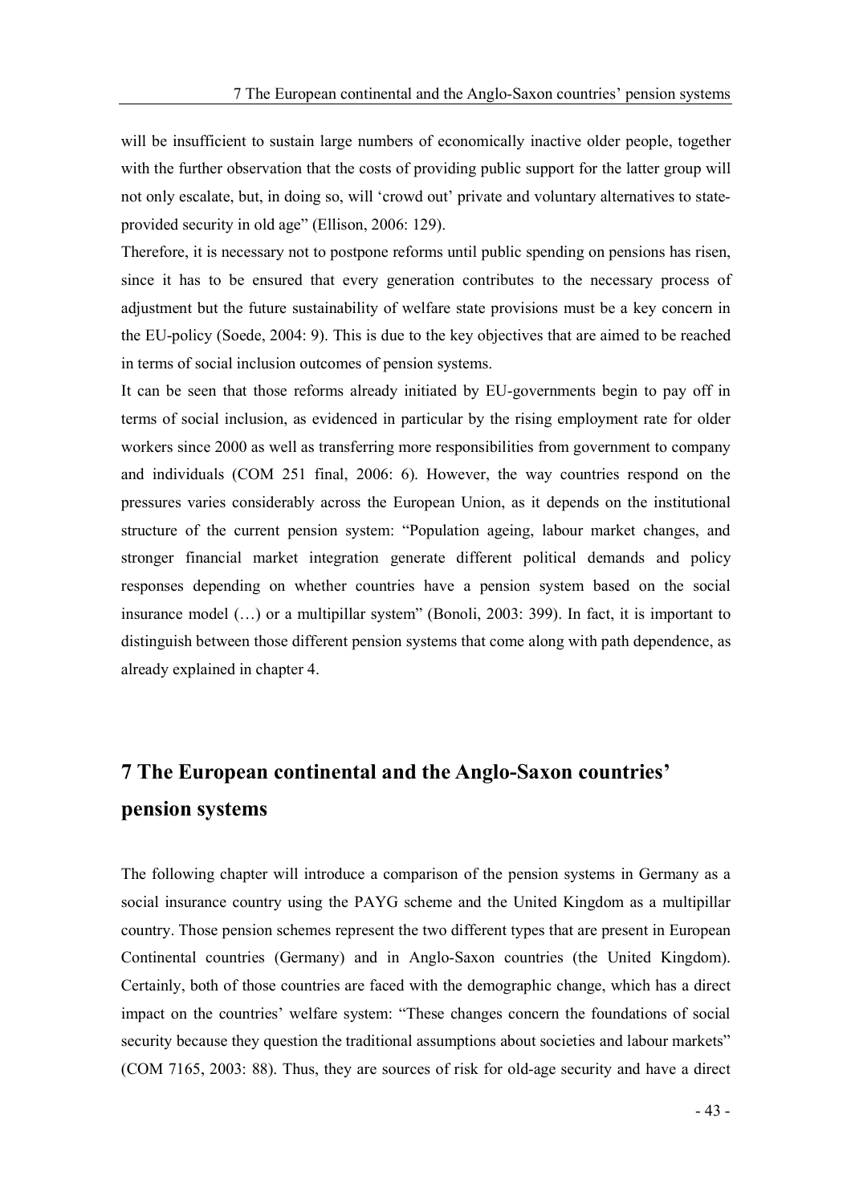will be insufficient to sustain large numbers of economically inactive older people, together with the further observation that the costs of providing public support for the latter group will not only escalate, but, in doing so, will 'crowd out' private and voluntary alternatives to state-provided security in old age" (Ellison, 2006: 129).

Therefore, it is necessary not to postpone reforms until public spending on pensions has risen, since it has to be ensured that every generation contributes to the necessary process of adjustment but the future sustainability of welfare state provisions must be a key concern in the EU-policy (Soede, 2004: 9). This is due to the key objectives that are aimed to be reached in terms of social inclusion outcomes of pension systems.

It can be seen that those reforms already initiated by EU-governments begin to pay off in terms of social inclusion, as evidenced in particular by the rising employment rate for older workers since 2000 as well as transferring more responsibilities from government to company and individuals (COM 251 final, 2006: 6). However, the way countries respond on the pressures varies considerably across the European Union, as it depends on the institutional structure of the current pension system: "Population ageing, labour market changes, and stronger financial market integration generate different political demands and policy responses depending on whether countries have a pension system based on the social insurance model (…) or a multipillar system" (Bonoli, 2003: 399). In fact, it is important to distinguish between those different pension systems that come along with path dependence, as already explained in chapter 4.

# 7 The European continental and the Anglo-Saxon countries' pension systems

The following chapter will introduce a comparison of the pension systems in Germany as a social insurance country using the PAYG scheme and the United Kingdom as a multipillar country. Those pension schemes represent the two different types that are present in European Continental countries (Germany) and in Anglo-Saxon countries (the United Kingdom). Certainly, both of those countries are faced with the demographic change, which has a direct impact on the countries' welfare system: "These changes concern the foundations of social security because they question the traditional assumptions about societies and labour markets" (COM 7165, 2003: 88). Thus, they are sources of risk for old-age security and have a direct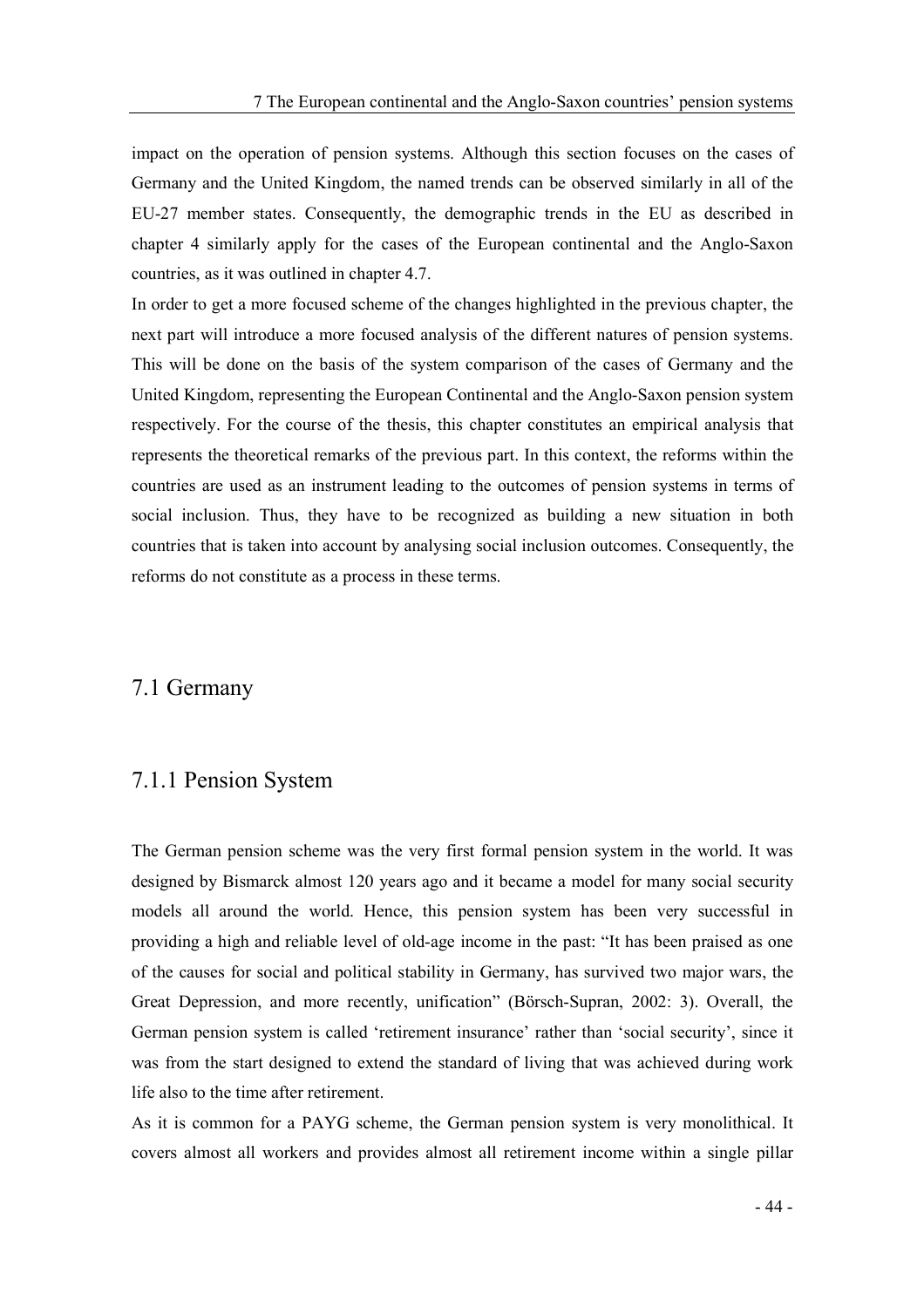impact on the operation of pension systems. Although this section focuses on the cases of Germany and the United Kingdom, the named trends can be observed similarly in all of the EU-27 member states. Consequently, the demographic trends in the EU as described in chapter 4 similarly apply for the cases of the European continental and the Anglo-Saxon countries, as it was outlined in chapter 4.7.

In order to get a more focused scheme of the changes highlighted in the previous chapter, the next part will introduce a more focused analysis of the different natures of pension systems. This will be done on the basis of the system comparison of the cases of Germany and the United Kingdom, representing the European Continental and the Anglo-Saxon pension system respectively. For the course of the thesis, this chapter constitutes an empirical analysis that represents the theoretical remarks of the previous part. In this context, the reforms within the countries are used as an instrument leading to the outcomes of pension systems in terms of social inclusion. Thus, they have to be recognized as building a new situation in both countries that is taken into account by analysing social inclusion outcomes. Consequently, the reforms do not constitute as a process in these terms.

## 7.1 Germany

### 7.1.1 Pension System

The German pension scheme was the very first formal pension system in the world. It was designed by Bismarck almost 120 years ago and it became a model for many social security models all around the world. Hence, this pension system has been very successful in providing a high and reliable level of old-age income in the past: "It has been praised as one of the causes for social and political stability in Germany, has survived two major wars, the Great Depression, and more recently, unification" (Börsch-Supran, 2002: 3). Overall, the German pension system is called 'retirement insurance' rather than 'social security', since it was from the start designed to extend the standard of living that was achieved during work life also to the time after retirement.

As it is common for a PAYG scheme, the German pension system is very monolithical. It covers almost all workers and provides almost all retirement income within a single pillar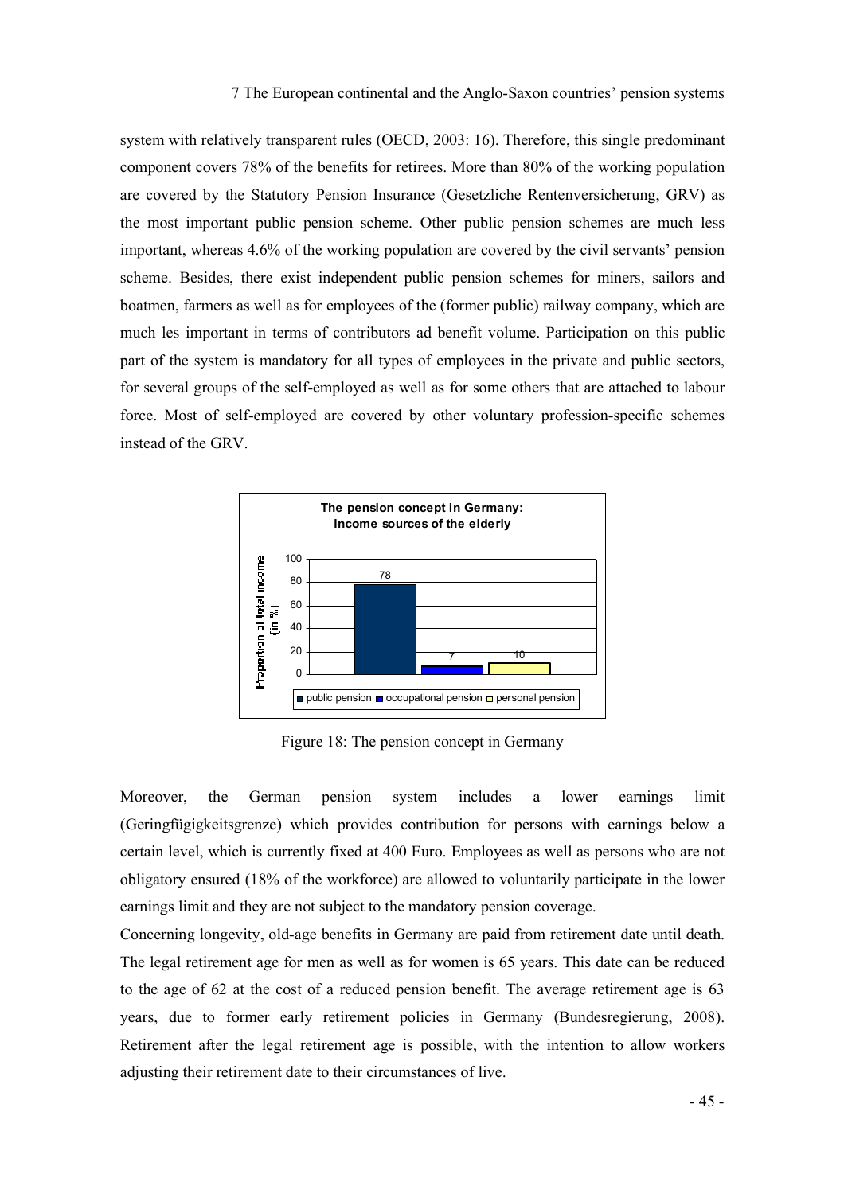system with relatively transparent rules (OECD, 2003: 16). Therefore, this single predominant component covers 78% of the benefits for retirees. More than 80% of the working population are covered by the Statutory Pension Insurance (Gesetzliche Rentenversicherung, GRV) as the most important public pension scheme. Other public pension schemes are much less important, whereas 4.6% of the working population are covered by the civil servants' pension scheme. Besides, there exist independent public pension schemes for miners, sailors and boatmen, farmers as well as for employees of the (former public) railway company, which are much les important in terms of contributors ad benefit volume. Participation on this public part of the system is mandatory for all types of employees in the private and public sectors, for several groups of the self-employed as well as for some others that are attached to labour force. Most of self-employed are covered by other voluntary profession-specific schemes instead of the GRV.

**The pension concept in Germany: Income sources of the elderly**

| | Proportion of total income (in %) |
|---|---|
| public pension | 78 |
| occupational pension | 7 |
| personal pension | 10 |

Figure 18: The pension concept in Germany

Moreover, the German pension system includes a lower earnings limit (Geringfügigkeitsgrenze) which provides contribution for persons with earnings below a certain level, which is currently fixed at 400 Euro. Employees as well as persons who are not obligatory ensured (18% of the workforce) are allowed to voluntarily participate in the lower earnings limit and they are not subject to the mandatory pension coverage.

Concerning longevity, old-age benefits in Germany are paid from retirement date until death. The legal retirement age for men as well as for women is 65 years. This date can be reduced to the age of 62 at the cost of a reduced pension benefit. The average retirement age is 63 years, due to former early retirement policies in Germany (Bundesregierung, 2008). Retirement after the legal retirement age is possible, with the intention to allow workers adjusting their retirement date to their circumstances of live.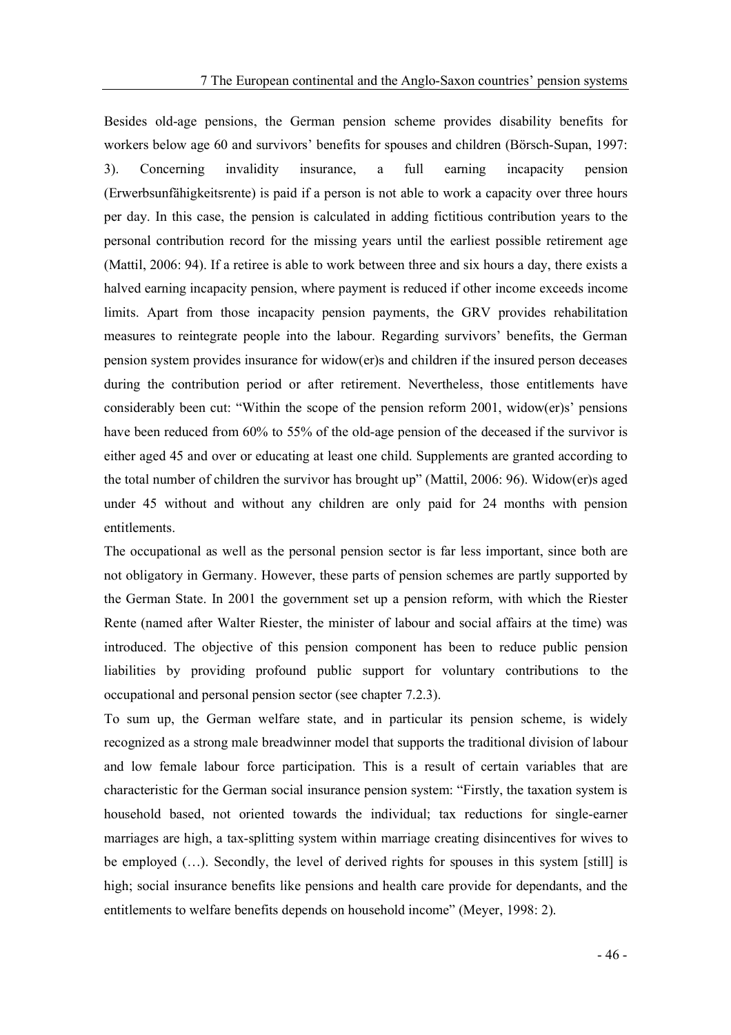Besides old-age pensions, the German pension scheme provides disability benefits for workers below age 60 and survivors' benefits for spouses and children (Börsch-Supan, 1997: 3). Concerning invalidity insurance, a full earning incapacity pension (Erwerbsunfähigkeitsrente) is paid if a person is not able to work a capacity over three hours per day. In this case, the pension is calculated in adding fictitious contribution years to the personal contribution record for the missing years until the earliest possible retirement age (Mattil, 2006: 94). If a retiree is able to work between three and six hours a day, there exists a halved earning incapacity pension, where payment is reduced if other income exceeds income limits. Apart from those incapacity pension payments, the GRV provides rehabilitation measures to reintegrate people into the labour. Regarding survivors' benefits, the German pension system provides insurance for widow(er)s and children if the insured person deceases during the contribution period or after retirement. Nevertheless, those entitlements have considerably been cut: "Within the scope of the pension reform 2001, widow(er)s' pensions have been reduced from 60% to 55% of the old-age pension of the deceased if the survivor is either aged 45 and over or educating at least one child. Supplements are granted according to the total number of children the survivor has brought up" (Mattil, 2006: 96). Widow(er)s aged under 45 without and without any children are only paid for 24 months with pension entitlements.

The occupational as well as the personal pension sector is far less important, since both are not obligatory in Germany. However, these parts of pension schemes are partly supported by the German State. In 2001 the government set up a pension reform, with which the Riester Rente (named after Walter Riester, the minister of labour and social affairs at the time) was introduced. The objective of this pension component has been to reduce public pension liabilities by providing profound public support for voluntary contributions to the occupational and personal pension sector (see chapter 7.2.3).

To sum up, the German welfare state, and in particular its pension scheme, is widely recognized as a strong male breadwinner model that supports the traditional division of labour and low female labour force participation. This is a result of certain variables that are characteristic for the German social insurance pension system: "Firstly, the taxation system is household based, not oriented towards the individual; tax reductions for single-earner marriages are high, a tax-splitting system within marriage creating disincentives for wives to be employed (…). Secondly, the level of derived rights for spouses in this system [still] is high; social insurance benefits like pensions and health care provide for dependants, and the entitlements to welfare benefits depends on household income" (Meyer, 1998: 2).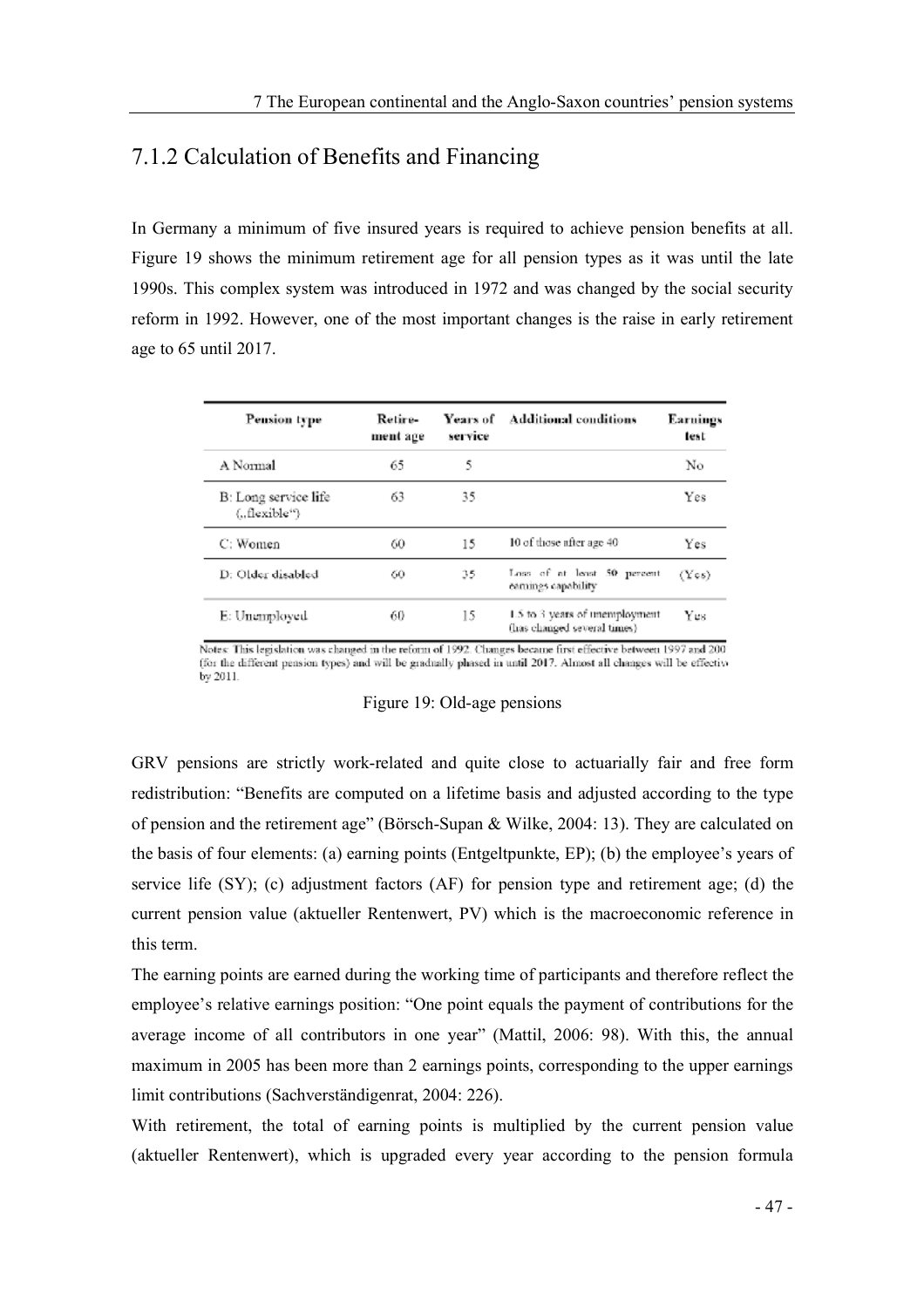## 7.1.2 Calculation of Benefits and Financing

In Germany a minimum of five insured years is required to achieve pension benefits at all. Figure 19 shows the minimum retirement age for all pension types as it was until the late 1990s. This complex system was introduced in 1972 and was changed by the social security reform in 1992. However, one of the most important changes is the raise in early retirement age to 65 until 2017.

| Pension type | Retirement age | Years of service | Additional conditions | Earnings test |
|---|---|---|---|---|
| A Normal | 65 | 5 | | No |
| B: Long service life („flexible") | 63 | 35 | | Yes |
| C: Women | 60 | 15 | 10 of those after age 40 | Yes |
| D: Older disabled | 60 | 35 | Loss of at least 50 percent earnings capability | (Yes) |
| E: Unemployed | 60 | 15 | 1.5 to 3 years of unemployment (has changed several times) | Yes |

Notes: This legislation was changed in the reform of 1992. Changes became first effective between 1997 and 200 (for the different pension types) and will be gradually phased in until 2017. Almost all changes will be effective by 2011.

Figure 19: Old-age pensions

GRV pensions are strictly work-related and quite close to actuarially fair and free form redistribution: "Benefits are computed on a lifetime basis and adjusted according to the type of pension and the retirement age" (Börsch-Supan & Wilke, 2004: 13). They are calculated on the basis of four elements: (a) earning points (Entgeltpunkte, EP); (b) the employee's years of service life (SY); (c) adjustment factors (AF) for pension type and retirement age; (d) the current pension value (aktueller Rentenwert, PV) which is the macroeconomic reference in this term.

The earning points are earned during the working time of participants and therefore reflect the employee's relative earnings position: "One point equals the payment of contributions for the average income of all contributors in one year" (Mattil, 2006: 98). With this, the annual maximum in 2005 has been more than 2 earnings points, corresponding to the upper earnings limit contributions (Sachverständigenrat, 2004: 226).

With retirement, the total of earning points is multiplied by the current pension value (aktueller Rentenwert), which is upgraded every year according to the pension formula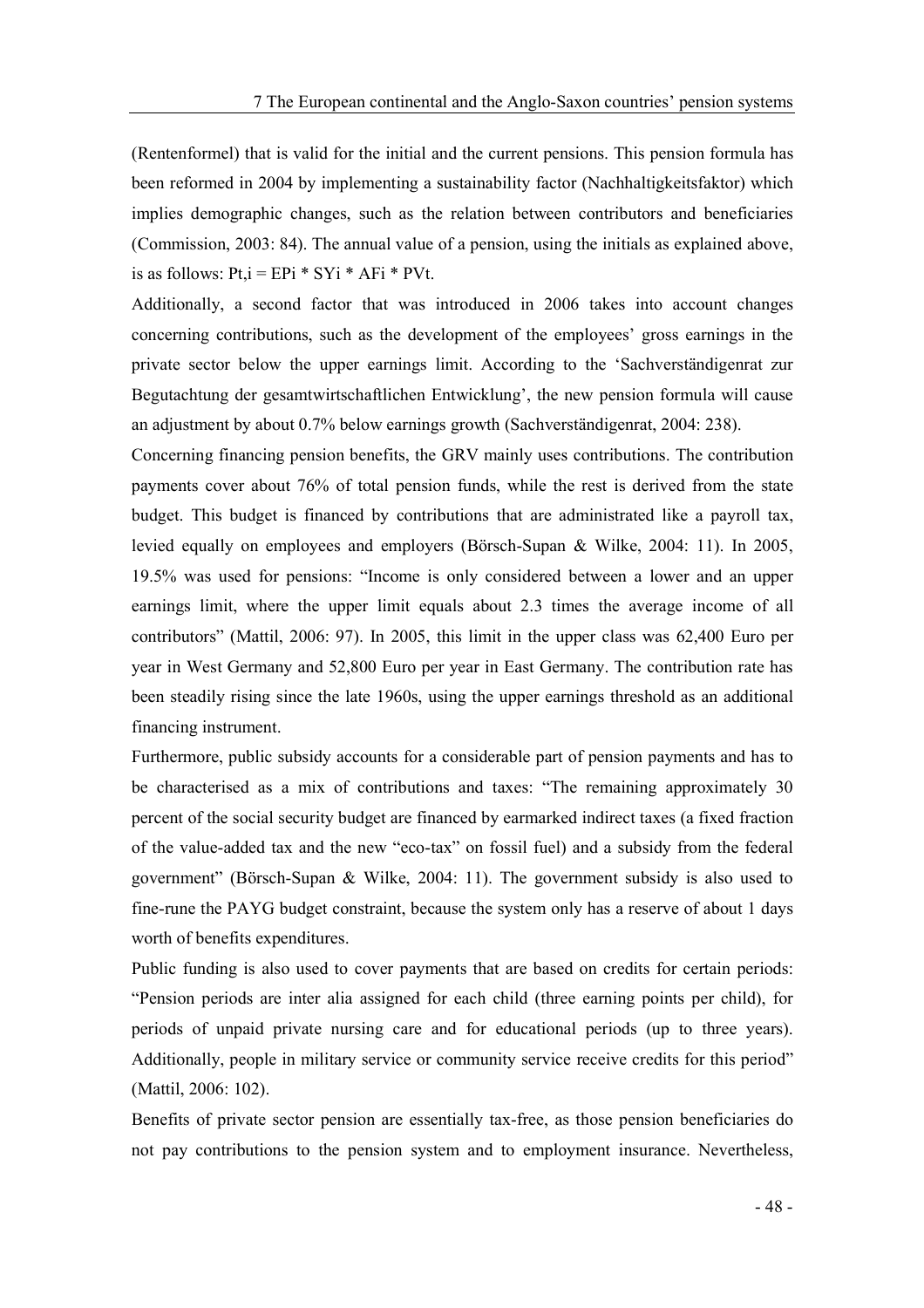(Rentenformel) that is valid for the initial and the current pensions. This pension formula has been reformed in 2004 by implementing a sustainability factor (Nachhaltigkeitsfaktor) which implies demographic changes, such as the relation between contributors and beneficiaries (Commission, 2003: 84). The annual value of a pension, using the initials as explained above, is as follows: $P_{t,i} = EP_i * SY_i * AF_i * PV_t$.

Additionally, a second factor that was introduced in 2006 takes into account changes concerning contributions, such as the development of the employees' gross earnings in the private sector below the upper earnings limit. According to the 'Sachverständigenrat zur Begutachtung der gesamtwirtschaftlichen Entwicklung', the new pension formula will cause an adjustment by about 0.7% below earnings growth (Sachverständigenrat, 2004: 238).

Concerning financing pension benefits, the GRV mainly uses contributions. The contribution payments cover about 76% of total pension funds, while the rest is derived from the state budget. This budget is financed by contributions that are administrated like a payroll tax, levied equally on employees and employers (Börsch-Supan & Wilke, 2004: 11). In 2005, 19.5% was used for pensions: "Income is only considered between a lower and an upper earnings limit, where the upper limit equals about 2.3 times the average income of all contributors" (Mattil, 2006: 97). In 2005, this limit in the upper class was 62,400 Euro per year in West Germany and 52,800 Euro per year in East Germany. The contribution rate has been steadily rising since the late 1960s, using the upper earnings threshold as an additional financing instrument.

Furthermore, public subsidy accounts for a considerable part of pension payments and has to be characterised as a mix of contributions and taxes: "The remaining approximately 30 percent of the social security budget are financed by earmarked indirect taxes (a fixed fraction of the value-added tax and the new "eco-tax" on fossil fuel) and a subsidy from the federal government" (Börsch-Supan & Wilke, 2004: 11). The government subsidy is also used to fine-rune the PAYG budget constraint, because the system only has a reserve of about 1 days worth of benefits expenditures.

Public funding is also used to cover payments that are based on credits for certain periods: "Pension periods are inter alia assigned for each child (three earning points per child), for periods of unpaid private nursing care and for educational periods (up to three years). Additionally, people in military service or community service receive credits for this period" (Mattil, 2006: 102).

Benefits of private sector pension are essentially tax-free, as those pension beneficiaries do not pay contributions to the pension system and to employment insurance. Nevertheless,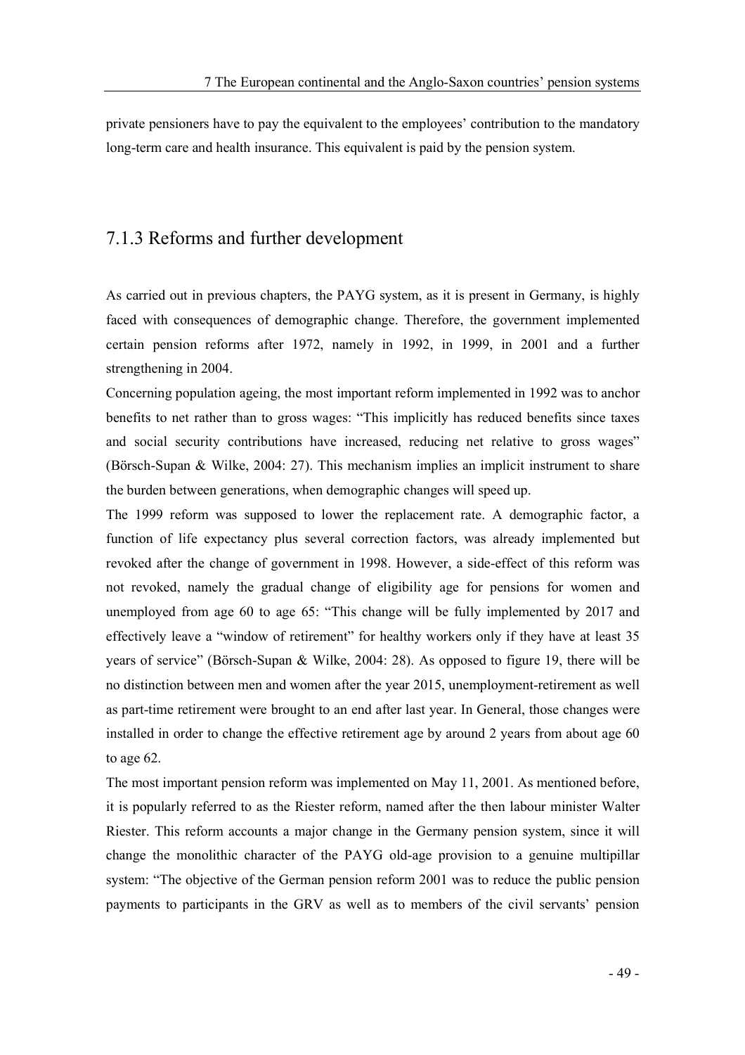private pensioners have to pay the equivalent to the employees' contribution to the mandatory long-term care and health insurance. This equivalent is paid by the pension system.

### 7.1.3 Reforms and further development

As carried out in previous chapters, the PAYG system, as it is present in Germany, is highly faced with consequences of demographic change. Therefore, the government implemented certain pension reforms after 1972, namely in 1992, in 1999, in 2001 and a further strengthening in 2004.

Concerning population ageing, the most important reform implemented in 1992 was to anchor benefits to net rather than to gross wages: "This implicitly has reduced benefits since taxes and social security contributions have increased, reducing net relative to gross wages" (Börsch-Supan & Wilke, 2004: 27). This mechanism implies an implicit instrument to share the burden between generations, when demographic changes will speed up.

The 1999 reform was supposed to lower the replacement rate. A demographic factor, a function of life expectancy plus several correction factors, was already implemented but revoked after the change of government in 1998. However, a side-effect of this reform was not revoked, namely the gradual change of eligibility age for pensions for women and unemployed from age 60 to age 65: "This change will be fully implemented by 2017 and effectively leave a "window of retirement" for healthy workers only if they have at least 35 years of service" (Börsch-Supan & Wilke, 2004: 28). As opposed to figure 19, there will be no distinction between men and women after the year 2015, unemployment-retirement as well as part-time retirement were brought to an end after last year. In General, those changes were installed in order to change the effective retirement age by around 2 years from about age 60 to age 62.

The most important pension reform was implemented on May 11, 2001. As mentioned before, it is popularly referred to as the Riester reform, named after the then labour minister Walter Riester. This reform accounts a major change in the Germany pension system, since it will change the monolithic character of the PAYG old-age provision to a genuine multipillar system: "The objective of the German pension reform 2001 was to reduce the public pension payments to participants in the GRV as well as to members of the civil servants' pension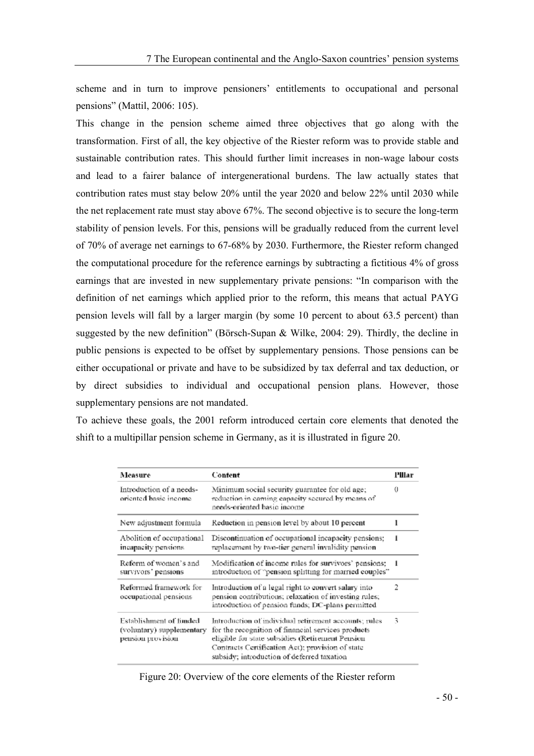scheme and in turn to improve pensioners' entitlements to occupational and personal pensions" (Mattil, 2006: 105).

This change in the pension scheme aimed three objectives that go along with the transformation. First of all, the key objective of the Riester reform was to provide stable and sustainable contribution rates. This should further limit increases in non-wage labour costs and lead to a fairer balance of intergenerational burdens. The law actually states that contribution rates must stay below 20% until the year 2020 and below 22% until 2030 while the net replacement rate must stay above 67%. The second objective is to secure the long-term stability of pension levels. For this, pensions will be gradually reduced from the current level of 70% of average net earnings to 67-68% by 2030. Furthermore, the Riester reform changed the computational procedure for the reference earnings by subtracting a fictitious 4% of gross earnings that are invested in new supplementary private pensions: "In comparison with the definition of net earnings which applied prior to the reform, this means that actual PAYG pension levels will fall by a larger margin (by some 10 percent to about 63.5 percent) than suggested by the new definition" (Börsch-Supan & Wilke, 2004: 29). Thirdly, the decline in public pensions is expected to be offset by supplementary pensions. Those pensions can be either occupational or private and have to be subsidized by tax deferral and tax deduction, or by direct subsidies to individual and occupational pension plans. However, those supplementary pensions are not mandated.

To achieve these goals, the 2001 reform introduced certain core elements that denoted the shift to a multipillar pension scheme in Germany, as it is illustrated in figure 20.

| Measure | Content | Pillar |
|---|---|---|
| Introduction of a needs-oriented basic income | Minimum social security guarantee for old age; reduction in earning capacity secured by means of needs-oriented basic income | 0 |
| New adjustment formula | Reduction in pension level by about 10 percent | 1 |
| Abolition of occupational incapacity pensions | Discontinuation of occupational incapacity pensions; replacement by two-tier general invalidity pension | 1 |
| Reform of women's and survivors' pensions | Modification of income rules for survivors' pensions; introduction of "pension splitting for married couples" | 1 |
| Reformed framework for occupational pensions | Introduction of a legal right to convert salary into pension contributions; relaxation of investing rules; introduction of pension funds; DC-plans permitted | 2 |
| Establishment of funded (voluntary) supplementary pension provision | Introduction of individual retirement accounts; rules for the recognition of financial services products eligible for state subsidies (Retirement Pension Contracts Certification Act); provision of state subsidy; introduction of deferred taxation | 3 |

Figure 20: Overview of the core elements of the Riester reform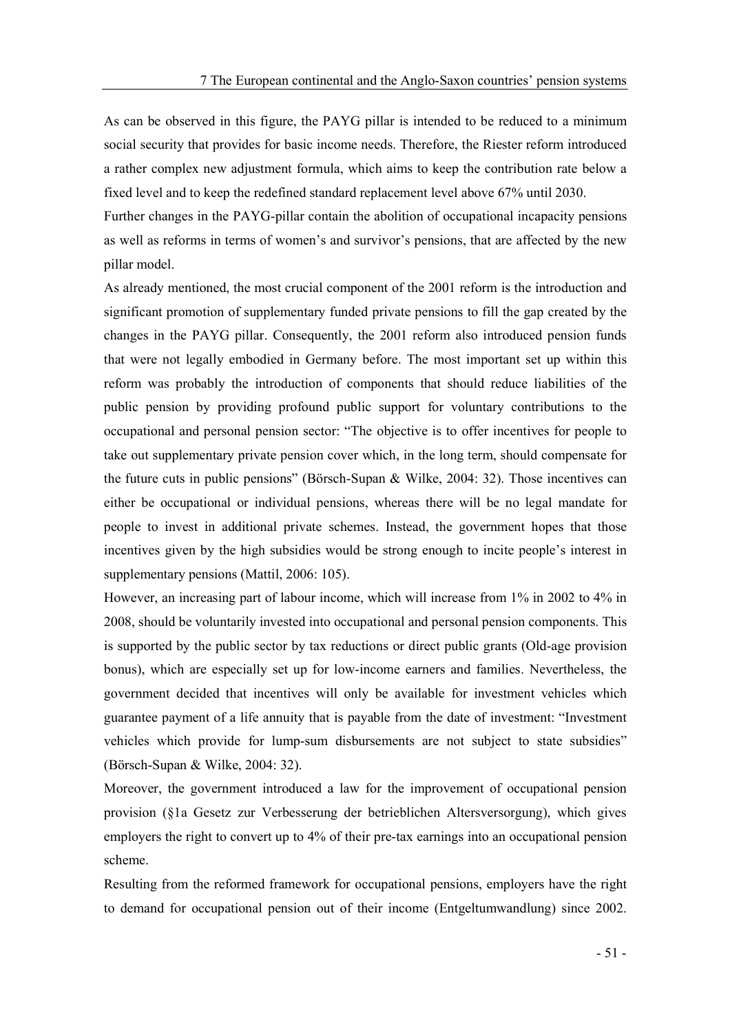As can be observed in this figure, the PAYG pillar is intended to be reduced to a minimum social security that provides for basic income needs. Therefore, the Riester reform introduced a rather complex new adjustment formula, which aims to keep the contribution rate below a fixed level and to keep the redefined standard replacement level above 67% until 2030.

Further changes in the PAYG-pillar contain the abolition of occupational incapacity pensions as well as reforms in terms of women's and survivor's pensions, that are affected by the new pillar model.

As already mentioned, the most crucial component of the 2001 reform is the introduction and significant promotion of supplementary funded private pensions to fill the gap created by the changes in the PAYG pillar. Consequently, the 2001 reform also introduced pension funds that were not legally embodied in Germany before. The most important set up within this reform was probably the introduction of components that should reduce liabilities of the public pension by providing profound public support for voluntary contributions to the occupational and personal pension sector: "The objective is to offer incentives for people to take out supplementary private pension cover which, in the long term, should compensate for the future cuts in public pensions" (Börsch-Supan & Wilke, 2004: 32). Those incentives can either be occupational or individual pensions, whereas there will be no legal mandate for people to invest in additional private schemes. Instead, the government hopes that those incentives given by the high subsidies would be strong enough to incite people's interest in supplementary pensions (Mattil, 2006: 105).

However, an increasing part of labour income, which will increase from 1% in 2002 to 4% in 2008, should be voluntarily invested into occupational and personal pension components. This is supported by the public sector by tax reductions or direct public grants (Old-age provision bonus), which are especially set up for low-income earners and families. Nevertheless, the government decided that incentives will only be available for investment vehicles which guarantee payment of a life annuity that is payable from the date of investment: "Investment vehicles which provide for lump-sum disbursements are not subject to state subsidies" (Börsch-Supan & Wilke, 2004: 32).

Moreover, the government introduced a law for the improvement of occupational pension provision (§1a Gesetz zur Verbesserung der betrieblichen Altersversorgung), which gives employers the right to convert up to 4% of their pre-tax earnings into an occupational pension scheme.

Resulting from the reformed framework for occupational pensions, employers have the right to demand for occupational pension out of their income (Entgeltumwandlung) since 2002.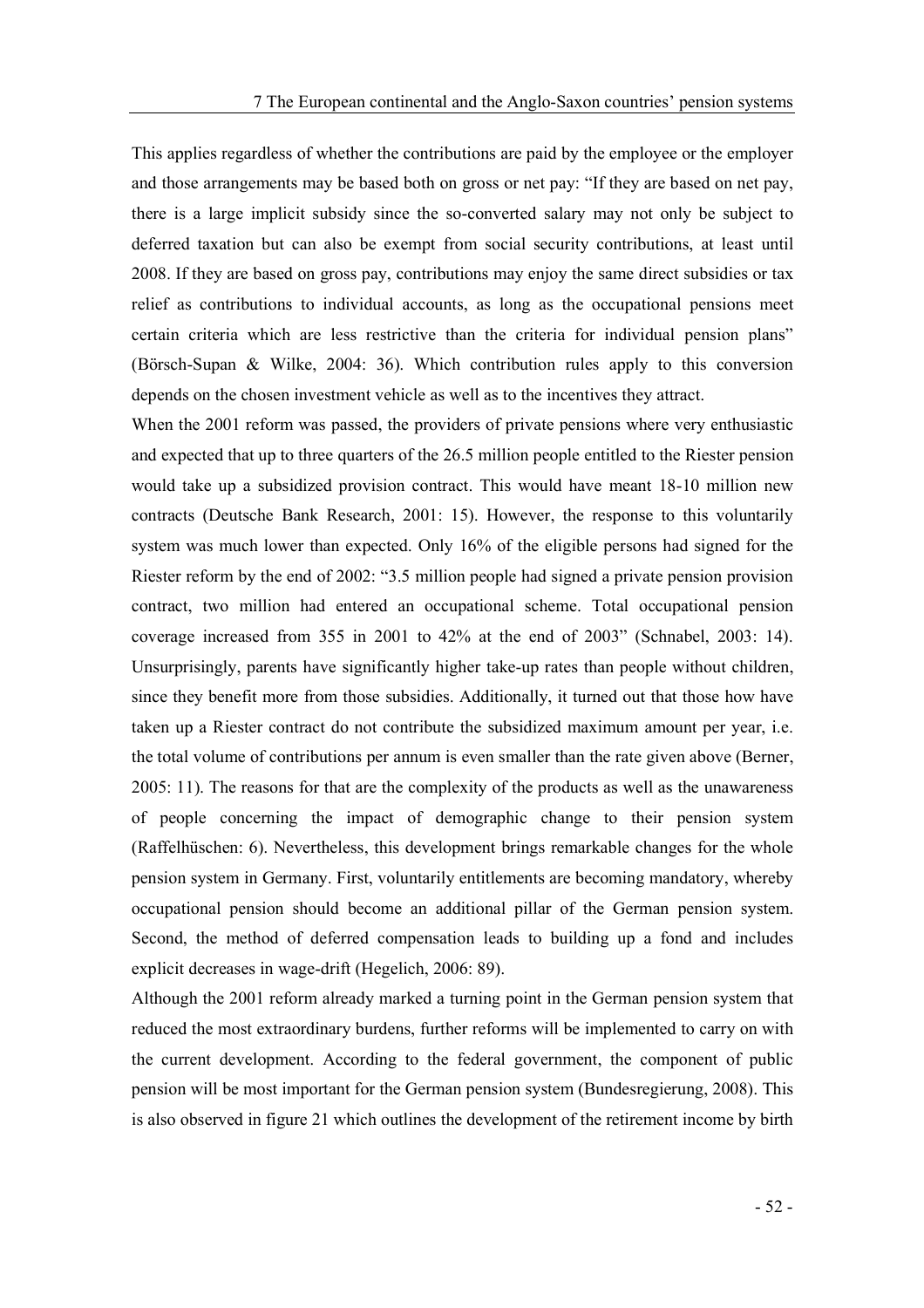This applies regardless of whether the contributions are paid by the employee or the employer and those arrangements may be based both on gross or net pay: "If they are based on net pay, there is a large implicit subsidy since the so-converted salary may not only be subject to deferred taxation but can also be exempt from social security contributions, at least until 2008. If they are based on gross pay, contributions may enjoy the same direct subsidies or tax relief as contributions to individual accounts, as long as the occupational pensions meet certain criteria which are less restrictive than the criteria for individual pension plans" (Börsch-Supan & Wilke, 2004: 36). Which contribution rules apply to this conversion depends on the chosen investment vehicle as well as to the incentives they attract.

When the 2001 reform was passed, the providers of private pensions where very enthusiastic and expected that up to three quarters of the 26.5 million people entitled to the Riester pension would take up a subsidized provision contract. This would have meant 18-10 million new contracts (Deutsche Bank Research, 2001: 15). However, the response to this voluntarily system was much lower than expected. Only 16% of the eligible persons had signed for the Riester reform by the end of 2002: "3.5 million people had signed a private pension provision contract, two million had entered an occupational scheme. Total occupational pension coverage increased from 355 in 2001 to 42% at the end of 2003" (Schnabel, 2003: 14). Unsurprisingly, parents have significantly higher take-up rates than people without children, since they benefit more from those subsidies. Additionally, it turned out that those how have taken up a Riester contract do not contribute the subsidized maximum amount per year, i.e. the total volume of contributions per annum is even smaller than the rate given above (Berner, 2005: 11). The reasons for that are the complexity of the products as well as the unawareness of people concerning the impact of demographic change to their pension system (Raffelhüschen: 6). Nevertheless, this development brings remarkable changes for the whole pension system in Germany. First, voluntarily entitlements are becoming mandatory, whereby occupational pension should become an additional pillar of the German pension system. Second, the method of deferred compensation leads to building up a fond and includes explicit decreases in wage-drift (Hegelich, 2006: 89).

Although the 2001 reform already marked a turning point in the German pension system that reduced the most extraordinary burdens, further reforms will be implemented to carry on with the current development. According to the federal government, the component of public pension will be most important for the German pension system (Bundesregierung, 2008). This is also observed in figure 21 which outlines the development of the retirement income by birth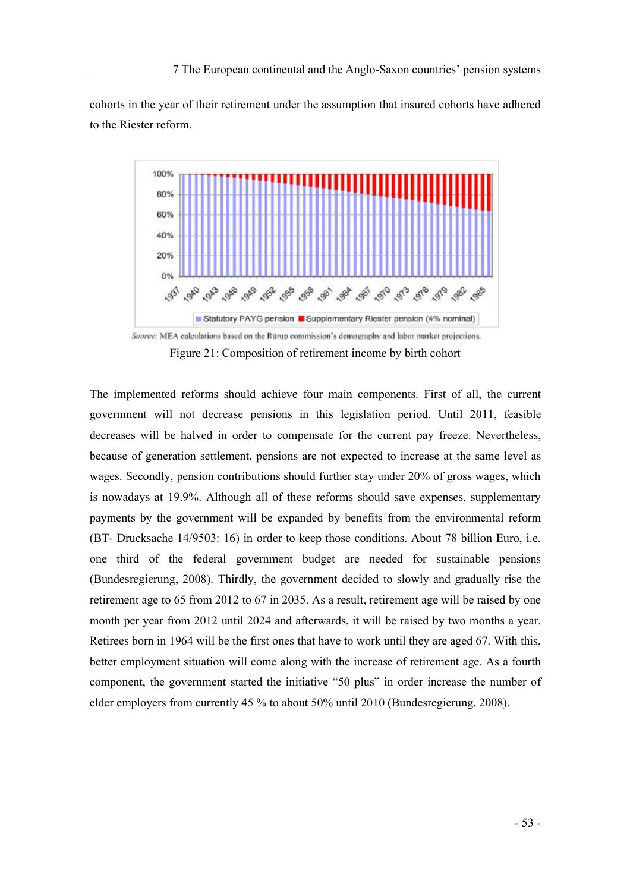cohorts in the year of their retirement under the assumption that insured cohorts have adhered to the Riester reform.

*Source:* MEA calculations based on the Rürup commission's demography and labor market projections.

Figure 21: Composition of retirement income by birth cohort

The implemented reforms should achieve four main components. First of all, the current government will not decrease pensions in this legislation period. Until 2011, feasible decreases will be halved in order to compensate for the current pay freeze. Nevertheless, because of generation settlement, pensions are not expected to increase at the same level as wages. Secondly, pension contributions should further stay under 20% of gross wages, which is nowadays at 19.9%. Although all of these reforms should save expenses, supplementary payments by the government will be expanded by benefits from the environmental reform (BT- Drucksache 14/9503: 16) in order to keep those conditions. About 78 billion Euro, i.e. one third of the federal government budget are needed for sustainable pensions (Bundesregierung, 2008). Thirdly, the government decided to slowly and gradually rise the retirement age to 65 from 2012 to 67 in 2035. As a result, retirement age will be raised by one month per year from 2012 until 2024 and afterwards, it will be raised by two months a year. Retirees born in 1964 will be the first ones that have to work until they are aged 67. With this, better employment situation will come along with the increase of retirement age. As a fourth component, the government started the initiative "50 plus" in order increase the number of elder employers from currently 45 % to about 50% until 2010 (Bundesregierung, 2008).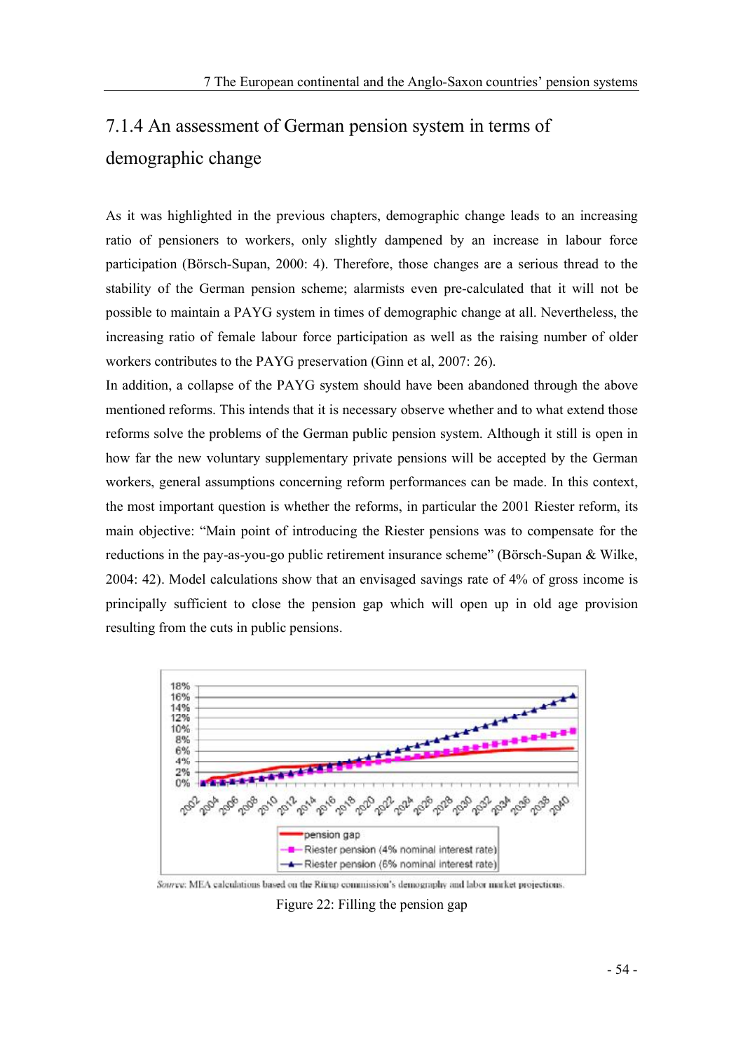## 7.1.4 An assessment of German pension system in terms of demographic change

As it was highlighted in the previous chapters, demographic change leads to an increasing ratio of pensioners to workers, only slightly dampened by an increase in labour force participation (Börsch-Supan, 2000: 4). Therefore, those changes are a serious thread to the stability of the German pension scheme; alarmists even pre-calculated that it will not be possible to maintain a PAYG system in times of demographic change at all. Nevertheless, the increasing ratio of female labour force participation as well as the raising number of older workers contributes to the PAYG preservation (Ginn et al, 2007: 26).
In addition, a collapse of the PAYG system should have been abandoned through the above mentioned reforms. This intends that it is necessary observe whether and to what extend those reforms solve the problems of the German public pension system. Although it still is open in how far the new voluntary supplementary private pensions will be accepted by the German workers, general assumptions concerning reform performances can be made. In this context, the most important question is whether the reforms, in particular the 2001 Riester reform, its main objective: "Main point of introducing the Riester pensions was to compensate for the reductions in the pay-as-you-go public retirement insurance scheme" (Börsch-Supan & Wilke, 2004: 42). Model calculations show that an envisaged savings rate of 4% of gross income is principally sufficient to close the pension gap which will open up in old age provision resulting from the cuts in public pensions.

Source: MEA calculations based on the Rürup commission's demography and labor market projections.

Figure 22: Filling the pension gap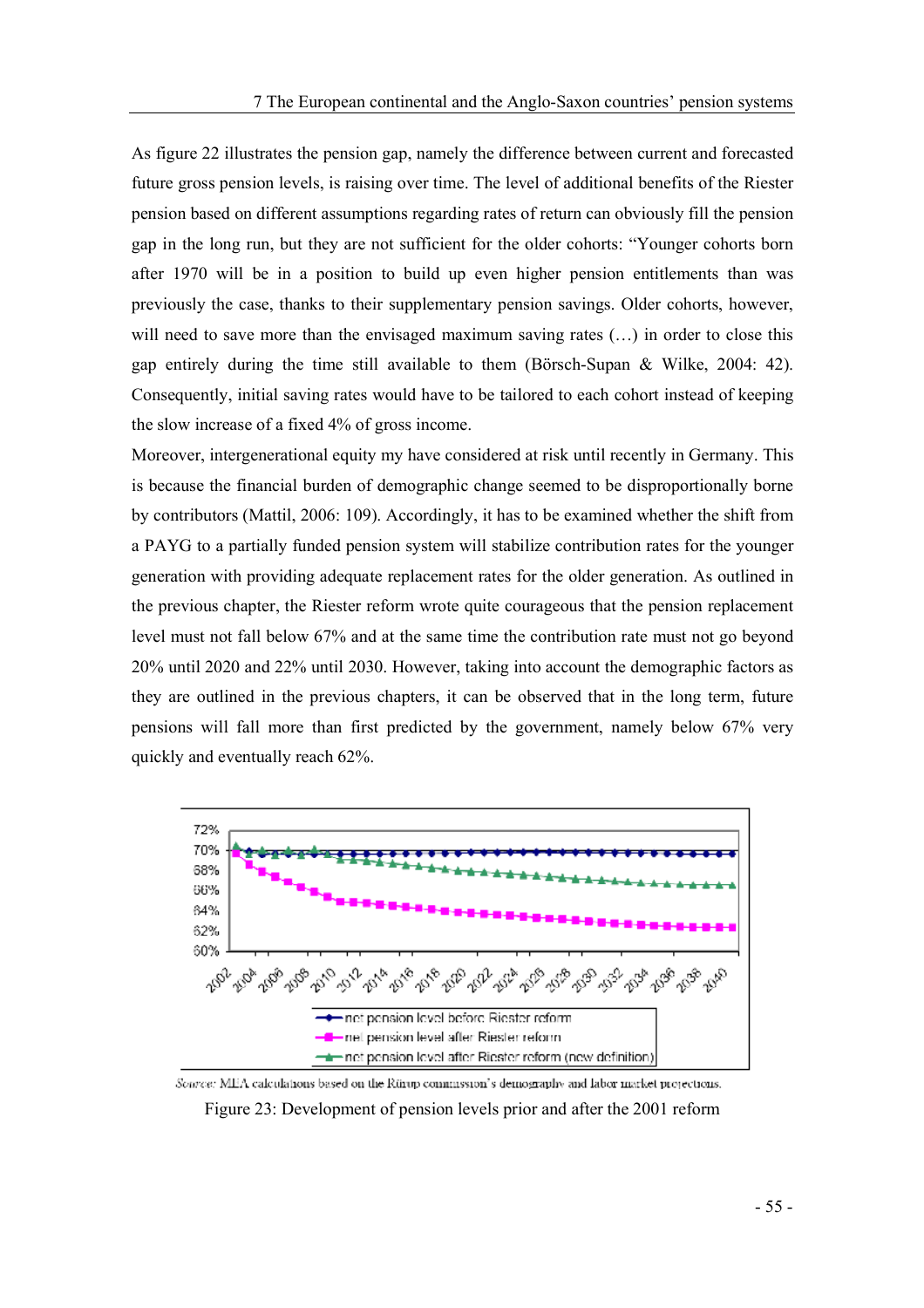As figure 22 illustrates the pension gap, namely the difference between current and forecasted future gross pension levels, is raising over time. The level of additional benefits of the Riester pension based on different assumptions regarding rates of return can obviously fill the pension gap in the long run, but they are not sufficient for the older cohorts: "Younger cohorts born after 1970 will be in a position to build up even higher pension entitlements than was previously the case, thanks to their supplementary pension savings. Older cohorts, however, will need to save more than the envisaged maximum saving rates (…) in order to close this gap entirely during the time still available to them (Börsch-Supan & Wilke, 2004: 42). Consequently, initial saving rates would have to be tailored to each cohort instead of keeping the slow increase of a fixed 4% of gross income.

Moreover, intergenerational equity my have considered at risk until recently in Germany. This is because the financial burden of demographic change seemed to be disproportionally borne by contributors (Mattil, 2006: 109). Accordingly, it has to be examined whether the shift from a PAYG to a partially funded pension system will stabilize contribution rates for the younger generation with providing adequate replacement rates for the older generation. As outlined in the previous chapter, the Riester reform wrote quite courageous that the pension replacement level must not fall below 67% and at the same time the contribution rate must not go beyond 20% until 2020 and 22% until 2030. However, taking into account the demographic factors as they are outlined in the previous chapters, it can be observed that in the long term, future pensions will fall more than first predicted by the government, namely below 67% very quickly and eventually reach 62%.

Source: MEA calculations based on the Rürup commission's demography and labor market projections.

Figure 23: Development of pension levels prior and after the 2001 reform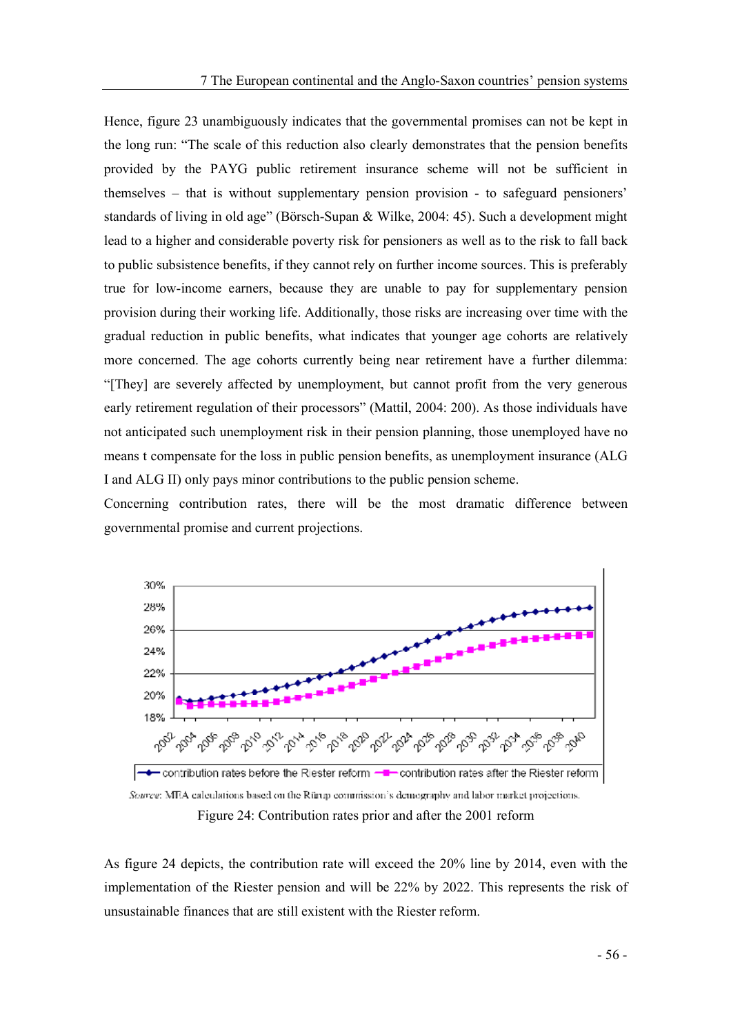Hence, figure 23 unambiguously indicates that the governmental promises can not be kept in the long run: "The scale of this reduction also clearly demonstrates that the pension benefits provided by the PAYG public retirement insurance scheme will not be sufficient in themselves – that is without supplementary pension provision - to safeguard pensioners' standards of living in old age" (Börsch-Supan & Wilke, 2004: 45). Such a development might lead to a higher and considerable poverty risk for pensioners as well as to the risk to fall back to public subsistence benefits, if they cannot rely on further income sources. This is preferably true for low-income earners, because they are unable to pay for supplementary pension provision during their working life. Additionally, those risks are increasing over time with the gradual reduction in public benefits, what indicates that younger age cohorts are relatively more concerned. The age cohorts currently being near retirement have a further dilemma: "[They] are severely affected by unemployment, but cannot profit from the very generous early retirement regulation of their processors" (Mattil, 2004: 200). As those individuals have not anticipated such unemployment risk in their pension planning, those unemployed have no means t compensate for the loss in public pension benefits, as unemployment insurance (ALG I and ALG II) only pays minor contributions to the public pension scheme.

Concerning contribution rates, there will be the most dramatic difference between governmental promise and current projections.

*Source*: MEA calculations based on the Rürup commission's demography and labor market projections.

Figure 24: Contribution rates prior and after the 2001 reform

As figure 24 depicts, the contribution rate will exceed the 20% line by 2014, even with the implementation of the Riester pension and will be 22% by 2022. This represents the risk of unsustainable finances that are still existent with the Riester reform.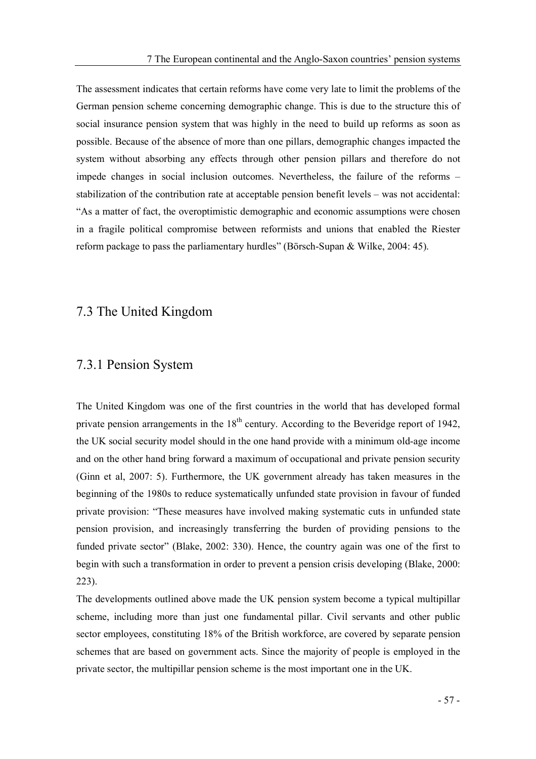The assessment indicates that certain reforms have come very late to limit the problems of the German pension scheme concerning demographic change. This is due to the structure this of social insurance pension system that was highly in the need to build up reforms as soon as possible. Because of the absence of more than one pillars, demographic changes impacted the system without absorbing any effects through other pension pillars and therefore do not impede changes in social inclusion outcomes. Nevertheless, the failure of the reforms – stabilization of the contribution rate at acceptable pension benefit levels – was not accidental: "As a matter of fact, the overoptimistic demographic and economic assumptions were chosen in a fragile political compromise between reformists and unions that enabled the Riester reform package to pass the parliamentary hurdles" (Börsch-Supan & Wilke, 2004: 45).

## 7.3 The United Kingdom

### 7.3.1 Pension System

The United Kingdom was one of the first countries in the world that has developed formal private pension arrangements in the 18th century. According to the Beveridge report of 1942, the UK social security model should in the one hand provide with a minimum old-age income and on the other hand bring forward a maximum of occupational and private pension security (Ginn et al, 2007: 5). Furthermore, the UK government already has taken measures in the beginning of the 1980s to reduce systematically unfunded state provision in favour of funded private provision: "These measures have involved making systematic cuts in unfunded state pension provision, and increasingly transferring the burden of providing pensions to the funded private sector" (Blake, 2002: 330). Hence, the country again was one of the first to begin with such a transformation in order to prevent a pension crisis developing (Blake, 2000: 223).

The developments outlined above made the UK pension system become a typical multipillar scheme, including more than just one fundamental pillar. Civil servants and other public sector employees, constituting 18% of the British workforce, are covered by separate pension schemes that are based on government acts. Since the majority of people is employed in the private sector, the multipillar pension scheme is the most important one in the UK.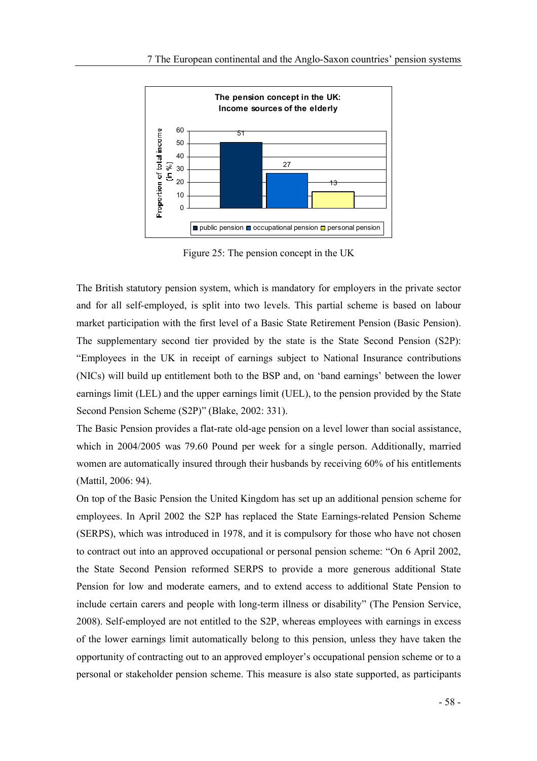Figure 25: The pension concept in the UK

The British statutory pension system, which is mandatory for employers in the private sector and for all self-employed, is split into two levels. This partial scheme is based on labour market participation with the first level of a Basic State Retirement Pension (Basic Pension). The supplementary second tier provided by the state is the State Second Pension (S2P): "Employees in the UK in receipt of earnings subject to National Insurance contributions (NICs) will build up entitlement both to the BSP and, on 'band earnings' between the lower earnings limit (LEL) and the upper earnings limit (UEL), to the pension provided by the State Second Pension Scheme (S2P)" (Blake, 2002: 331).

The Basic Pension provides a flat-rate old-age pension on a level lower than social assistance, which in 2004/2005 was 79.60 Pound per week for a single person. Additionally, married women are automatically insured through their husbands by receiving 60% of his entitlements (Mattil, 2006: 94).

On top of the Basic Pension the United Kingdom has set up an additional pension scheme for employees. In April 2002 the S2P has replaced the State Earnings-related Pension Scheme (SERPS), which was introduced in 1978, and it is compulsory for those who have not chosen to contract out into an approved occupational or personal pension scheme: "On 6 April 2002, the State Second Pension reformed SERPS to provide a more generous additional State Pension for low and moderate earners, and to extend access to additional State Pension to include certain carers and people with long-term illness or disability" (The Pension Service, 2008). Self-employed are not entitled to the S2P, whereas employees with earnings in excess of the lower earnings limit automatically belong to this pension, unless they have taken the opportunity of contracting out to an approved employer's occupational pension scheme or to a personal or stakeholder pension scheme. This measure is also state supported, as participants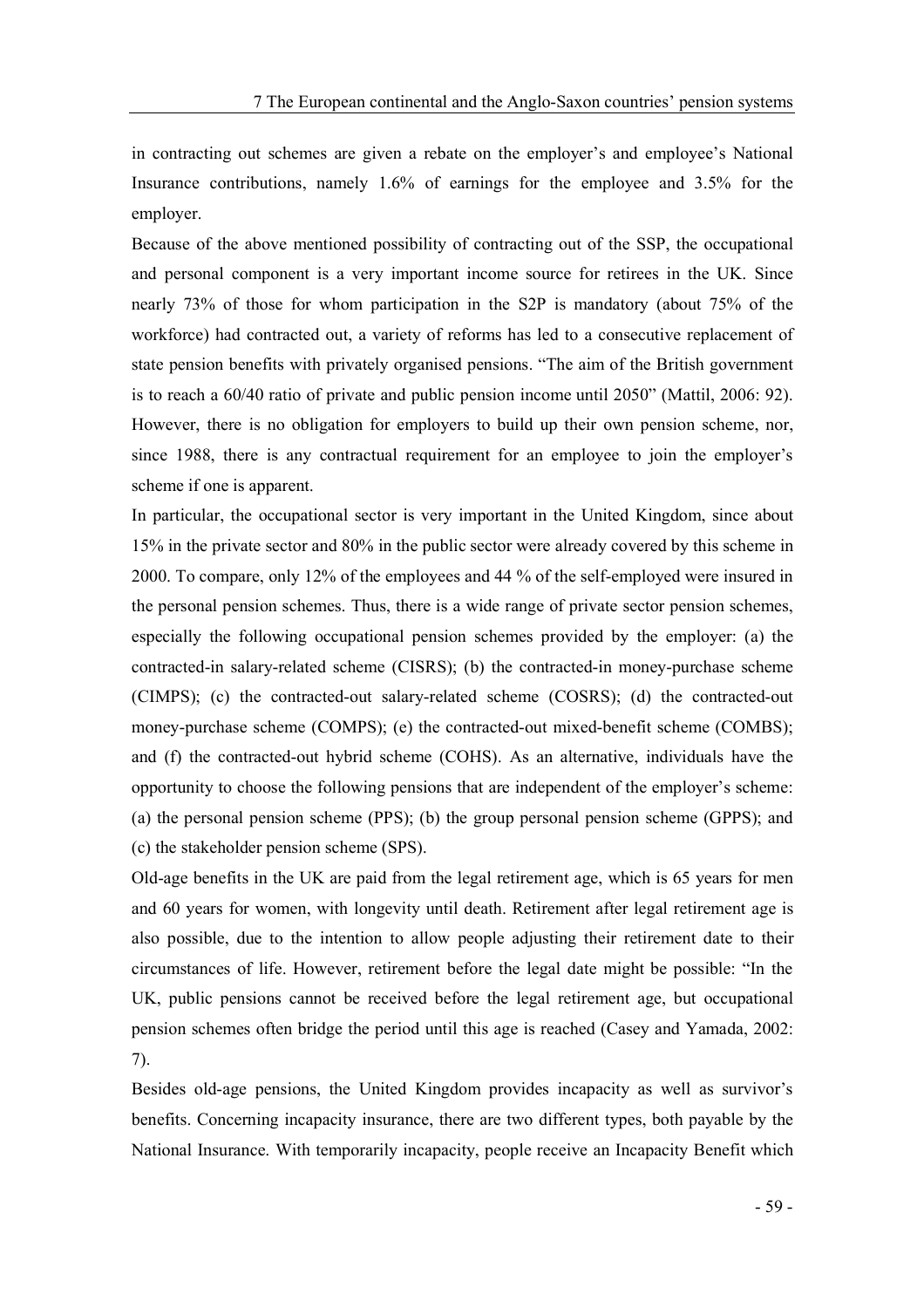in contracting out schemes are given a rebate on the employer's and employee's National Insurance contributions, namely 1.6% of earnings for the employee and 3.5% for the employer.

Because of the above mentioned possibility of contracting out of the SSP, the occupational and personal component is a very important income source for retirees in the UK. Since nearly 73% of those for whom participation in the S2P is mandatory (about 75% of the workforce) had contracted out, a variety of reforms has led to a consecutive replacement of state pension benefits with privately organised pensions. "The aim of the British government is to reach a 60/40 ratio of private and public pension income until 2050" (Mattil, 2006: 92). However, there is no obligation for employers to build up their own pension scheme, nor, since 1988, there is any contractual requirement for an employee to join the employer's scheme if one is apparent.

In particular, the occupational sector is very important in the United Kingdom, since about 15% in the private sector and 80% in the public sector were already covered by this scheme in 2000. To compare, only 12% of the employees and 44 % of the self-employed were insured in the personal pension schemes. Thus, there is a wide range of private sector pension schemes, especially the following occupational pension schemes provided by the employer: (a) the contracted-in salary-related scheme (CISRS); (b) the contracted-in money-purchase scheme (CIMPS); (c) the contracted-out salary-related scheme (COSRS); (d) the contracted-out money-purchase scheme (COMPS); (e) the contracted-out mixed-benefit scheme (COMBS); and (f) the contracted-out hybrid scheme (COHS). As an alternative, individuals have the opportunity to choose the following pensions that are independent of the employer's scheme: (a) the personal pension scheme (PPS); (b) the group personal pension scheme (GPPS); and (c) the stakeholder pension scheme (SPS).

Old-age benefits in the UK are paid from the legal retirement age, which is 65 years for men and 60 years for women, with longevity until death. Retirement after legal retirement age is also possible, due to the intention to allow people adjusting their retirement date to their circumstances of life. However, retirement before the legal date might be possible: "In the UK, public pensions cannot be received before the legal retirement age, but occupational pension schemes often bridge the period until this age is reached (Casey and Yamada, 2002: 7).

Besides old-age pensions, the United Kingdom provides incapacity as well as survivor's benefits. Concerning incapacity insurance, there are two different types, both payable by the National Insurance. With temporarily incapacity, people receive an Incapacity Benefit which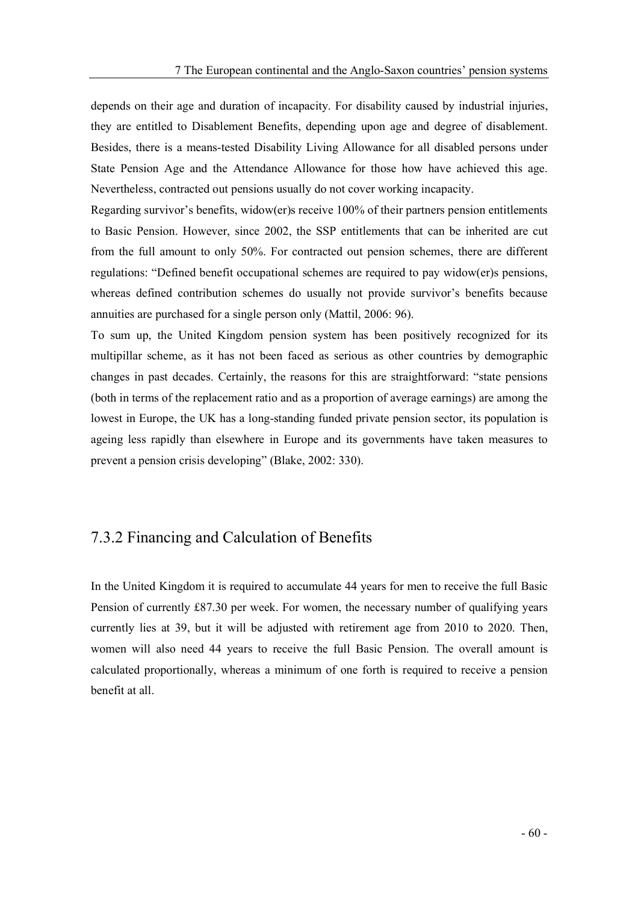depends on their age and duration of incapacity. For disability caused by industrial injuries, they are entitled to Disablement Benefits, depending upon age and degree of disablement. Besides, there is a means-tested Disability Living Allowance for all disabled persons under State Pension Age and the Attendance Allowance for those how have achieved this age. Nevertheless, contracted out pensions usually do not cover working incapacity.

Regarding survivor's benefits, widow(er)s receive 100% of their partners pension entitlements to Basic Pension. However, since 2002, the SSP entitlements that can be inherited are cut from the full amount to only 50%. For contracted out pension schemes, there are different regulations: "Defined benefit occupational schemes are required to pay widow(er)s pensions, whereas defined contribution schemes do usually not provide survivor's benefits because annuities are purchased for a single person only (Mattil, 2006: 96).

To sum up, the United Kingdom pension system has been positively recognized for its multipillar scheme, as it has not been faced as serious as other countries by demographic changes in past decades. Certainly, the reasons for this are straightforward: "state pensions (both in terms of the replacement ratio and as a proportion of average earnings) are among the lowest in Europe, the UK has a long-standing funded private pension sector, its population is ageing less rapidly than elsewhere in Europe and its governments have taken measures to prevent a pension crisis developing" (Blake, 2002: 330).

## 7.3.2 Financing and Calculation of Benefits

In the United Kingdom it is required to accumulate 44 years for men to receive the full Basic Pension of currently £87.30 per week. For women, the necessary number of qualifying years currently lies at 39, but it will be adjusted with retirement age from 2010 to 2020. Then, women will also need 44 years to receive the full Basic Pension. The overall amount is calculated proportionally, whereas a minimum of one forth is required to receive a pension benefit at all.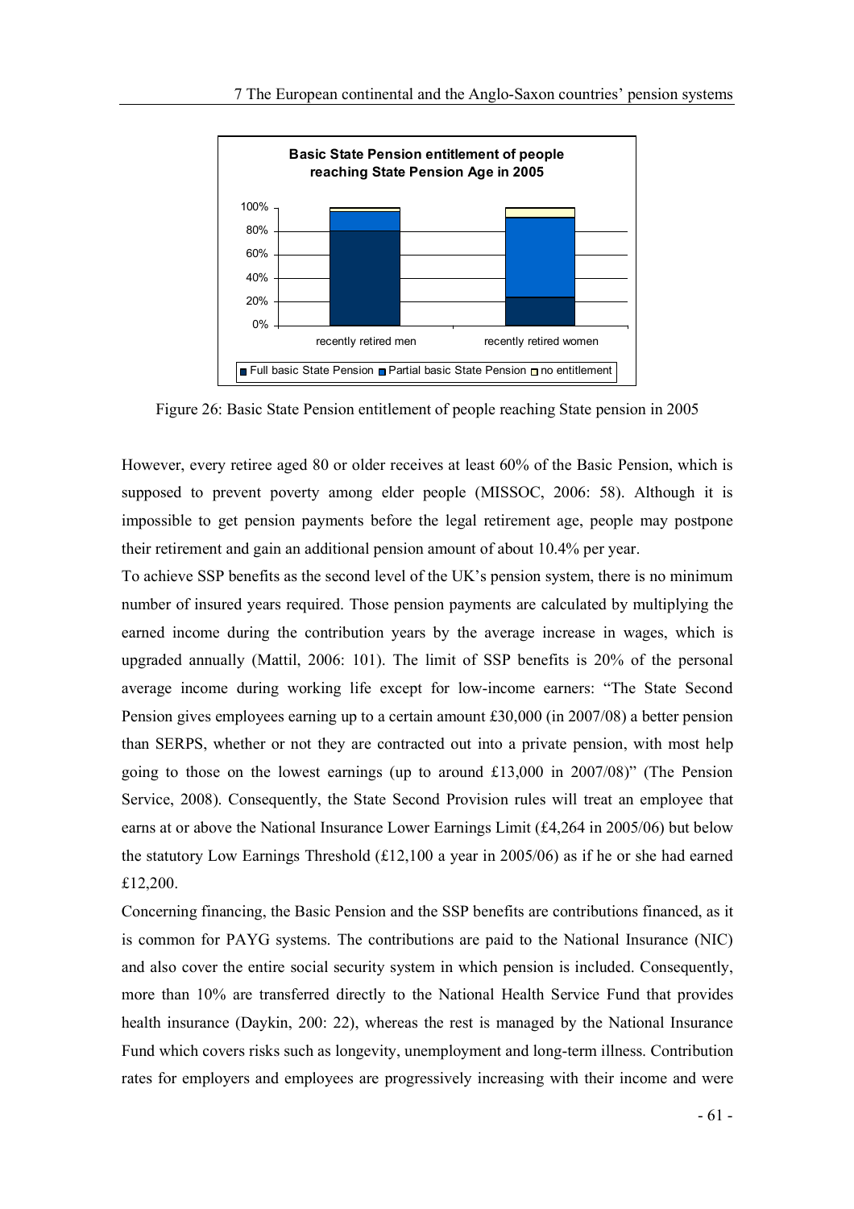Figure 26: Basic State Pension entitlement of people reaching State pension in 2005

However, every retiree aged 80 or older receives at least 60% of the Basic Pension, which is supposed to prevent poverty among elder people (MISSOC, 2006: 58). Although it is impossible to get pension payments before the legal retirement age, people may postpone their retirement and gain an additional pension amount of about 10.4% per year.

To achieve SSP benefits as the second level of the UK's pension system, there is no minimum number of insured years required. Those pension payments are calculated by multiplying the earned income during the contribution years by the average increase in wages, which is upgraded annually (Mattil, 2006: 101). The limit of SSP benefits is 20% of the personal average income during working life except for low-income earners: "The State Second Pension gives employees earning up to a certain amount £30,000 (in 2007/08) a better pension than SERPS, whether or not they are contracted out into a private pension, with most help going to those on the lowest earnings (up to around £13,000 in 2007/08)" (The Pension Service, 2008). Consequently, the State Second Provision rules will treat an employee that earns at or above the National Insurance Lower Earnings Limit (£4,264 in 2005/06) but below the statutory Low Earnings Threshold (£12,100 a year in 2005/06) as if he or she had earned £12,200.

Concerning financing, the Basic Pension and the SSP benefits are contributions financed, as it is common for PAYG systems. The contributions are paid to the National Insurance (NIC) and also cover the entire social security system in which pension is included. Consequently, more than 10% are transferred directly to the National Health Service Fund that provides health insurance (Daykin, 200: 22), whereas the rest is managed by the National Insurance Fund which covers risks such as longevity, unemployment and long-term illness. Contribution rates for employers and employees are progressively increasing with their income and were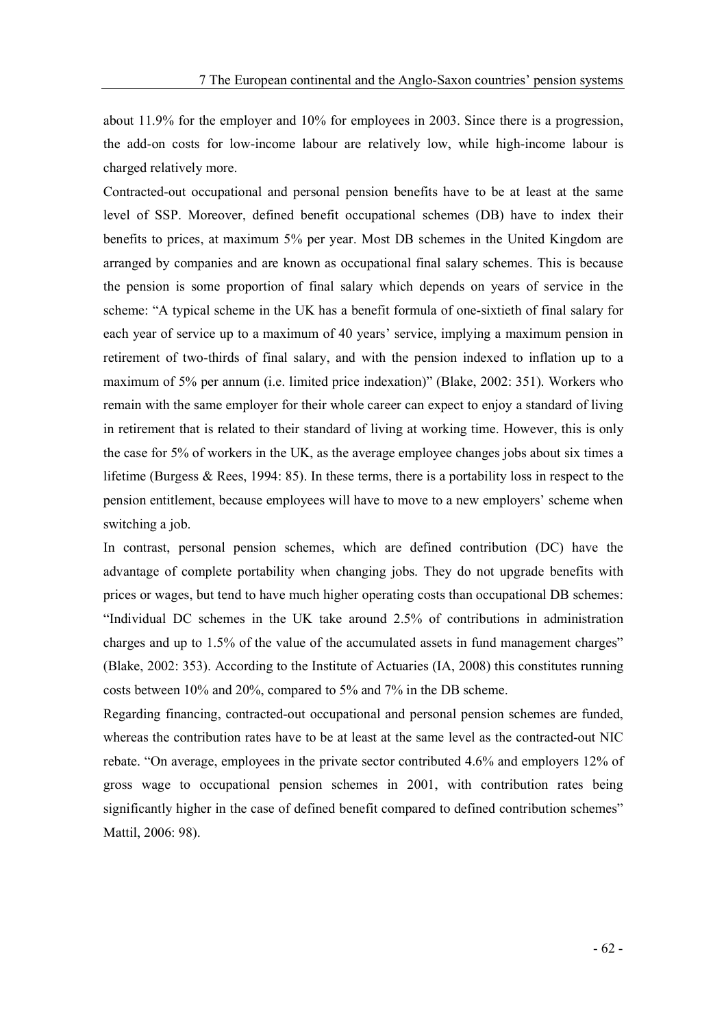about 11.9% for the employer and 10% for employees in 2003. Since there is a progression, the add-on costs for low-income labour are relatively low, while high-income labour is charged relatively more.

Contracted-out occupational and personal pension benefits have to be at least at the same level of SSP. Moreover, defined benefit occupational schemes (DB) have to index their benefits to prices, at maximum 5% per year. Most DB schemes in the United Kingdom are arranged by companies and are known as occupational final salary schemes. This is because the pension is some proportion of final salary which depends on years of service in the scheme: "A typical scheme in the UK has a benefit formula of one-sixtieth of final salary for each year of service up to a maximum of 40 years' service, implying a maximum pension in retirement of two-thirds of final salary, and with the pension indexed to inflation up to a maximum of 5% per annum (i.e. limited price indexation)" (Blake, 2002: 351). Workers who remain with the same employer for their whole career can expect to enjoy a standard of living in retirement that is related to their standard of living at working time. However, this is only the case for 5% of workers in the UK, as the average employee changes jobs about six times a lifetime (Burgess & Rees, 1994: 85). In these terms, there is a portability loss in respect to the pension entitlement, because employees will have to move to a new employers' scheme when switching a job.

In contrast, personal pension schemes, which are defined contribution (DC) have the advantage of complete portability when changing jobs. They do not upgrade benefits with prices or wages, but tend to have much higher operating costs than occupational DB schemes: "Individual DC schemes in the UK take around 2.5% of contributions in administration charges and up to 1.5% of the value of the accumulated assets in fund management charges" (Blake, 2002: 353). According to the Institute of Actuaries (IA, 2008) this constitutes running costs between 10% and 20%, compared to 5% and 7% in the DB scheme.

Regarding financing, contracted-out occupational and personal pension schemes are funded, whereas the contribution rates have to be at least at the same level as the contracted-out NIC rebate. "On average, employees in the private sector contributed 4.6% and employers 12% of gross wage to occupational pension schemes in 2001, with contribution rates being significantly higher in the case of defined benefit compared to defined contribution schemes" Mattil, 2006: 98).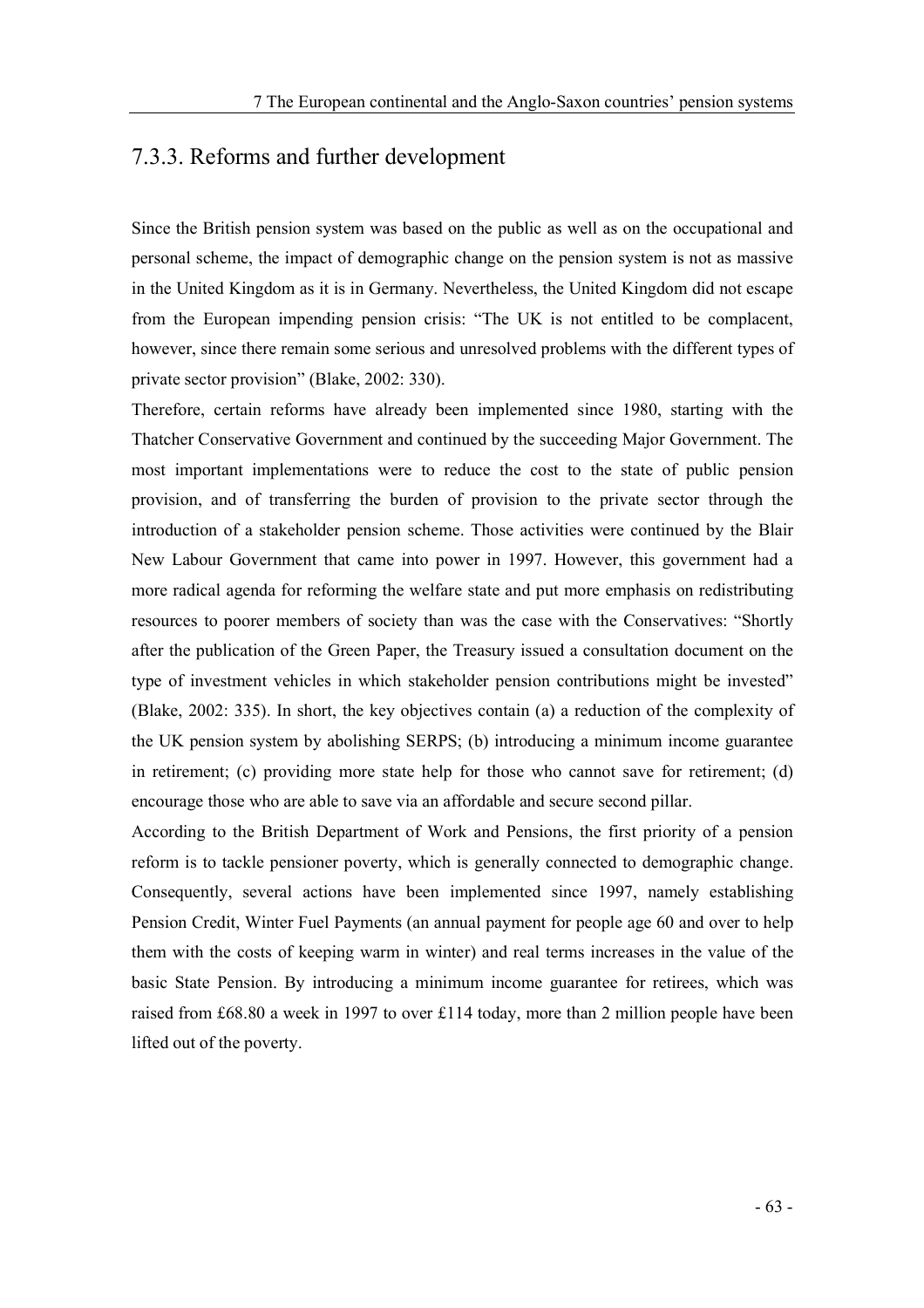### 7.3.3. Reforms and further development

Since the British pension system was based on the public as well as on the occupational and personal scheme, the impact of demographic change on the pension system is not as massive in the United Kingdom as it is in Germany. Nevertheless, the United Kingdom did not escape from the European impending pension crisis: "The UK is not entitled to be complacent, however, since there remain some serious and unresolved problems with the different types of private sector provision" (Blake, 2002: 330).

Therefore, certain reforms have already been implemented since 1980, starting with the Thatcher Conservative Government and continued by the succeeding Major Government. The most important implementations were to reduce the cost to the state of public pension provision, and of transferring the burden of provision to the private sector through the introduction of a stakeholder pension scheme. Those activities were continued by the Blair New Labour Government that came into power in 1997. However, this government had a more radical agenda for reforming the welfare state and put more emphasis on redistributing resources to poorer members of society than was the case with the Conservatives: "Shortly after the publication of the Green Paper, the Treasury issued a consultation document on the type of investment vehicles in which stakeholder pension contributions might be invested" (Blake, 2002: 335). In short, the key objectives contain (a) a reduction of the complexity of the UK pension system by abolishing SERPS; (b) introducing a minimum income guarantee in retirement; (c) providing more state help for those who cannot save for retirement; (d) encourage those who are able to save via an affordable and secure second pillar.

According to the British Department of Work and Pensions, the first priority of a pension reform is to tackle pensioner poverty, which is generally connected to demographic change. Consequently, several actions have been implemented since 1997, namely establishing Pension Credit, Winter Fuel Payments (an annual payment for people age 60 and over to help them with the costs of keeping warm in winter) and real terms increases in the value of the basic State Pension. By introducing a minimum income guarantee for retirees, which was raised from £68.80 a week in 1997 to over £114 today, more than 2 million people have been lifted out of the poverty.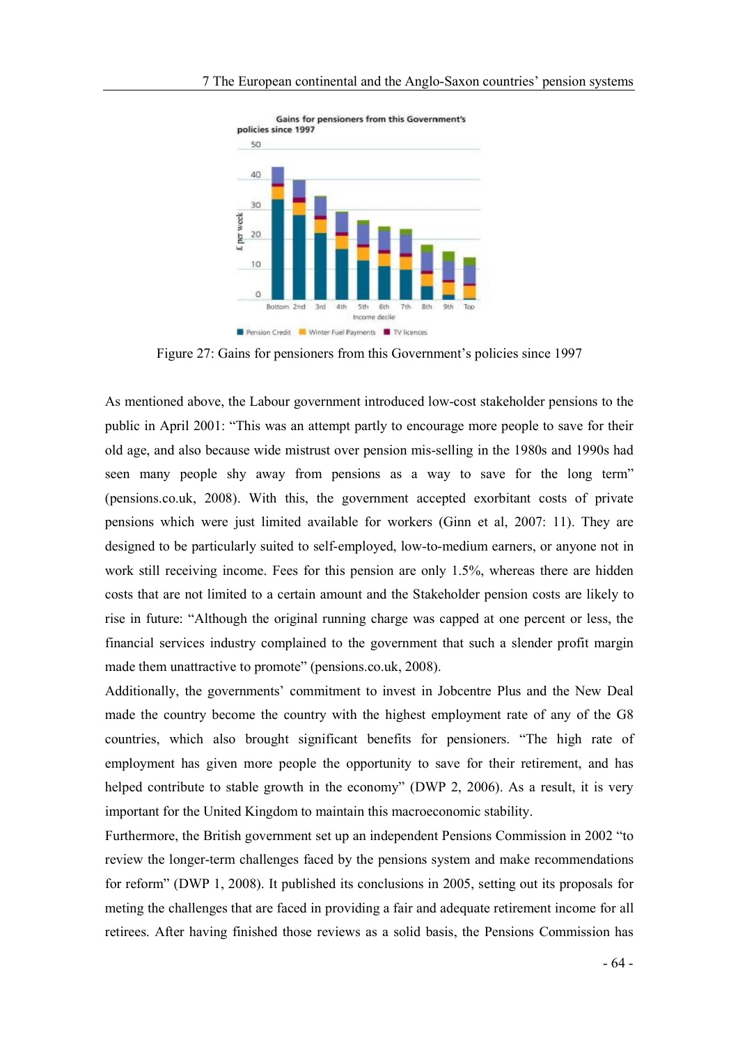Figure 27: Gains for pensioners from this Government's policies since 1997

As mentioned above, the Labour government introduced low-cost stakeholder pensions to the public in April 2001: "This was an attempt partly to encourage more people to save for their old age, and also because wide mistrust over pension mis-selling in the 1980s and 1990s had seen many people shy away from pensions as a way to save for the long term" (pensions.co.uk, 2008). With this, the government accepted exorbitant costs of private pensions which were just limited available for workers (Ginn et al, 2007: 11). They are designed to be particularly suited to self-employed, low-to-medium earners, or anyone not in work still receiving income. Fees for this pension are only 1.5%, whereas there are hidden costs that are not limited to a certain amount and the Stakeholder pension costs are likely to rise in future: "Although the original running charge was capped at one percent or less, the financial services industry complained to the government that such a slender profit margin made them unattractive to promote" (pensions.co.uk, 2008).

Additionally, the governments' commitment to invest in Jobcentre Plus and the New Deal made the country become the country with the highest employment rate of any of the G8 countries, which also brought significant benefits for pensioners. "The high rate of employment has given more people the opportunity to save for their retirement, and has helped contribute to stable growth in the economy" (DWP 2, 2006). As a result, it is very important for the United Kingdom to maintain this macroeconomic stability.

Furthermore, the British government set up an independent Pensions Commission in 2002 "to review the longer-term challenges faced by the pensions system and make recommendations for reform" (DWP 1, 2008). It published its conclusions in 2005, setting out its proposals for meting the challenges that are faced in providing a fair and adequate retirement income for all retirees. After having finished those reviews as a solid basis, the Pensions Commission has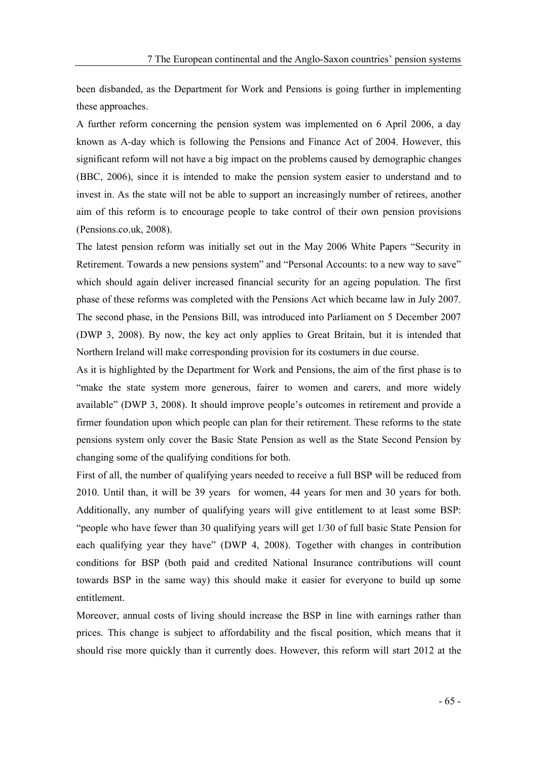been disbanded, as the Department for Work and Pensions is going further in implementing these approaches.

A further reform concerning the pension system was implemented on 6 April 2006, a day known as A-day which is following the Pensions and Finance Act of 2004. However, this significant reform will not have a big impact on the problems caused by demographic changes (BBC, 2006), since it is intended to make the pension system easier to understand and to invest in. As the state will not be able to support an increasingly number of retirees, another aim of this reform is to encourage people to take control of their own pension provisions (Pensions.co.uk, 2008).

The latest pension reform was initially set out in the May 2006 White Papers "Security in Retirement. Towards a new pensions system" and "Personal Accounts: to a new way to save" which should again deliver increased financial security for an ageing population. The first phase of these reforms was completed with the Pensions Act which became law in July 2007. The second phase, in the Pensions Bill, was introduced into Parliament on 5 December 2007 (DWP 3, 2008). By now, the key act only applies to Great Britain, but it is intended that Northern Ireland will make corresponding provision for its costumers in due course.

As it is highlighted by the Department for Work and Pensions, the aim of the first phase is to "make the state system more generous, fairer to women and carers, and more widely available" (DWP 3, 2008). It should improve people's outcomes in retirement and provide a firmer foundation upon which people can plan for their retirement. These reforms to the state pensions system only cover the Basic State Pension as well as the State Second Pension by changing some of the qualifying conditions for both.

First of all, the number of qualifying years needed to receive a full BSP will be reduced from 2010. Until than, it will be 39 years for women, 44 years for men and 30 years for both. Additionally, any number of qualifying years will give entitlement to at least some BSP: "people who have fewer than 30 qualifying years will get 1/30 of full basic State Pension for each qualifying year they have" (DWP 4, 2008). Together with changes in contribution conditions for BSP (both paid and credited National Insurance contributions will count towards BSP in the same way) this should make it easier for everyone to build up some entitlement.

Moreover, annual costs of living should increase the BSP in line with earnings rather than prices. This change is subject to affordability and the fiscal position, which means that it should rise more quickly than it currently does. However, this reform will start 2012 at the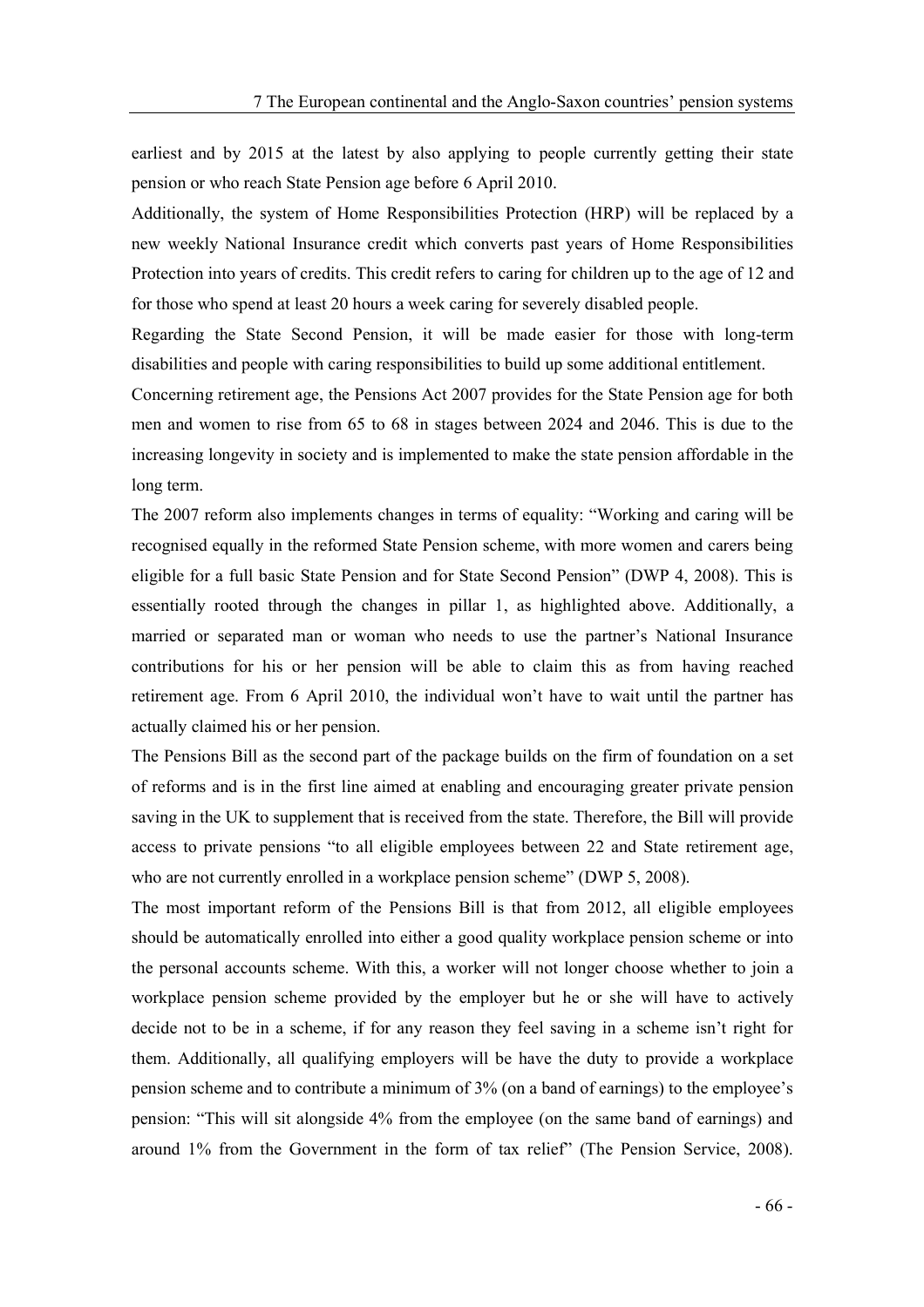earliest and by 2015 at the latest by also applying to people currently getting their state pension or who reach State Pension age before 6 April 2010.

Additionally, the system of Home Responsibilities Protection (HRP) will be replaced by a new weekly National Insurance credit which converts past years of Home Responsibilities Protection into years of credits. This credit refers to caring for children up to the age of 12 and for those who spend at least 20 hours a week caring for severely disabled people.

Regarding the State Second Pension, it will be made easier for those with long-term disabilities and people with caring responsibilities to build up some additional entitlement.

Concerning retirement age, the Pensions Act 2007 provides for the State Pension age for both men and women to rise from 65 to 68 in stages between 2024 and 2046. This is due to the increasing longevity in society and is implemented to make the state pension affordable in the long term.

The 2007 reform also implements changes in terms of equality: "Working and caring will be recognised equally in the reformed State Pension scheme, with more women and carers being eligible for a full basic State Pension and for State Second Pension" (DWP 4, 2008). This is essentially rooted through the changes in pillar 1, as highlighted above. Additionally, a married or separated man or woman who needs to use the partner's National Insurance contributions for his or her pension will be able to claim this as from having reached retirement age. From 6 April 2010, the individual won't have to wait until the partner has actually claimed his or her pension.

The Pensions Bill as the second part of the package builds on the firm of foundation on a set of reforms and is in the first line aimed at enabling and encouraging greater private pension saving in the UK to supplement that is received from the state. Therefore, the Bill will provide access to private pensions "to all eligible employees between 22 and State retirement age, who are not currently enrolled in a workplace pension scheme" (DWP 5, 2008).

The most important reform of the Pensions Bill is that from 2012, all eligible employees should be automatically enrolled into either a good quality workplace pension scheme or into the personal accounts scheme. With this, a worker will not longer choose whether to join a workplace pension scheme provided by the employer but he or she will have to actively decide not to be in a scheme, if for any reason they feel saving in a scheme isn't right for them. Additionally, all qualifying employers will be have the duty to provide a workplace pension scheme and to contribute a minimum of 3% (on a band of earnings) to the employee's pension: "This will sit alongside 4% from the employee (on the same band of earnings) and around 1% from the Government in the form of tax relief" (The Pension Service, 2008).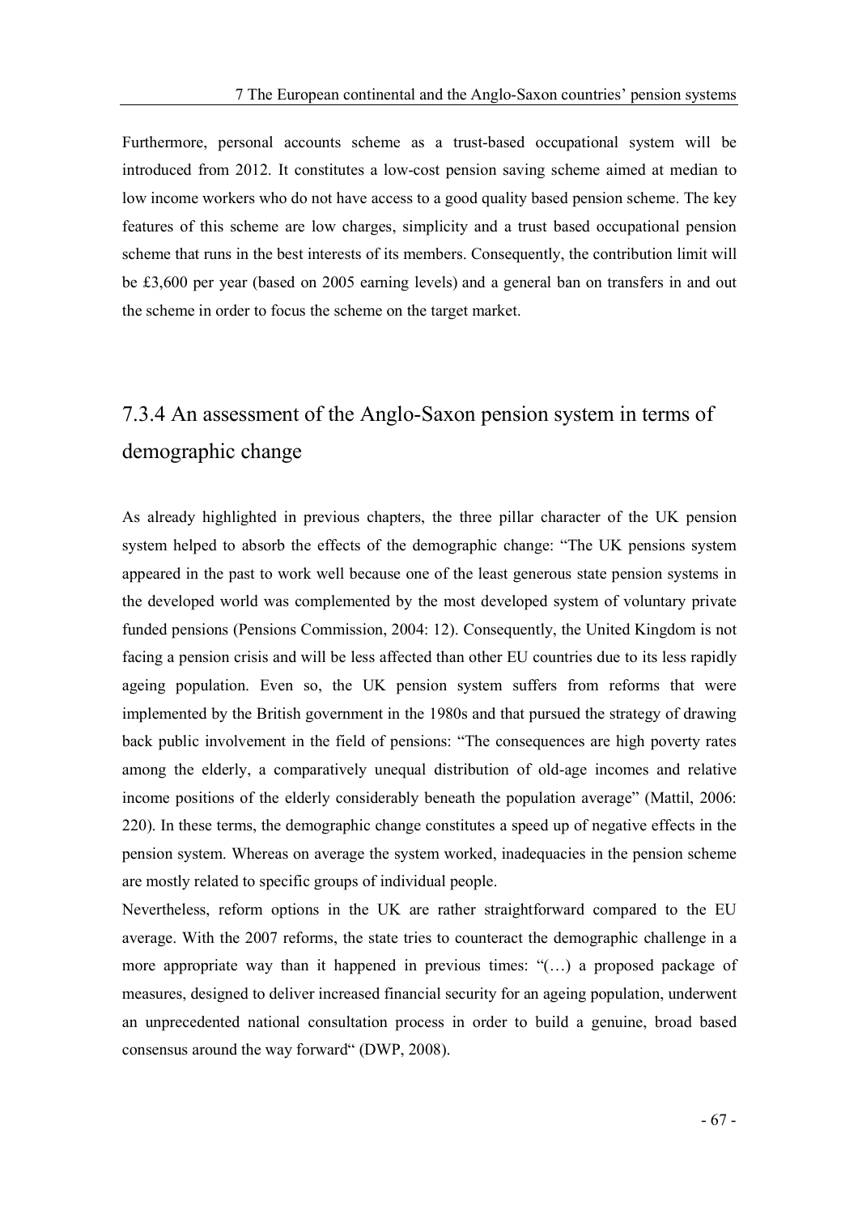Furthermore, personal accounts scheme as a trust-based occupational system will be introduced from 2012. It constitutes a low-cost pension saving scheme aimed at median to low income workers who do not have access to a good quality based pension scheme. The key features of this scheme are low charges, simplicity and a trust based occupational pension scheme that runs in the best interests of its members. Consequently, the contribution limit will be £3,600 per year (based on 2005 earning levels) and a general ban on transfers in and out the scheme in order to focus the scheme on the target market.

## 7.3.4 An assessment of the Anglo-Saxon pension system in terms of demographic change

As already highlighted in previous chapters, the three pillar character of the UK pension system helped to absorb the effects of the demographic change: "The UK pensions system appeared in the past to work well because one of the least generous state pension systems in the developed world was complemented by the most developed system of voluntary private funded pensions (Pensions Commission, 2004: 12). Consequently, the United Kingdom is not facing a pension crisis and will be less affected than other EU countries due to its less rapidly ageing population. Even so, the UK pension system suffers from reforms that were implemented by the British government in the 1980s and that pursued the strategy of drawing back public involvement in the field of pensions: "The consequences are high poverty rates among the elderly, a comparatively unequal distribution of old-age incomes and relative income positions of the elderly considerably beneath the population average" (Mattil, 2006: 220). In these terms, the demographic change constitutes a speed up of negative effects in the pension system. Whereas on average the system worked, inadequacies in the pension scheme are mostly related to specific groups of individual people.

Nevertheless, reform options in the UK are rather straightforward compared to the EU average. With the 2007 reforms, the state tries to counteract the demographic challenge in a more appropriate way than it happened in previous times: "(…) a proposed package of measures, designed to deliver increased financial security for an ageing population, underwent an unprecedented national consultation process in order to build a genuine, broad based consensus around the way forward" (DWP, 2008).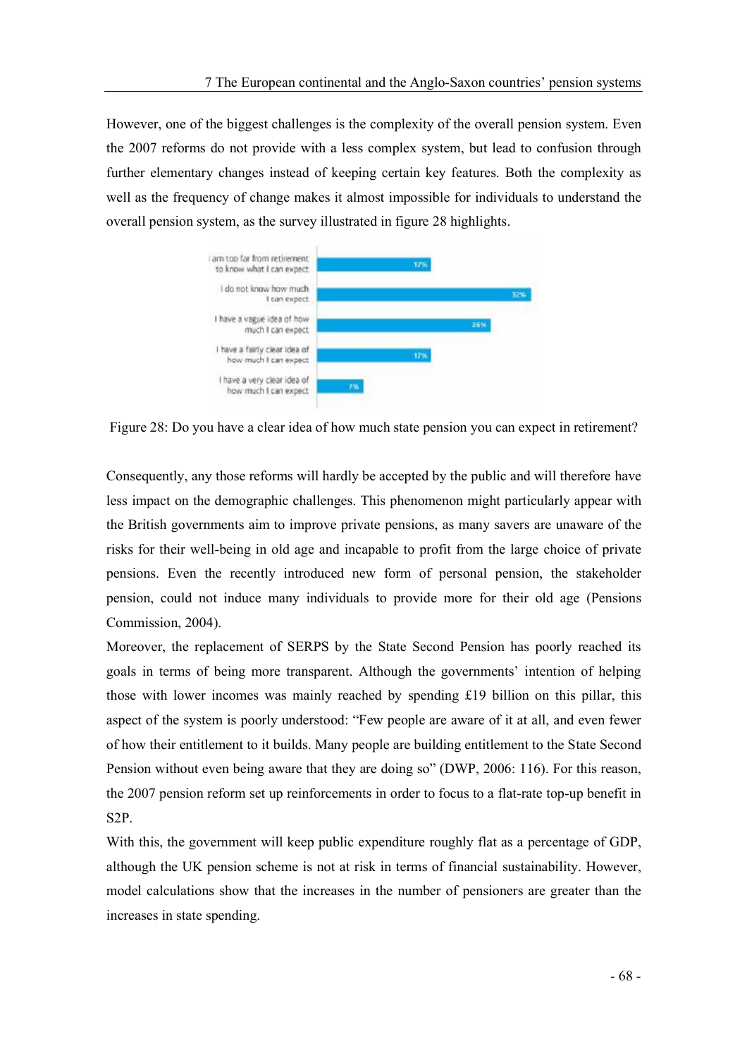However, one of the biggest challenges is the complexity of the overall pension system. Even the 2007 reforms do not provide with a less complex system, but lead to confusion through further elementary changes instead of keeping certain key features. Both the complexity as well as the frequency of change makes it almost impossible for individuals to understand the overall pension system, as the survey illustrated in figure 28 highlights.

| Response | Share |
|---|---|
| I am too far from retirement to know what I can expect | 17% |
| I do not know how much I can expect | 32% |
| I have a vague idea of how much I can expect | 26% |
| I have a fairly clear idea of how much I can expect | 17% |
| I have a very clear idea of how much I can expect | 7% |

Figure 28: Do you have a clear idea of how much state pension you can expect in retirement?

Consequently, any those reforms will hardly be accepted by the public and will therefore have less impact on the demographic challenges. This phenomenon might particularly appear with the British governments aim to improve private pensions, as many savers are unaware of the risks for their well-being in old age and incapable to profit from the large choice of private pensions. Even the recently introduced new form of personal pension, the stakeholder pension, could not induce many individuals to provide more for their old age (Pensions Commission, 2004).

Moreover, the replacement of SERPS by the State Second Pension has poorly reached its goals in terms of being more transparent. Although the governments' intention of helping those with lower incomes was mainly reached by spending £19 billion on this pillar, this aspect of the system is poorly understood: "Few people are aware of it at all, and even fewer of how their entitlement to it builds. Many people are building entitlement to the State Second Pension without even being aware that they are doing so" (DWP, 2006: 116). For this reason, the 2007 pension reform set up reinforcements in order to focus to a flat-rate top-up benefit in S2P.

With this, the government will keep public expenditure roughly flat as a percentage of GDP, although the UK pension scheme is not at risk in terms of financial sustainability. However, model calculations show that the increases in the number of pensioners are greater than the increases in state spending.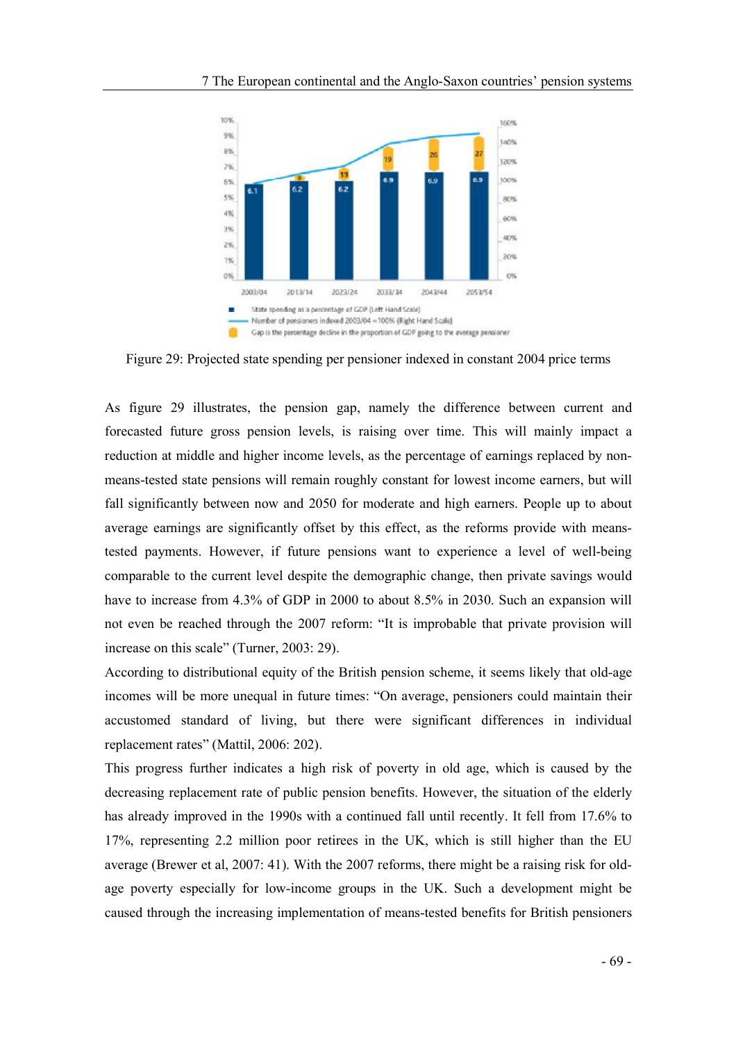Figure 29: Projected state spending per pensioner indexed in constant 2004 price terms

As figure 29 illustrates, the pension gap, namely the difference between current and forecasted future gross pension levels, is raising over time. This will mainly impact a reduction at middle and higher income levels, as the percentage of earnings replaced by non-means-tested state pensions will remain roughly constant for lowest income earners, but will fall significantly between now and 2050 for moderate and high earners. People up to about average earnings are significantly offset by this effect, as the reforms provide with means-tested payments. However, if future pensions want to experience a level of well-being comparable to the current level despite the demographic change, then private savings would have to increase from 4.3% of GDP in 2000 to about 8.5% in 2030. Such an expansion will not even be reached through the 2007 reform: "It is improbable that private provision will increase on this scale" (Turner, 2003: 29).

According to distributional equity of the British pension scheme, it seems likely that old-age incomes will be more unequal in future times: "On average, pensioners could maintain their accustomed standard of living, but there were significant differences in individual replacement rates" (Mattil, 2006: 202).

This progress further indicates a high risk of poverty in old age, which is caused by the decreasing replacement rate of public pension benefits. However, the situation of the elderly has already improved in the 1990s with a continued fall until recently. It fell from 17.6% to 17%, representing 2.2 million poor retirees in the UK, which is still higher than the EU average (Brewer et al, 2007: 41). With the 2007 reforms, there might be a raising risk for old-age poverty especially for low-income groups in the UK. Such a development might be caused through the increasing implementation of means-tested benefits for British pensioners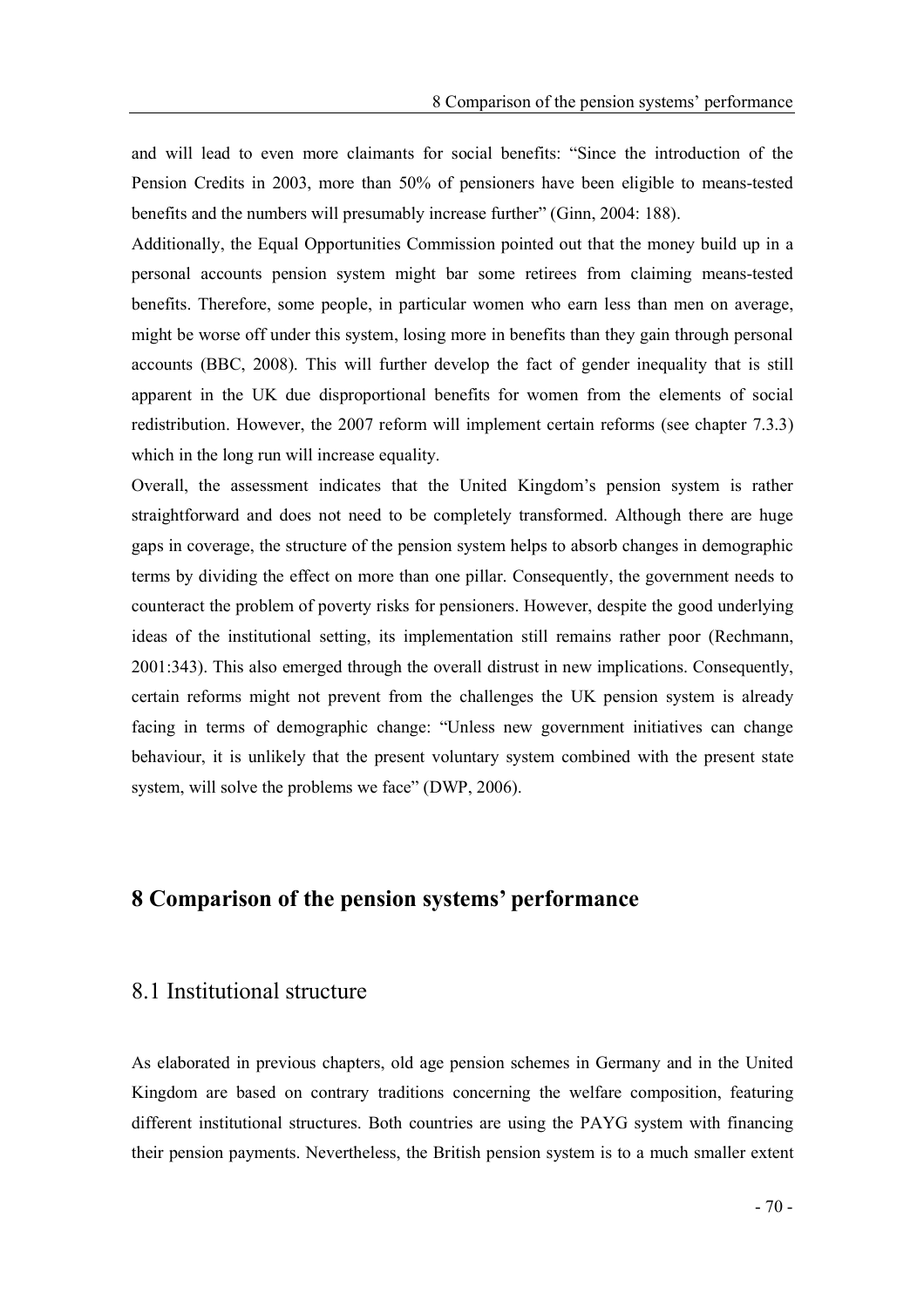and will lead to even more claimants for social benefits: "Since the introduction of the Pension Credits in 2003, more than 50% of pensioners have been eligible to means-tested benefits and the numbers will presumably increase further" (Ginn, 2004: 188).

Additionally, the Equal Opportunities Commission pointed out that the money build up in a personal accounts pension system might bar some retirees from claiming means-tested benefits. Therefore, some people, in particular women who earn less than men on average, might be worse off under this system, losing more in benefits than they gain through personal accounts (BBC, 2008). This will further develop the fact of gender inequality that is still apparent in the UK due disproportional benefits for women from the elements of social redistribution. However, the 2007 reform will implement certain reforms (see chapter 7.3.3) which in the long run will increase equality.

Overall, the assessment indicates that the United Kingdom's pension system is rather straightforward and does not need to be completely transformed. Although there are huge gaps in coverage, the structure of the pension system helps to absorb changes in demographic terms by dividing the effect on more than one pillar. Consequently, the government needs to counteract the problem of poverty risks for pensioners. However, despite the good underlying ideas of the institutional setting, its implementation still remains rather poor (Rechmann, 2001:343). This also emerged through the overall distrust in new implications. Consequently, certain reforms might not prevent from the challenges the UK pension system is already facing in terms of demographic change: "Unless new government initiatives can change behaviour, it is unlikely that the present voluntary system combined with the present state system, will solve the problems we face" (DWP, 2006).

# 8 Comparison of the pension systems' performance

## 8.1 Institutional structure

As elaborated in previous chapters, old age pension schemes in Germany and in the United Kingdom are based on contrary traditions concerning the welfare composition, featuring different institutional structures. Both countries are using the PAYG system with financing their pension payments. Nevertheless, the British pension system is to a much smaller extent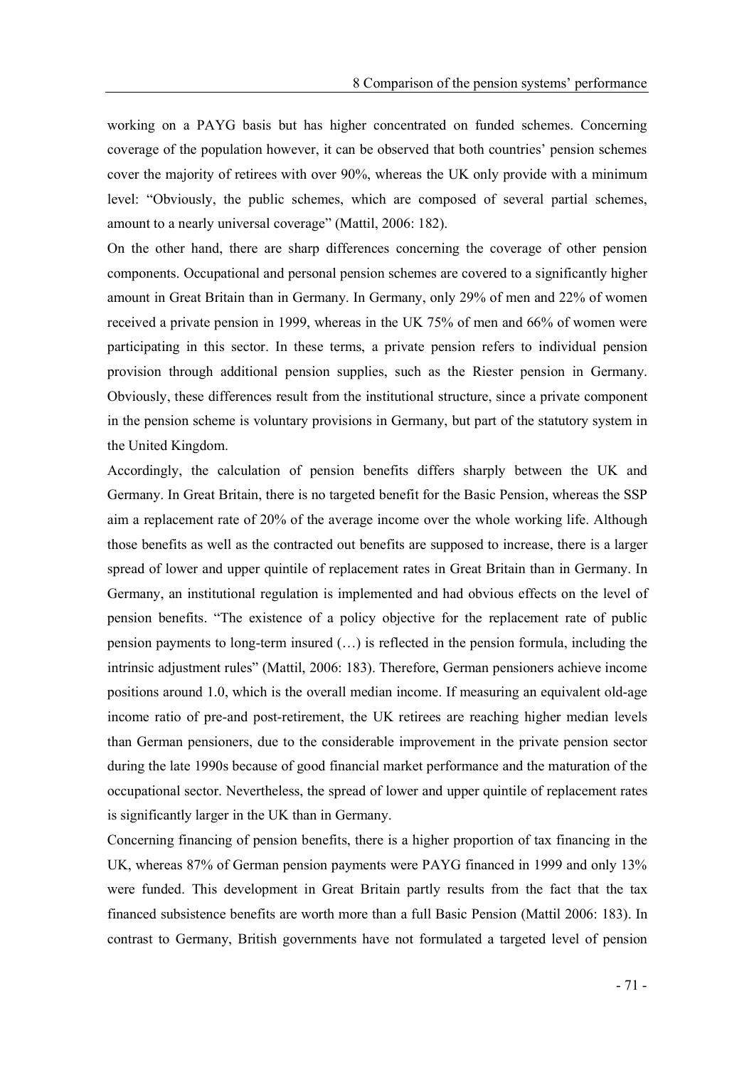working on a PAYG basis but has higher concentrated on funded schemes. Concerning coverage of the population however, it can be observed that both countries' pension schemes cover the majority of retirees with over 90%, whereas the UK only provide with a minimum level: "Obviously, the public schemes, which are composed of several partial schemes, amount to a nearly universal coverage" (Mattil, 2006: 182).

On the other hand, there are sharp differences concerning the coverage of other pension components. Occupational and personal pension schemes are covered to a significantly higher amount in Great Britain than in Germany. In Germany, only 29% of men and 22% of women received a private pension in 1999, whereas in the UK 75% of men and 66% of women were participating in this sector. In these terms, a private pension refers to individual pension provision through additional pension supplies, such as the Riester pension in Germany. Obviously, these differences result from the institutional structure, since a private component in the pension scheme is voluntary provisions in Germany, but part of the statutory system in the United Kingdom.

Accordingly, the calculation of pension benefits differs sharply between the UK and Germany. In Great Britain, there is no targeted benefit for the Basic Pension, whereas the SSP aim a replacement rate of 20% of the average income over the whole working life. Although those benefits as well as the contracted out benefits are supposed to increase, there is a larger spread of lower and upper quintile of replacement rates in Great Britain than in Germany. In Germany, an institutional regulation is implemented and had obvious effects on the level of pension benefits. "The existence of a policy objective for the replacement rate of public pension payments to long-term insured (…) is reflected in the pension formula, including the intrinsic adjustment rules" (Mattil, 2006: 183). Therefore, German pensioners achieve income positions around 1.0, which is the overall median income. If measuring an equivalent old-age income ratio of pre-and post-retirement, the UK retirees are reaching higher median levels than German pensioners, due to the considerable improvement in the private pension sector during the late 1990s because of good financial market performance and the maturation of the occupational sector. Nevertheless, the spread of lower and upper quintile of replacement rates is significantly larger in the UK than in Germany.

Concerning financing of pension benefits, there is a higher proportion of tax financing in the UK, whereas 87% of German pension payments were PAYG financed in 1999 and only 13% were funded. This development in Great Britain partly results from the fact that the tax financed subsistence benefits are worth more than a full Basic Pension (Mattil 2006: 183). In contrast to Germany, British governments have not formulated a targeted level of pension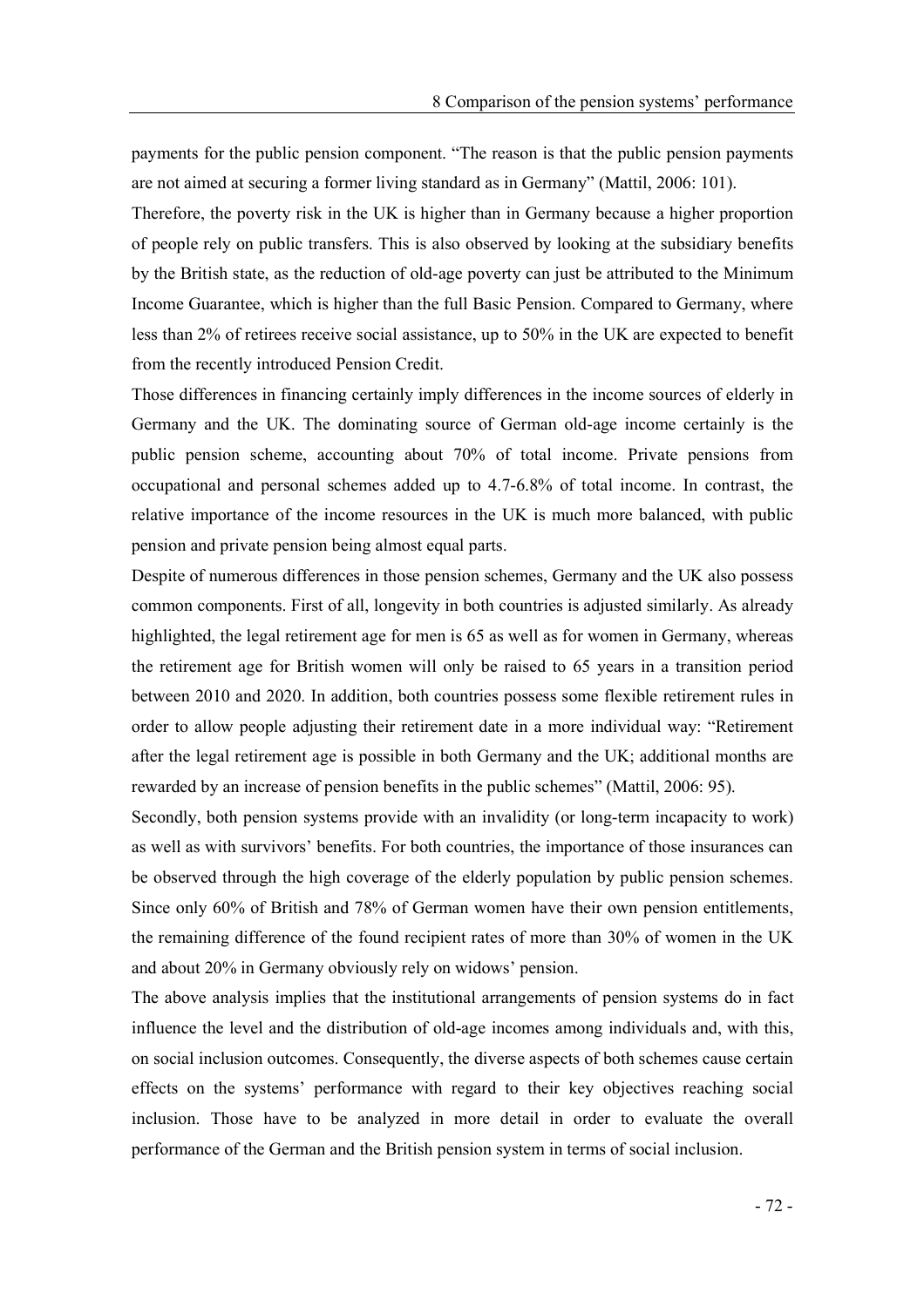payments for the public pension component. "The reason is that the public pension payments are not aimed at securing a former living standard as in Germany" (Mattil, 2006: 101).

Therefore, the poverty risk in the UK is higher than in Germany because a higher proportion of people rely on public transfers. This is also observed by looking at the subsidiary benefits by the British state, as the reduction of old-age poverty can just be attributed to the Minimum Income Guarantee, which is higher than the full Basic Pension. Compared to Germany, where less than 2% of retirees receive social assistance, up to 50% in the UK are expected to benefit from the recently introduced Pension Credit.

Those differences in financing certainly imply differences in the income sources of elderly in Germany and the UK. The dominating source of German old-age income certainly is the public pension scheme, accounting about 70% of total income. Private pensions from occupational and personal schemes added up to 4.7-6.8% of total income. In contrast, the relative importance of the income resources in the UK is much more balanced, with public pension and private pension being almost equal parts.

Despite of numerous differences in those pension schemes, Germany and the UK also possess common components. First of all, longevity in both countries is adjusted similarly. As already highlighted, the legal retirement age for men is 65 as well as for women in Germany, whereas the retirement age for British women will only be raised to 65 years in a transition period between 2010 and 2020. In addition, both countries possess some flexible retirement rules in order to allow people adjusting their retirement date in a more individual way: "Retirement after the legal retirement age is possible in both Germany and the UK; additional months are rewarded by an increase of pension benefits in the public schemes" (Mattil, 2006: 95).

Secondly, both pension systems provide with an invalidity (or long-term incapacity to work) as well as with survivors' benefits. For both countries, the importance of those insurances can be observed through the high coverage of the elderly population by public pension schemes. Since only 60% of British and 78% of German women have their own pension entitlements, the remaining difference of the found recipient rates of more than 30% of women in the UK and about 20% in Germany obviously rely on widows' pension.

The above analysis implies that the institutional arrangements of pension systems do in fact influence the level and the distribution of old-age incomes among individuals and, with this, on social inclusion outcomes. Consequently, the diverse aspects of both schemes cause certain effects on the systems' performance with regard to their key objectives reaching social inclusion. Those have to be analyzed in more detail in order to evaluate the overall performance of the German and the British pension system in terms of social inclusion.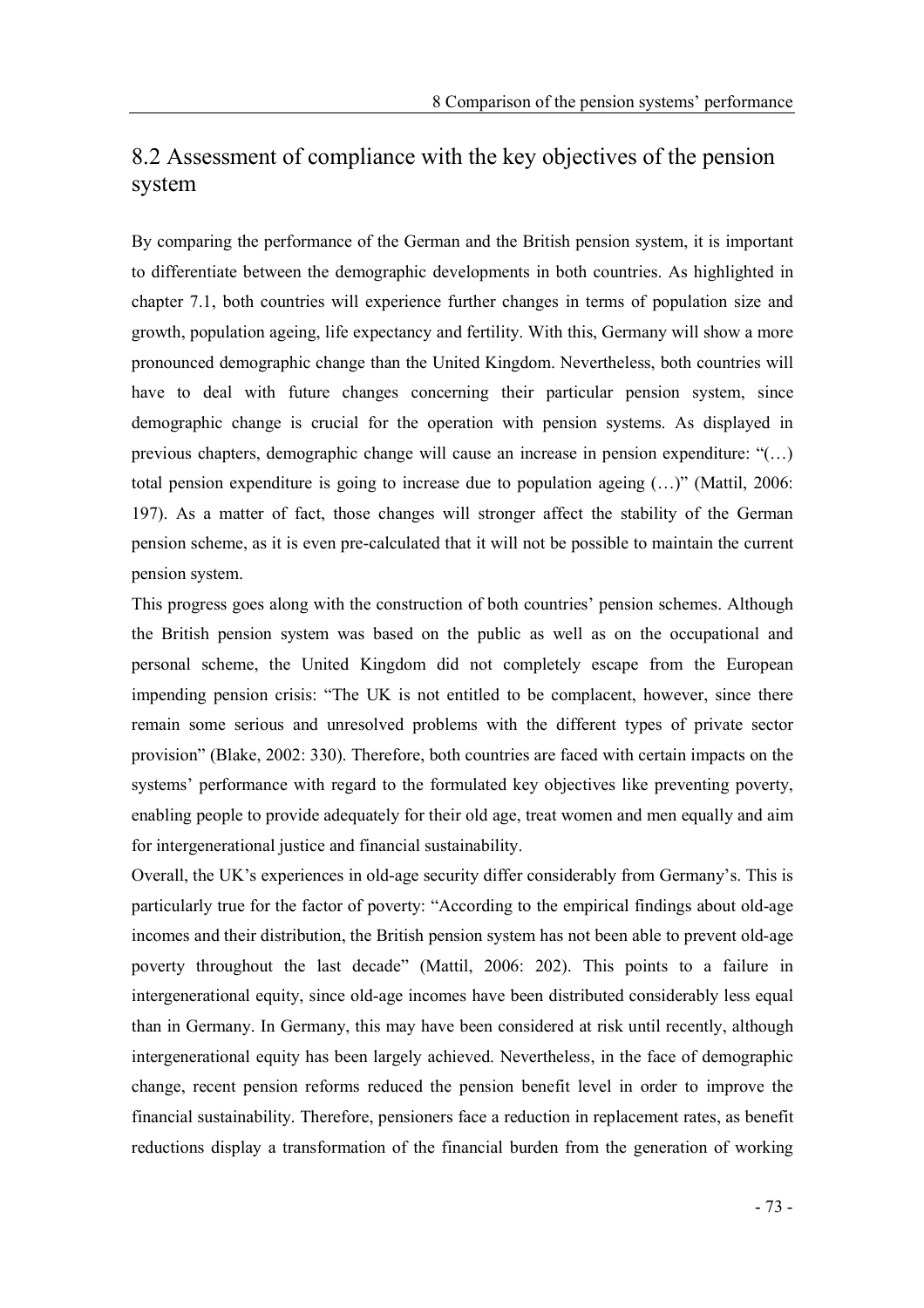## 8.2 Assessment of compliance with the key objectives of the pension system

By comparing the performance of the German and the British pension system, it is important to differentiate between the demographic developments in both countries. As highlighted in chapter 7.1, both countries will experience further changes in terms of population size and growth, population ageing, life expectancy and fertility. With this, Germany will show a more pronounced demographic change than the United Kingdom. Nevertheless, both countries will have to deal with future changes concerning their particular pension system, since demographic change is crucial for the operation with pension systems. As displayed in previous chapters, demographic change will cause an increase in pension expenditure: "(…) total pension expenditure is going to increase due to population ageing (…)" (Mattil, 2006: 197). As a matter of fact, those changes will stronger affect the stability of the German pension scheme, as it is even pre-calculated that it will not be possible to maintain the current pension system.

This progress goes along with the construction of both countries' pension schemes. Although the British pension system was based on the public as well as on the occupational and personal scheme, the United Kingdom did not completely escape from the European impending pension crisis: "The UK is not entitled to be complacent, however, since there remain some serious and unresolved problems with the different types of private sector provision" (Blake, 2002: 330). Therefore, both countries are faced with certain impacts on the systems' performance with regard to the formulated key objectives like preventing poverty, enabling people to provide adequately for their old age, treat women and men equally and aim for intergenerational justice and financial sustainability.

Overall, the UK's experiences in old-age security differ considerably from Germany's. This is particularly true for the factor of poverty: "According to the empirical findings about old-age incomes and their distribution, the British pension system has not been able to prevent old-age poverty throughout the last decade" (Mattil, 2006: 202). This points to a failure in intergenerational equity, since old-age incomes have been distributed considerably less equal than in Germany. In Germany, this may have been considered at risk until recently, although intergenerational equity has been largely achieved. Nevertheless, in the face of demographic change, recent pension reforms reduced the pension benefit level in order to improve the financial sustainability. Therefore, pensioners face a reduction in replacement rates, as benefit reductions display a transformation of the financial burden from the generation of working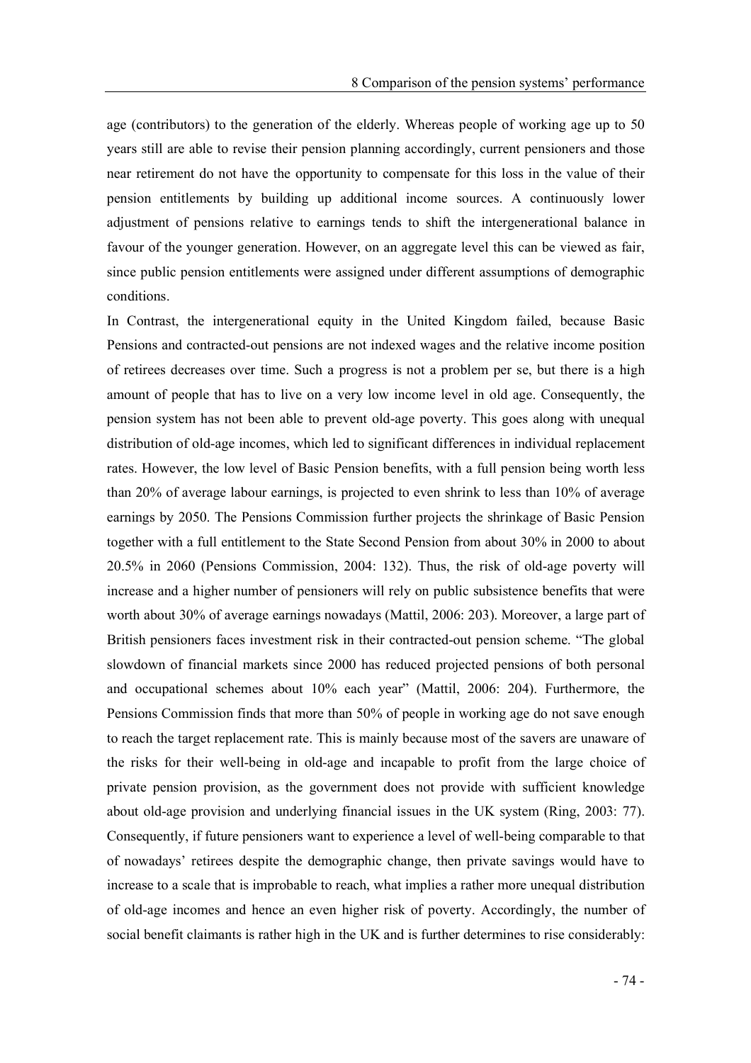age (contributors) to the generation of the elderly. Whereas people of working age up to 50 years still are able to revise their pension planning accordingly, current pensioners and those near retirement do not have the opportunity to compensate for this loss in the value of their pension entitlements by building up additional income sources. A continuously lower adjustment of pensions relative to earnings tends to shift the intergenerational balance in favour of the younger generation. However, on an aggregate level this can be viewed as fair, since public pension entitlements were assigned under different assumptions of demographic conditions.

In Contrast, the intergenerational equity in the United Kingdom failed, because Basic Pensions and contracted-out pensions are not indexed wages and the relative income position of retirees decreases over time. Such a progress is not a problem per se, but there is a high amount of people that has to live on a very low income level in old age. Consequently, the pension system has not been able to prevent old-age poverty. This goes along with unequal distribution of old-age incomes, which led to significant differences in individual replacement rates. However, the low level of Basic Pension benefits, with a full pension being worth less than 20% of average labour earnings, is projected to even shrink to less than 10% of average earnings by 2050. The Pensions Commission further projects the shrinkage of Basic Pension together with a full entitlement to the State Second Pension from about 30% in 2000 to about 20.5% in 2060 (Pensions Commission, 2004: 132). Thus, the risk of old-age poverty will increase and a higher number of pensioners will rely on public subsistence benefits that were worth about 30% of average earnings nowadays (Mattil, 2006: 203). Moreover, a large part of British pensioners faces investment risk in their contracted-out pension scheme. "The global slowdown of financial markets since 2000 has reduced projected pensions of both personal and occupational schemes about 10% each year" (Mattil, 2006: 204). Furthermore, the Pensions Commission finds that more than 50% of people in working age do not save enough to reach the target replacement rate. This is mainly because most of the savers are unaware of the risks for their well-being in old-age and incapable to profit from the large choice of private pension provision, as the government does not provide with sufficient knowledge about old-age provision and underlying financial issues in the UK system (Ring, 2003: 77). Consequently, if future pensioners want to experience a level of well-being comparable to that of nowadays' retirees despite the demographic change, then private savings would have to increase to a scale that is improbable to reach, what implies a rather more unequal distribution of old-age incomes and hence an even higher risk of poverty. Accordingly, the number of social benefit claimants is rather high in the UK and is further determines to rise considerably: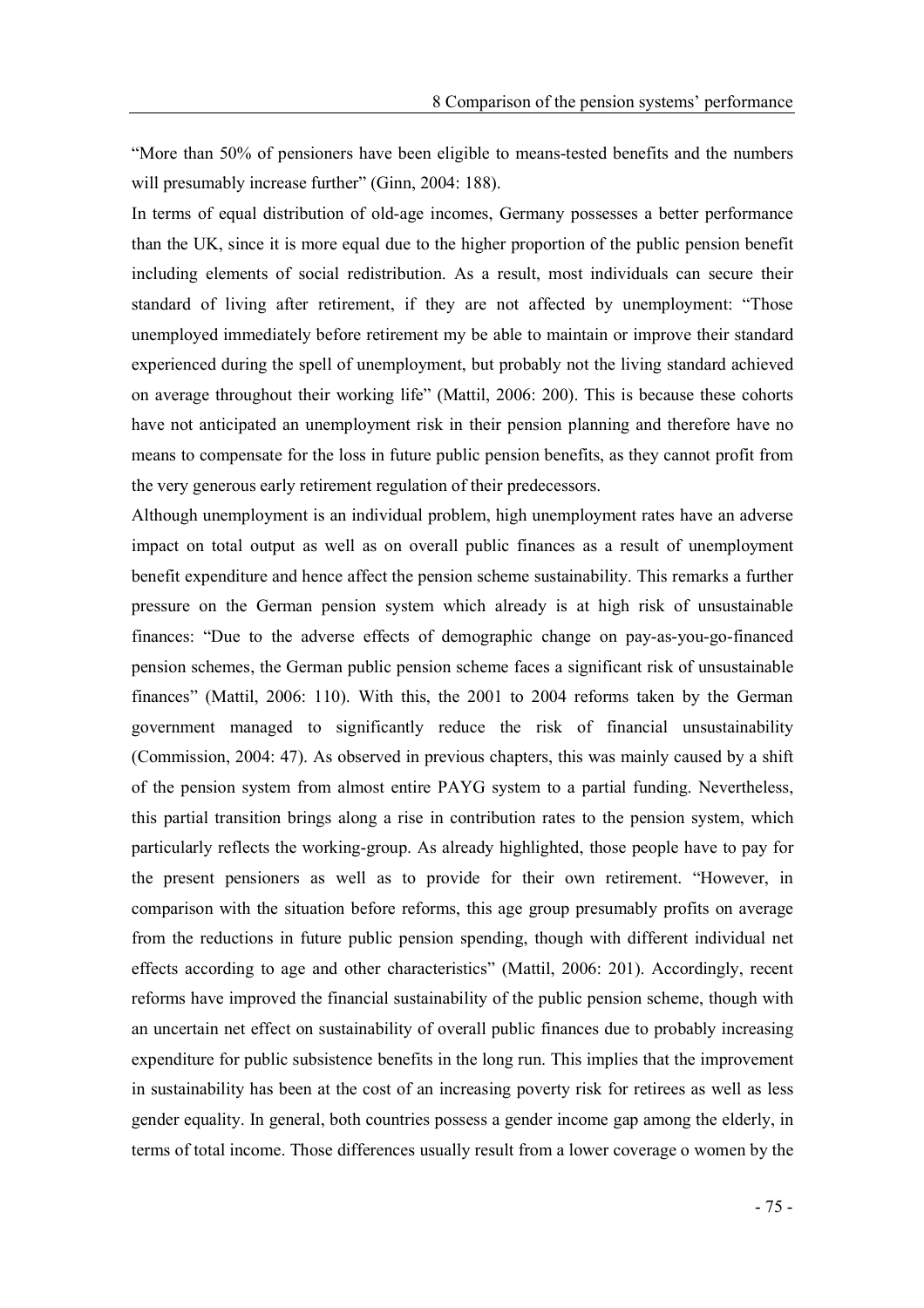"More than 50% of pensioners have been eligible to means-tested benefits and the numbers will presumably increase further" (Ginn, 2004: 188).

In terms of equal distribution of old-age incomes, Germany possesses a better performance than the UK, since it is more equal due to the higher proportion of the public pension benefit including elements of social redistribution. As a result, most individuals can secure their standard of living after retirement, if they are not affected by unemployment: "Those unemployed immediately before retirement my be able to maintain or improve their standard experienced during the spell of unemployment, but probably not the living standard achieved on average throughout their working life" (Mattil, 2006: 200). This is because these cohorts have not anticipated an unemployment risk in their pension planning and therefore have no means to compensate for the loss in future public pension benefits, as they cannot profit from the very generous early retirement regulation of their predecessors.

Although unemployment is an individual problem, high unemployment rates have an adverse impact on total output as well as on overall public finances as a result of unemployment benefit expenditure and hence affect the pension scheme sustainability. This remarks a further pressure on the German pension system which already is at high risk of unsustainable finances: "Due to the adverse effects of demographic change on pay-as-you-go-financed pension schemes, the German public pension scheme faces a significant risk of unsustainable finances" (Mattil, 2006: 110). With this, the 2001 to 2004 reforms taken by the German government managed to significantly reduce the risk of financial unsustainability (Commission, 2004: 47). As observed in previous chapters, this was mainly caused by a shift of the pension system from almost entire PAYG system to a partial funding. Nevertheless, this partial transition brings along a rise in contribution rates to the pension system, which particularly reflects the working-group. As already highlighted, those people have to pay for the present pensioners as well as to provide for their own retirement. "However, in comparison with the situation before reforms, this age group presumably profits on average from the reductions in future public pension spending, though with different individual net effects according to age and other characteristics" (Mattil, 2006: 201). Accordingly, recent reforms have improved the financial sustainability of the public pension scheme, though with an uncertain net effect on sustainability of overall public finances due to probably increasing expenditure for public subsistence benefits in the long run. This implies that the improvement in sustainability has been at the cost of an increasing poverty risk for retirees as well as less gender equality. In general, both countries possess a gender income gap among the elderly, in terms of total income. Those differences usually result from a lower coverage o women by the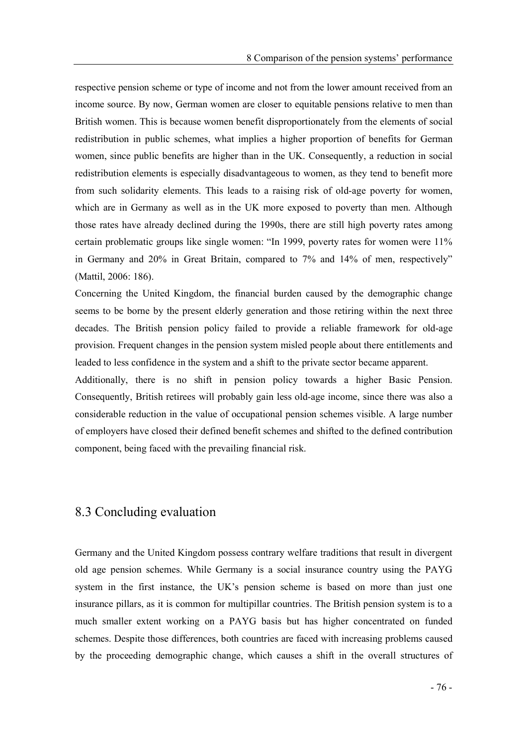respective pension scheme or type of income and not from the lower amount received from an income source. By now, German women are closer to equitable pensions relative to men than British women. This is because women benefit disproportionately from the elements of social redistribution in public schemes, what implies a higher proportion of benefits for German women, since public benefits are higher than in the UK. Consequently, a reduction in social redistribution elements is especially disadvantageous to women, as they tend to benefit more from such solidarity elements. This leads to a raising risk of old-age poverty for women, which are in Germany as well as in the UK more exposed to poverty than men. Although those rates have already declined during the 1990s, there are still high poverty rates among certain problematic groups like single women: "In 1999, poverty rates for women were 11% in Germany and 20% in Great Britain, compared to 7% and 14% of men, respectively" (Mattil, 2006: 186).

Concerning the United Kingdom, the financial burden caused by the demographic change seems to be borne by the present elderly generation and those retiring within the next three decades. The British pension policy failed to provide a reliable framework for old-age provision. Frequent changes in the pension system misled people about there entitlements and leaded to less confidence in the system and a shift to the private sector became apparent.

Additionally, there is no shift in pension policy towards a higher Basic Pension. Consequently, British retirees will probably gain less old-age income, since there was also a considerable reduction in the value of occupational pension schemes visible. A large number of employers have closed their defined benefit schemes and shifted to the defined contribution component, being faced with the prevailing financial risk.

## 8.3 Concluding evaluation

Germany and the United Kingdom possess contrary welfare traditions that result in divergent old age pension schemes. While Germany is a social insurance country using the PAYG system in the first instance, the UK's pension scheme is based on more than just one insurance pillars, as it is common for multipillar countries. The British pension system is to a much smaller extent working on a PAYG basis but has higher concentrated on funded schemes. Despite those differences, both countries are faced with increasing problems caused by the proceeding demographic change, which causes a shift in the overall structures of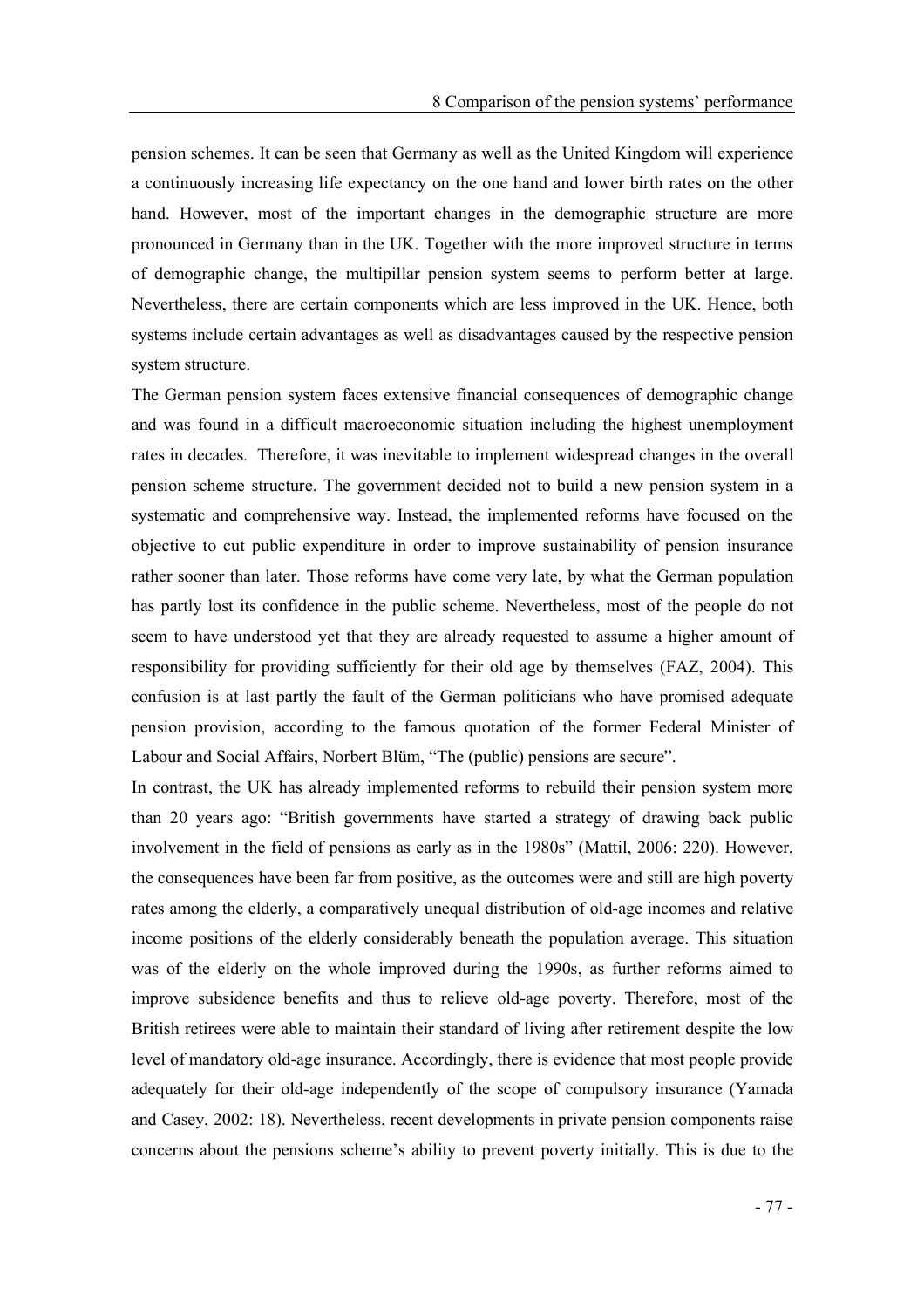pension schemes. It can be seen that Germany as well as the United Kingdom will experience a continuously increasing life expectancy on the one hand and lower birth rates on the other hand. However, most of the important changes in the demographic structure are more pronounced in Germany than in the UK. Together with the more improved structure in terms of demographic change, the multipillar pension system seems to perform better at large. Nevertheless, there are certain components which are less improved in the UK. Hence, both systems include certain advantages as well as disadvantages caused by the respective pension system structure.

The German pension system faces extensive financial consequences of demographic change and was found in a difficult macroeconomic situation including the highest unemployment rates in decades. Therefore, it was inevitable to implement widespread changes in the overall pension scheme structure. The government decided not to build a new pension system in a systematic and comprehensive way. Instead, the implemented reforms have focused on the objective to cut public expenditure in order to improve sustainability of pension insurance rather sooner than later. Those reforms have come very late, by what the German population has partly lost its confidence in the public scheme. Nevertheless, most of the people do not seem to have understood yet that they are already requested to assume a higher amount of responsibility for providing sufficiently for their old age by themselves (FAZ, 2004). This confusion is at last partly the fault of the German politicians who have promised adequate pension provision, according to the famous quotation of the former Federal Minister of Labour and Social Affairs, Norbert Blüm, "The (public) pensions are secure".

In contrast, the UK has already implemented reforms to rebuild their pension system more than 20 years ago: "British governments have started a strategy of drawing back public involvement in the field of pensions as early as in the 1980s" (Mattil, 2006: 220). However, the consequences have been far from positive, as the outcomes were and still are high poverty rates among the elderly, a comparatively unequal distribution of old-age incomes and relative income positions of the elderly considerably beneath the population average. This situation was of the elderly on the whole improved during the 1990s, as further reforms aimed to improve subsidence benefits and thus to relieve old-age poverty. Therefore, most of the British retirees were able to maintain their standard of living after retirement despite the low level of mandatory old-age insurance. Accordingly, there is evidence that most people provide adequately for their old-age independently of the scope of compulsory insurance (Yamada and Casey, 2002: 18). Nevertheless, recent developments in private pension components raise concerns about the pensions scheme's ability to prevent poverty initially. This is due to the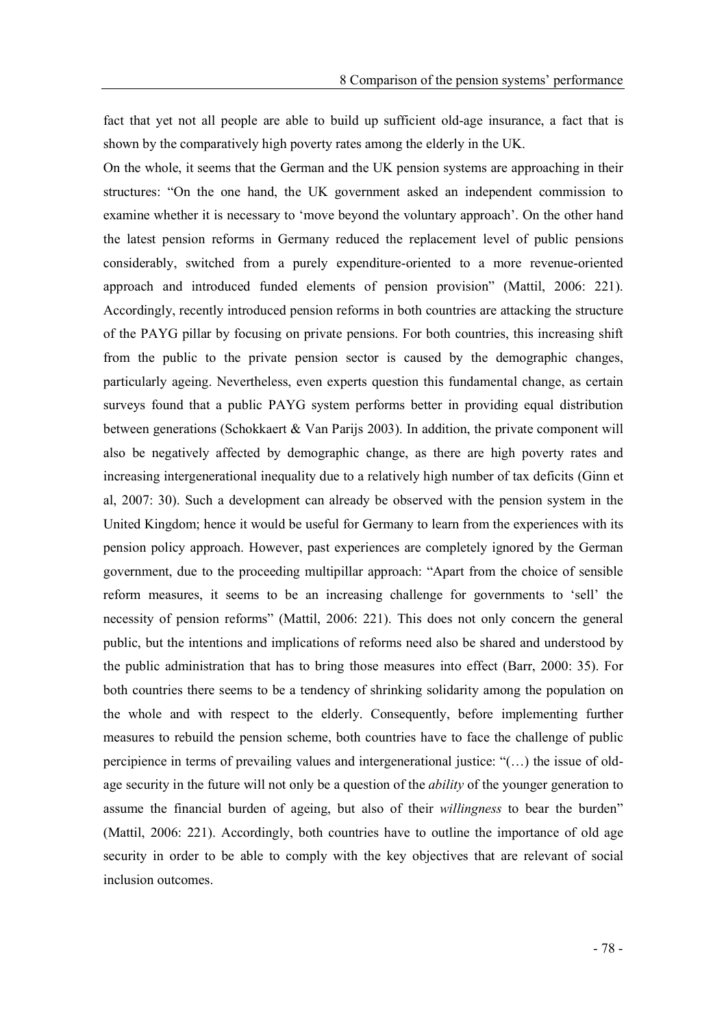fact that yet not all people are able to build up sufficient old-age insurance, a fact that is shown by the comparatively high poverty rates among the elderly in the UK.

On the whole, it seems that the German and the UK pension systems are approaching in their structures: "On the one hand, the UK government asked an independent commission to examine whether it is necessary to 'move beyond the voluntary approach'. On the other hand the latest pension reforms in Germany reduced the replacement level of public pensions considerably, switched from a purely expenditure-oriented to a more revenue-oriented approach and introduced funded elements of pension provision" (Mattil, 2006: 221). Accordingly, recently introduced pension reforms in both countries are attacking the structure of the PAYG pillar by focusing on private pensions. For both countries, this increasing shift from the public to the private pension sector is caused by the demographic changes, particularly ageing. Nevertheless, even experts question this fundamental change, as certain surveys found that a public PAYG system performs better in providing equal distribution between generations (Schokkaert & Van Parijs 2003). In addition, the private component will also be negatively affected by demographic change, as there are high poverty rates and increasing intergenerational inequality due to a relatively high number of tax deficits (Ginn et al, 2007: 30). Such a development can already be observed with the pension system in the United Kingdom; hence it would be useful for Germany to learn from the experiences with its pension policy approach. However, past experiences are completely ignored by the German government, due to the proceeding multipillar approach: "Apart from the choice of sensible reform measures, it seems to be an increasing challenge for governments to 'sell' the necessity of pension reforms" (Mattil, 2006: 221). This does not only concern the general public, but the intentions and implications of reforms need also be shared and understood by the public administration that has to bring those measures into effect (Barr, 2000: 35). For both countries there seems to be a tendency of shrinking solidarity among the population on the whole and with respect to the elderly. Consequently, before implementing further measures to rebuild the pension scheme, both countries have to face the challenge of public percipience in terms of prevailing values and intergenerational justice: "(…) the issue of old-age security in the future will not only be a question of the *ability* of the younger generation to assume the financial burden of ageing, but also of their *willingness* to bear the burden" (Mattil, 2006: 221). Accordingly, both countries have to outline the importance of old age security in order to be able to comply with the key objectives that are relevant of social inclusion outcomes.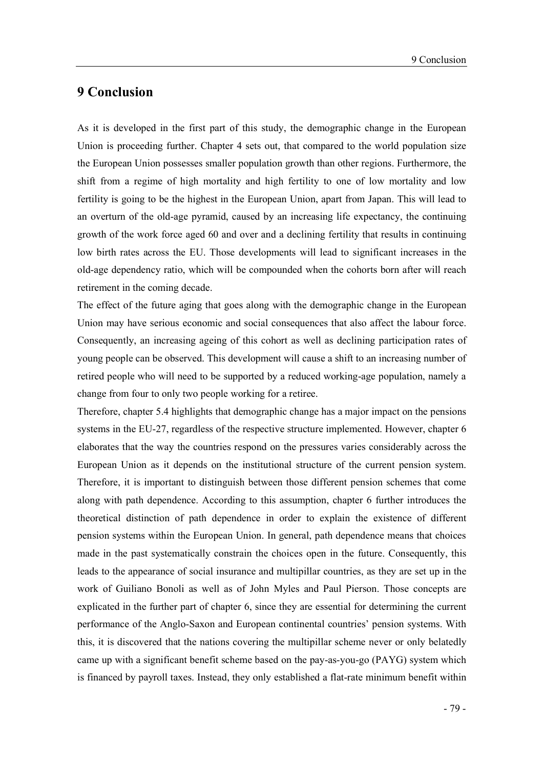# 9 Conclusion

As it is developed in the first part of this study, the demographic change in the European Union is proceeding further. Chapter 4 sets out, that compared to the world population size the European Union possesses smaller population growth than other regions. Furthermore, the shift from a regime of high mortality and high fertility to one of low mortality and low fertility is going to be the highest in the European Union, apart from Japan. This will lead to an overturn of the old-age pyramid, caused by an increasing life expectancy, the continuing growth of the work force aged 60 and over and a declining fertility that results in continuing low birth rates across the EU. Those developments will lead to significant increases in the old-age dependency ratio, which will be compounded when the cohorts born after will reach retirement in the coming decade.

The effect of the future aging that goes along with the demographic change in the European Union may have serious economic and social consequences that also affect the labour force. Consequently, an increasing ageing of this cohort as well as declining participation rates of young people can be observed. This development will cause a shift to an increasing number of retired people who will need to be supported by a reduced working-age population, namely a change from four to only two people working for a retiree.

Therefore, chapter 5.4 highlights that demographic change has a major impact on the pensions systems in the EU-27, regardless of the respective structure implemented. However, chapter 6 elaborates that the way the countries respond on the pressures varies considerably across the European Union as it depends on the institutional structure of the current pension system. Therefore, it is important to distinguish between those different pension schemes that come along with path dependence. According to this assumption, chapter 6 further introduces the theoretical distinction of path dependence in order to explain the existence of different pension systems within the European Union. In general, path dependence means that choices made in the past systematically constrain the choices open in the future. Consequently, this leads to the appearance of social insurance and multipillar countries, as they are set up in the work of Guiliano Bonoli as well as of John Myles and Paul Pierson. Those concepts are explicated in the further part of chapter 6, since they are essential for determining the current performance of the Anglo-Saxon and European continental countries' pension systems. With this, it is discovered that the nations covering the multipillar scheme never or only belatedly came up with a significant benefit scheme based on the pay-as-you-go (PAYG) system which is financed by payroll taxes. Instead, they only established a flat-rate minimum benefit within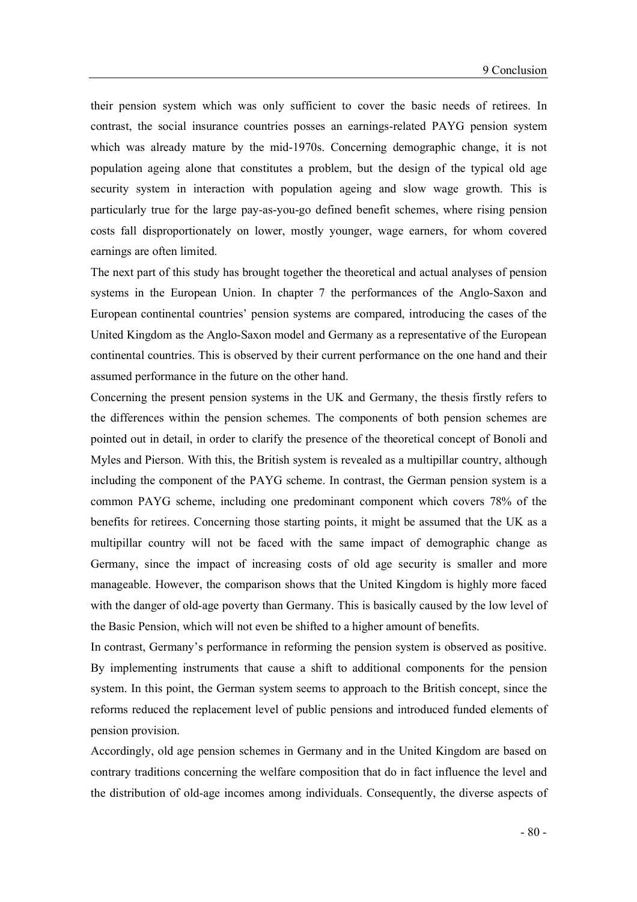their pension system which was only sufficient to cover the basic needs of retirees. In contrast, the social insurance countries posses an earnings-related PAYG pension system which was already mature by the mid-1970s. Concerning demographic change, it is not population ageing alone that constitutes a problem, but the design of the typical old age security system in interaction with population ageing and slow wage growth. This is particularly true for the large pay-as-you-go defined benefit schemes, where rising pension costs fall disproportionately on lower, mostly younger, wage earners, for whom covered earnings are often limited.

The next part of this study has brought together the theoretical and actual analyses of pension systems in the European Union. In chapter 7 the performances of the Anglo-Saxon and European continental countries' pension systems are compared, introducing the cases of the United Kingdom as the Anglo-Saxon model and Germany as a representative of the European continental countries. This is observed by their current performance on the one hand and their assumed performance in the future on the other hand.

Concerning the present pension systems in the UK and Germany, the thesis firstly refers to the differences within the pension schemes. The components of both pension schemes are pointed out in detail, in order to clarify the presence of the theoretical concept of Bonoli and Myles and Pierson. With this, the British system is revealed as a multipillar country, although including the component of the PAYG scheme. In contrast, the German pension system is a common PAYG scheme, including one predominant component which covers 78% of the benefits for retirees. Concerning those starting points, it might be assumed that the UK as a multipillar country will not be faced with the same impact of demographic change as Germany, since the impact of increasing costs of old age security is smaller and more manageable. However, the comparison shows that the United Kingdom is highly more faced with the danger of old-age poverty than Germany. This is basically caused by the low level of the Basic Pension, which will not even be shifted to a higher amount of benefits.

In contrast, Germany's performance in reforming the pension system is observed as positive. By implementing instruments that cause a shift to additional components for the pension system. In this point, the German system seems to approach to the British concept, since the reforms reduced the replacement level of public pensions and introduced funded elements of pension provision.

Accordingly, old age pension schemes in Germany and in the United Kingdom are based on contrary traditions concerning the welfare composition that do in fact influence the level and the distribution of old-age incomes among individuals. Consequently, the diverse aspects of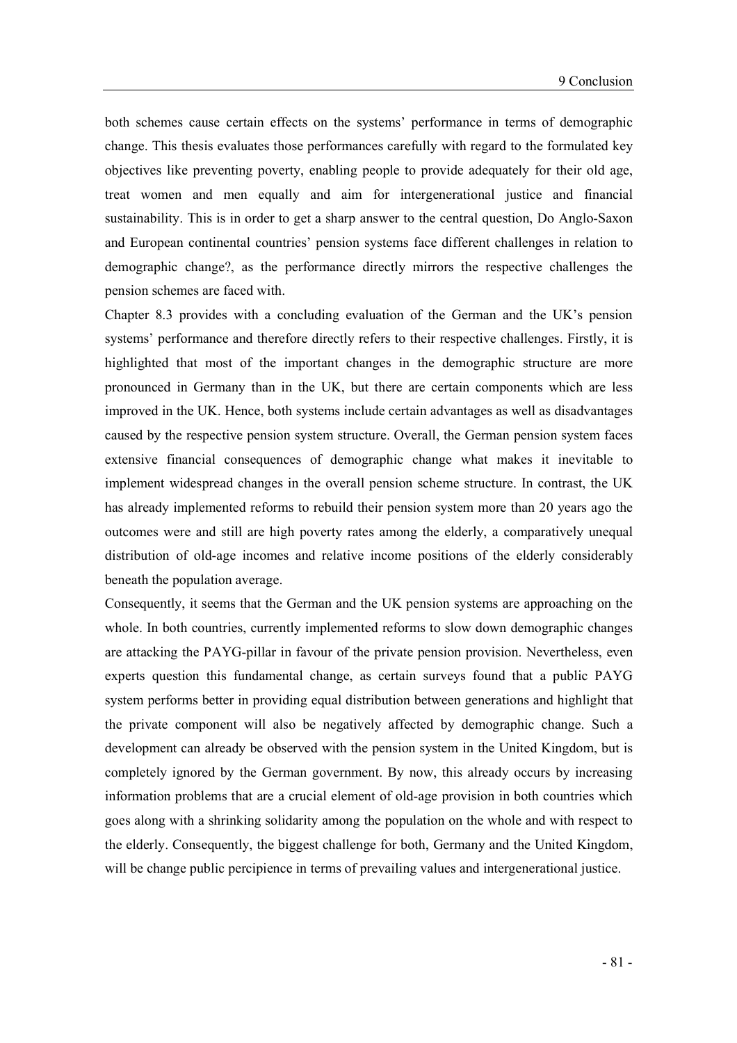both schemes cause certain effects on the systems' performance in terms of demographic change. This thesis evaluates those performances carefully with regard to the formulated key objectives like preventing poverty, enabling people to provide adequately for their old age, treat women and men equally and aim for intergenerational justice and financial sustainability. This is in order to get a sharp answer to the central question, Do Anglo-Saxon and European continental countries' pension systems face different challenges in relation to demographic change?, as the performance directly mirrors the respective challenges the pension schemes are faced with.

Chapter 8.3 provides with a concluding evaluation of the German and the UK's pension systems' performance and therefore directly refers to their respective challenges. Firstly, it is highlighted that most of the important changes in the demographic structure are more pronounced in Germany than in the UK, but there are certain components which are less improved in the UK. Hence, both systems include certain advantages as well as disadvantages caused by the respective pension system structure. Overall, the German pension system faces extensive financial consequences of demographic change what makes it inevitable to implement widespread changes in the overall pension scheme structure. In contrast, the UK has already implemented reforms to rebuild their pension system more than 20 years ago the outcomes were and still are high poverty rates among the elderly, a comparatively unequal distribution of old-age incomes and relative income positions of the elderly considerably beneath the population average.

Consequently, it seems that the German and the UK pension systems are approaching on the whole. In both countries, currently implemented reforms to slow down demographic changes are attacking the PAYG-pillar in favour of the private pension provision. Nevertheless, even experts question this fundamental change, as certain surveys found that a public PAYG system performs better in providing equal distribution between generations and highlight that the private component will also be negatively affected by demographic change. Such a development can already be observed with the pension system in the United Kingdom, but is completely ignored by the German government. By now, this already occurs by increasing information problems that are a crucial element of old-age provision in both countries which goes along with a shrinking solidarity among the population on the whole and with respect to the elderly. Consequently, the biggest challenge for both, Germany and the United Kingdom, will be change public percipience in terms of prevailing values and intergenerational justice.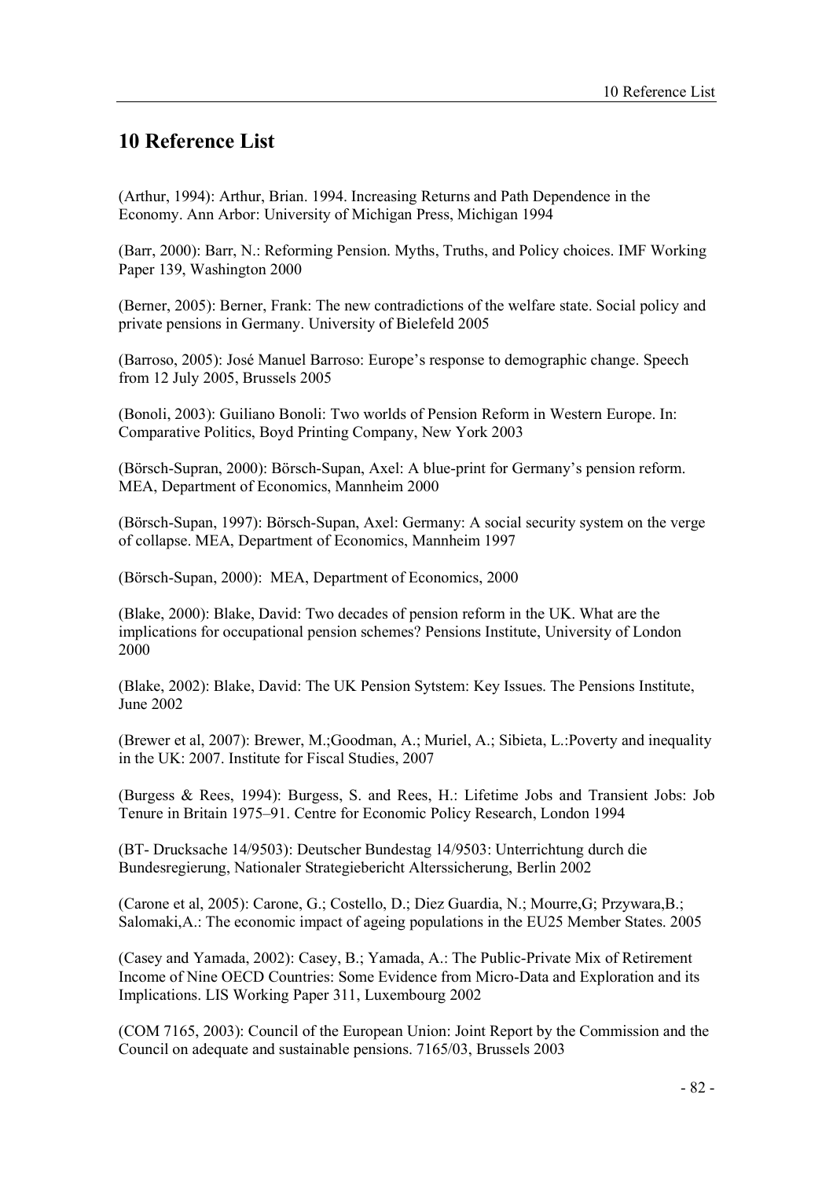# 10 Reference List

(Arthur, 1994): Arthur, Brian. 1994. Increasing Returns and Path Dependence in the Economy. Ann Arbor: University of Michigan Press, Michigan 1994

(Barr, 2000): Barr, N.: Reforming Pension. Myths, Truths, and Policy choices. IMF Working Paper 139, Washington 2000

(Berner, 2005): Berner, Frank: The new contradictions of the welfare state. Social policy and private pensions in Germany. University of Bielefeld 2005

(Barroso, 2005): José Manuel Barroso: Europe's response to demographic change. Speech from 12 July 2005, Brussels 2005

(Bonoli, 2003): Guiliano Bonoli: Two worlds of Pension Reform in Western Europe. In: Comparative Politics, Boyd Printing Company, New York 2003

(Börsch-Supran, 2000): Börsch-Supan, Axel: A blue-print for Germany's pension reform. MEA, Department of Economics, Mannheim 2000

(Börsch-Supan, 1997): Börsch-Supan, Axel: Germany: A social security system on the verge of collapse. MEA, Department of Economics, Mannheim 1997

(Börsch-Supan, 2000): MEA, Department of Economics, 2000

(Blake, 2000): Blake, David: Two decades of pension reform in the UK. What are the implications for occupational pension schemes? Pensions Institute, University of London 2000

(Blake, 2002): Blake, David: The UK Pension Sytstem: Key Issues. The Pensions Institute, June 2002

(Brewer et al, 2007): Brewer, M.;Goodman, A.; Muriel, A.; Sibieta, L.:Poverty and inequality in the UK: 2007. Institute for Fiscal Studies, 2007

(Burgess & Rees, 1994): Burgess, S. and Rees, H.: Lifetime Jobs and Transient Jobs: Job Tenure in Britain 1975–91. Centre for Economic Policy Research, London 1994

(BT- Drucksache 14/9503): Deutscher Bundestag 14/9503: Unterrichtung durch die Bundesregierung, Nationaler Strategiebericht Alterssicherung, Berlin 2002

(Carone et al, 2005): Carone, G.; Costello, D.; Diez Guardia, N.; Mourre,G; Przywara,B.; Salomaki,A.: The economic impact of ageing populations in the EU25 Member States. 2005

(Casey and Yamada, 2002): Casey, B.; Yamada, A.: The Public-Private Mix of Retirement Income of Nine OECD Countries: Some Evidence from Micro-Data and Exploration and its Implications. LIS Working Paper 311, Luxembourg 2002

(COM 7165, 2003): Council of the European Union: Joint Report by the Commission and the Council on adequate and sustainable pensions. 7165/03, Brussels 2003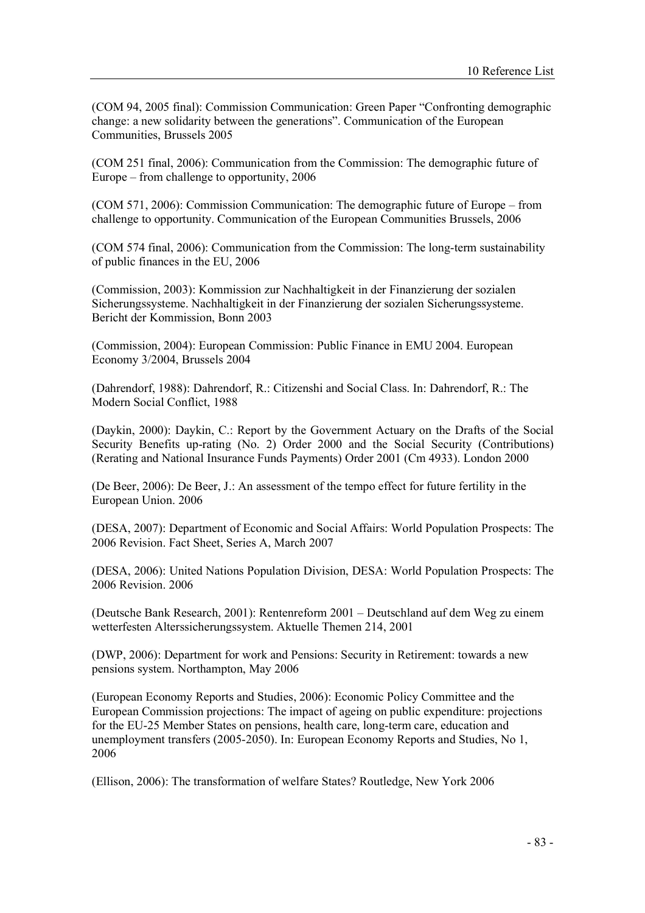(COM 94, 2005 final): Commission Communication: Green Paper "Confronting demographic change: a new solidarity between the generations". Communication of the European Communities, Brussels 2005

(COM 251 final, 2006): Communication from the Commission: The demographic future of Europe – from challenge to opportunity, 2006

(COM 571, 2006): Commission Communication: The demographic future of Europe – from challenge to opportunity. Communication of the European Communities Brussels, 2006

(COM 574 final, 2006): Communication from the Commission: The long-term sustainability of public finances in the EU, 2006

(Commission, 2003): Kommission zur Nachhaltigkeit in der Finanzierung der sozialen Sicherungssysteme. Nachhaltigkeit in der Finanzierung der sozialen Sicherungssysteme. Bericht der Kommission, Bonn 2003

(Commission, 2004): European Commission: Public Finance in EMU 2004. European Economy 3/2004, Brussels 2004

(Dahrendorf, 1988): Dahrendorf, R.: Citizenshi and Social Class. In: Dahrendorf, R.: The Modern Social Conflict, 1988

(Daykin, 2000): Daykin, C.: Report by the Government Actuary on the Drafts of the Social Security Benefits up-rating (No. 2) Order 2000 and the Social Security (Contributions) (Rerating and National Insurance Funds Payments) Order 2001 (Cm 4933). London 2000

(De Beer, 2006): De Beer, J.: An assessment of the tempo effect for future fertility in the European Union. 2006

(DESA, 2007): Department of Economic and Social Affairs: World Population Prospects: The 2006 Revision. Fact Sheet, Series A, March 2007

(DESA, 2006): United Nations Population Division, DESA: World Population Prospects: The 2006 Revision. 2006

(Deutsche Bank Research, 2001): Rentenreform 2001 – Deutschland auf dem Weg zu einem wetterfesten Alterssicherungssystem. Aktuelle Themen 214, 2001

(DWP, 2006): Department for work and Pensions: Security in Retirement: towards a new pensions system. Northampton, May 2006

(European Economy Reports and Studies, 2006): Economic Policy Committee and the European Commission projections: The impact of ageing on public expenditure: projections for the EU-25 Member States on pensions, health care, long-term care, education and unemployment transfers (2005-2050). In: European Economy Reports and Studies, No 1, 2006

(Ellison, 2006): The transformation of welfare States? Routledge, New York 2006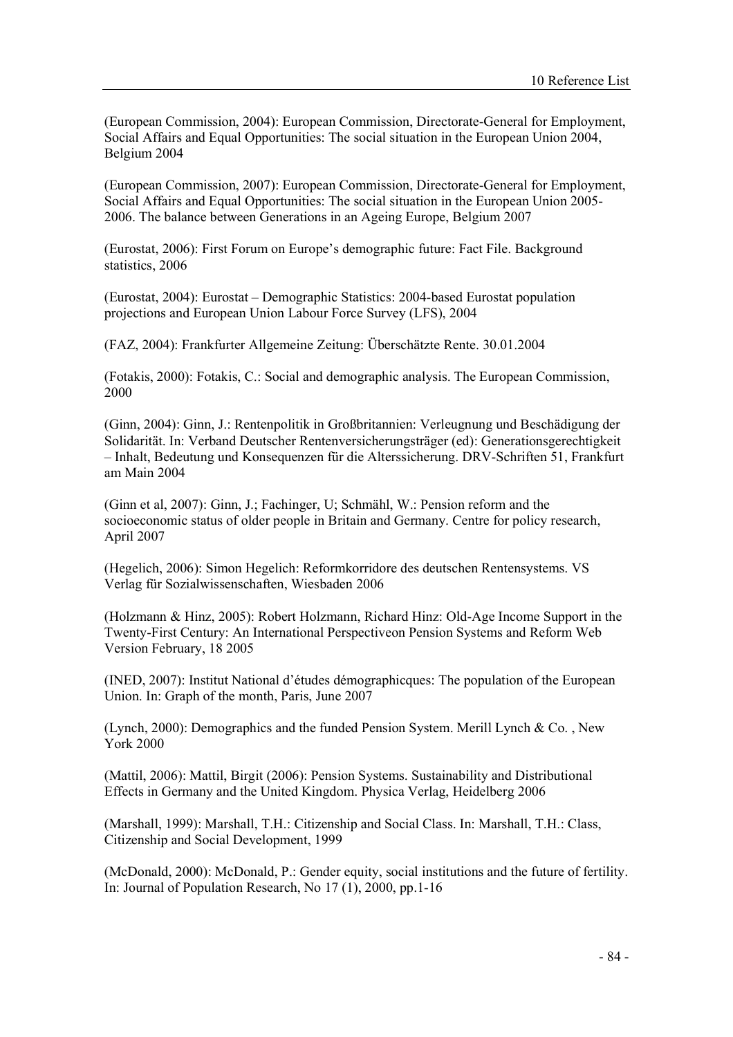(European Commission, 2004): European Commission, Directorate-General for Employment, Social Affairs and Equal Opportunities: The social situation in the European Union 2004, Belgium 2004

(European Commission, 2007): European Commission, Directorate-General for Employment, Social Affairs and Equal Opportunities: The social situation in the European Union 2005-2006. The balance between Generations in an Ageing Europe, Belgium 2007

(Eurostat, 2006): First Forum on Europe's demographic future: Fact File. Background statistics, 2006

(Eurostat, 2004): Eurostat – Demographic Statistics: 2004-based Eurostat population projections and European Union Labour Force Survey (LFS), 2004

(FAZ, 2004): Frankfurter Allgemeine Zeitung: Überschätzte Rente. 30.01.2004

(Fotakis, 2000): Fotakis, C.: Social and demographic analysis. The European Commission, 2000

(Ginn, 2004): Ginn, J.: Rentenpolitik in Großbritannien: Verleugnung und Beschädigung der Solidarität. In: Verband Deutscher Rentenversicherungsträger (ed): Generationsgerechtigkeit – Inhalt, Bedeutung und Konsequenzen für die Alterssicherung. DRV-Schriften 51, Frankfurt am Main 2004

(Ginn et al, 2007): Ginn, J.; Fachinger, U; Schmähl, W.: Pension reform and the socioeconomic status of older people in Britain and Germany. Centre for policy research, April 2007

(Hegelich, 2006): Simon Hegelich: Reformkorridore des deutschen Rentensystems. VS Verlag für Sozialwissenschaften, Wiesbaden 2006

(Holzmann & Hinz, 2005): Robert Holzmann, Richard Hinz: Old-Age Income Support in the Twenty-First Century: An International Perspectiveon Pension Systems and Reform Web Version February, 18 2005

(INED, 2007): Institut National d'études démographicques: The population of the European Union. In: Graph of the month, Paris, June 2007

(Lynch, 2000): Demographics and the funded Pension System. Merill Lynch & Co. , New York 2000

(Mattil, 2006): Mattil, Birgit (2006): Pension Systems. Sustainability and Distributional Effects in Germany and the United Kingdom. Physica Verlag, Heidelberg 2006

(Marshall, 1999): Marshall, T.H.: Citizenship and Social Class. In: Marshall, T.H.: Class, Citizenship and Social Development, 1999

(McDonald, 2000): McDonald, P.: Gender equity, social institutions and the future of fertility. In: Journal of Population Research, No 17 (1), 2000, pp.1-16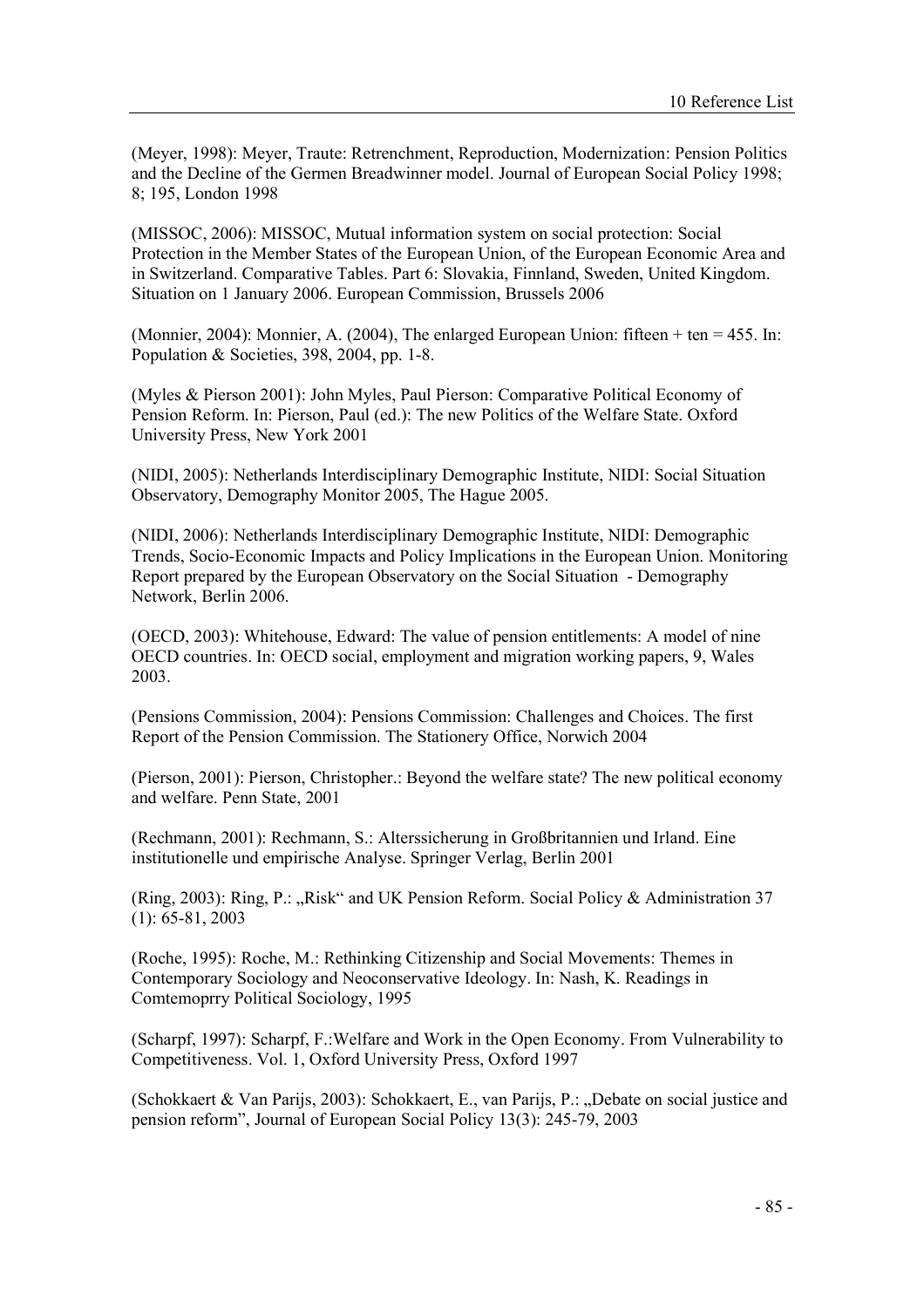(Meyer, 1998): Meyer, Traute: Retrenchment, Reproduction, Modernization: Pension Politics and the Decline of the Germen Breadwinner model. Journal of European Social Policy 1998; 8; 195, London 1998

(MISSOC, 2006): MISSOC, Mutual information system on social protection: Social Protection in the Member States of the European Union, of the European Economic Area and in Switzerland. Comparative Tables. Part 6: Slovakia, Finnland, Sweden, United Kingdom. Situation on 1 January 2006. European Commission, Brussels 2006

(Monnier, 2004): Monnier, A. (2004), The enlarged European Union: fifteen + ten = 455. In: Population & Societies, 398, 2004, pp. 1-8.

(Myles & Pierson 2001): John Myles, Paul Pierson: Comparative Political Economy of Pension Reform. In: Pierson, Paul (ed.): The new Politics of the Welfare State. Oxford University Press, New York 2001

(NIDI, 2005): Netherlands Interdisciplinary Demographic Institute, NIDI: Social Situation Observatory, Demography Monitor 2005, The Hague 2005.

(NIDI, 2006): Netherlands Interdisciplinary Demographic Institute, NIDI: Demographic Trends, Socio-Economic Impacts and Policy Implications in the European Union. Monitoring Report prepared by the European Observatory on the Social Situation - Demography Network, Berlin 2006.

(OECD, 2003): Whitehouse, Edward: The value of pension entitlements: A model of nine OECD countries. In: OECD social, employment and migration working papers, 9, Wales 2003.

(Pensions Commission, 2004): Pensions Commission: Challenges and Choices. The first Report of the Pension Commission. The Stationery Office, Norwich 2004

(Pierson, 2001): Pierson, Christopher.: Beyond the welfare state? The new political economy and welfare. Penn State, 2001

(Rechmann, 2001): Rechmann, S.: Alterssicherung in Großbritannien und Irland. Eine institutionelle und empirische Analyse. Springer Verlag, Berlin 2001

(Ring, 2003): Ring, P.: „Risk" and UK Pension Reform. Social Policy & Administration 37 (1): 65-81, 2003

(Roche, 1995): Roche, M.: Rethinking Citizenship and Social Movements: Themes in Contemporary Sociology and Neoconservative Ideology. In: Nash, K. Readings in Comtemoprry Political Sociology, 1995

(Scharpf, 1997): Scharpf, F.:Welfare and Work in the Open Economy. From Vulnerability to Competitiveness. Vol. 1, Oxford University Press, Oxford 1997

(Schokkaert & Van Parijs, 2003): Schokkaert, E., van Parijs, P.: „Debate on social justice and pension reform", Journal of European Social Policy 13(3): 245-79, 2003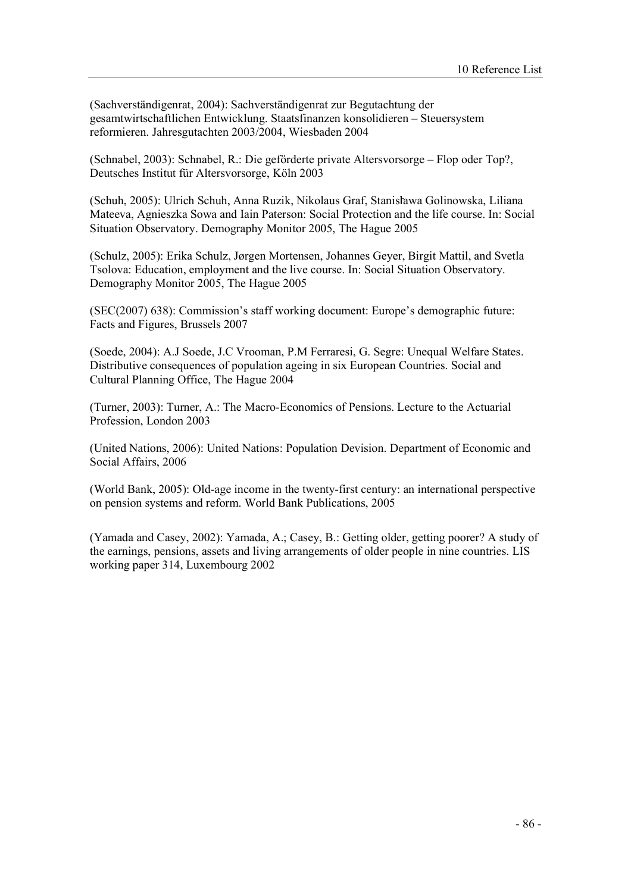(Sachverständigenrat, 2004): Sachverständigenrat zur Begutachtung der gesamtwirtschaftlichen Entwicklung. Staatsfinanzen konsolidieren – Steuersystem reformieren. Jahresgutachten 2003/2004, Wiesbaden 2004

(Schnabel, 2003): Schnabel, R.: Die geförderte private Altersvorsorge – Flop oder Top?, Deutsches Institut für Altersvorsorge, Köln 2003

(Schuh, 2005): Ulrich Schuh, Anna Ruzik, Nikolaus Graf, Stanisława Golinowska, Liliana Mateeva, Agnieszka Sowa and Iain Paterson: Social Protection and the life course. In: Social Situation Observatory. Demography Monitor 2005, The Hague 2005

(Schulz, 2005): Erika Schulz, Jørgen Mortensen, Johannes Geyer, Birgit Mattil, and Svetla Tsolova: Education, employment and the live course. In: Social Situation Observatory. Demography Monitor 2005, The Hague 2005

(SEC(2007) 638): Commission's staff working document: Europe's demographic future: Facts and Figures, Brussels 2007

(Soede, 2004): A.J Soede, J.C Vrooman, P.M Ferraresi, G. Segre: Unequal Welfare States. Distributive consequences of population ageing in six European Countries. Social and Cultural Planning Office, The Hague 2004

(Turner, 2003): Turner, A.: The Macro-Economics of Pensions. Lecture to the Actuarial Profession, London 2003

(United Nations, 2006): United Nations: Population Devision. Department of Economic and Social Affairs, 2006

(World Bank, 2005): Old-age income in the twenty-first century: an international perspective on pension systems and reform. World Bank Publications, 2005

(Yamada and Casey, 2002): Yamada, A.; Casey, B.: Getting older, getting poorer? A study of the earnings, pensions, assets and living arrangements of older people in nine countries. LIS working paper 314, Luxembourg 2002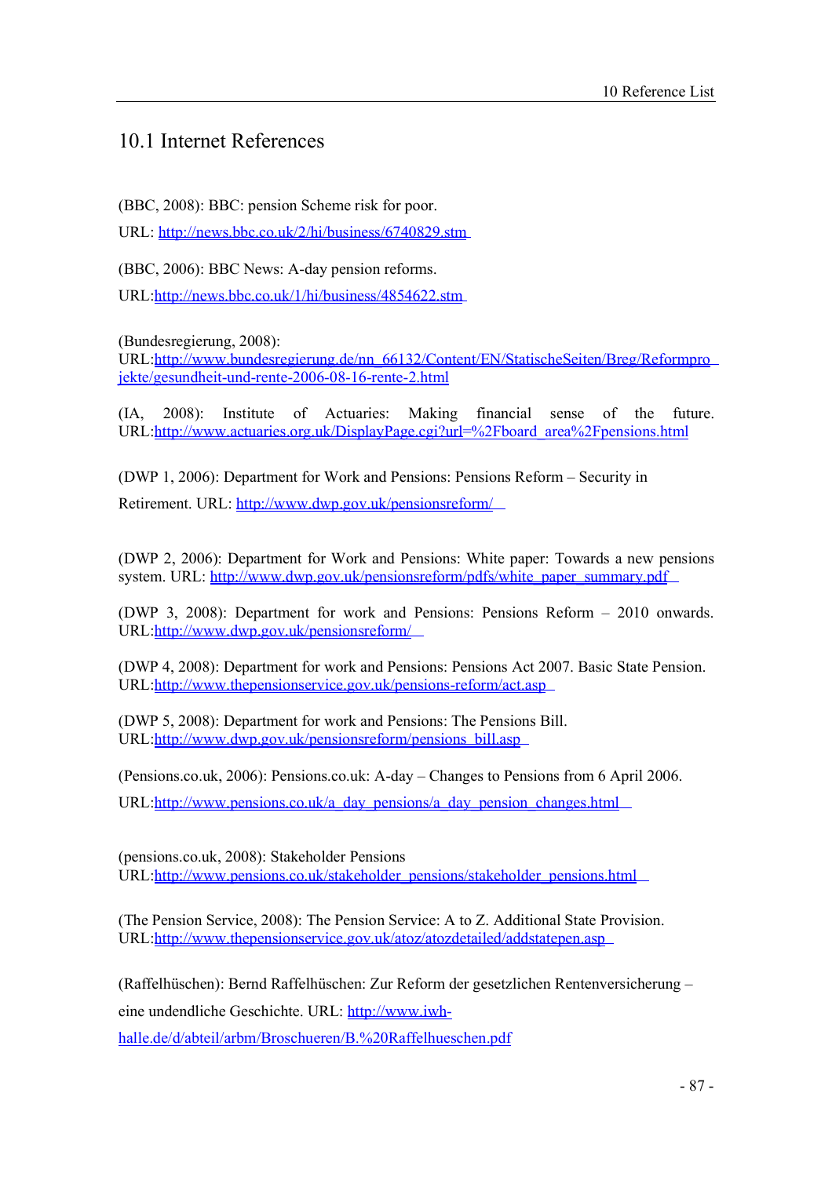## 10.1 Internet References

(BBC, 2008): BBC: pension Scheme risk for poor.

URL: http://news.bbc.co.uk/2/hi/business/6740829.stm

(BBC, 2006): BBC News: A-day pension reforms.

URL:http://news.bbc.co.uk/1/hi/business/4854622.stm

(Bundesregierung, 2008):
URL:http://www.bundesregierung.de/nn_66132/Content/EN/StatischeSeiten/Breg/Reformprojekte/gesundheit-und-rente-2006-08-16-rente-2.html

(IA, 2008): Institute of Actuaries: Making financial sense of the future.
URL:http://www.actuaries.org.uk/DisplayPage.cgi?url=%2Fboard_area%2Fpensions.html

(DWP 1, 2006): Department for Work and Pensions: Pensions Reform – Security in Retirement. URL: http://www.dwp.gov.uk/pensionsreform/

(DWP 2, 2006): Department for Work and Pensions: White paper: Towards a new pensions system. URL: http://www.dwp.gov.uk/pensionsreform/pdfs/white_paper_summary.pdf

(DWP 3, 2008): Department for work and Pensions: Pensions Reform – 2010 onwards.
URL:http://www.dwp.gov.uk/pensionsreform/

(DWP 4, 2008): Department for work and Pensions: Pensions Act 2007. Basic State Pension.
URL:http://www.thepensionservice.gov.uk/pensions-reform/act.asp

(DWP 5, 2008): Department for work and Pensions: The Pensions Bill.
URL:http://www.dwp.gov.uk/pensionsreform/pensions_bill.asp

(Pensions.co.uk, 2006): Pensions.co.uk: A-day – Changes to Pensions from 6 April 2006.

URL:http://www.pensions.co.uk/a_day_pensions/a_day_pension_changes.html

(pensions.co.uk, 2008): Stakeholder Pensions
URL:http://www.pensions.co.uk/stakeholder_pensions/stakeholder_pensions.html

(The Pension Service, 2008): The Pension Service: A to Z. Additional State Provision.
URL:http://www.thepensionservice.gov.uk/atoz/atozdetailed/addstatepen.asp

(Raffelhüschen): Bernd Raffelhüschen: Zur Reform der gesetzlichen Rentenversicherung – eine undendliche Geschichte. URL: http://www.iwh-halle.de/d/abteil/arbm/Broschueren/B.%20Raffelhueschen.pdf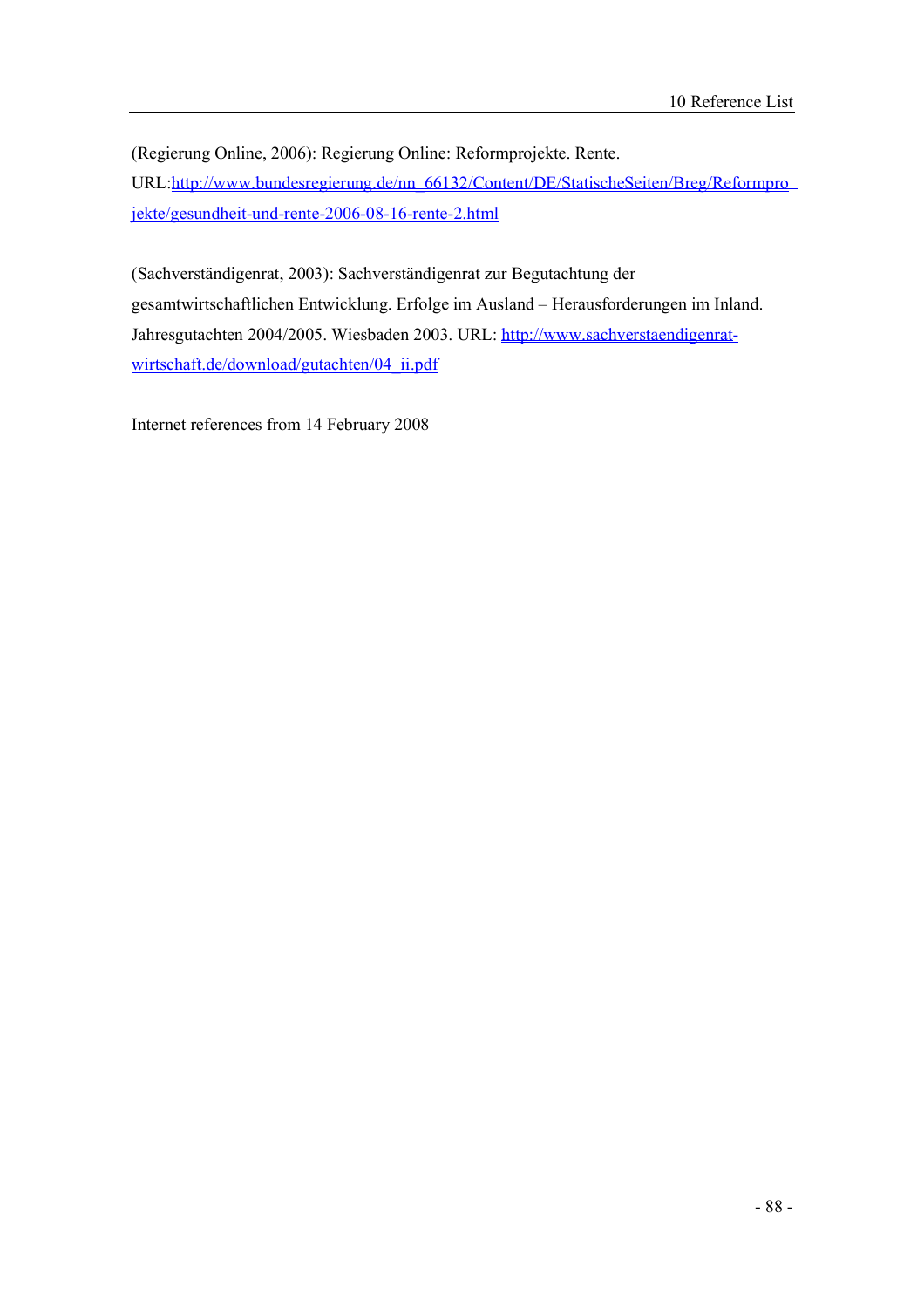(Regierung Online, 2006): Regierung Online: Reformprojekte. Rente. URL:http://www.bundesregierung.de/nn_66132/Content/DE/StatischeSeiten/Breg/Reformprojekte/gesundheit-und-rente-2006-08-16-rente-2.html

(Sachverständigenrat, 2003): Sachverständigenrat zur Begutachtung der gesamtwirtschaftlichen Entwicklung. Erfolge im Ausland – Herausforderungen im Inland. Jahresgutachten 2004/2005. Wiesbaden 2003. URL: http://www.sachverstaendigenrat-wirtschaft.de/download/gutachten/04_ii.pdf

Internet references from 14 February 2008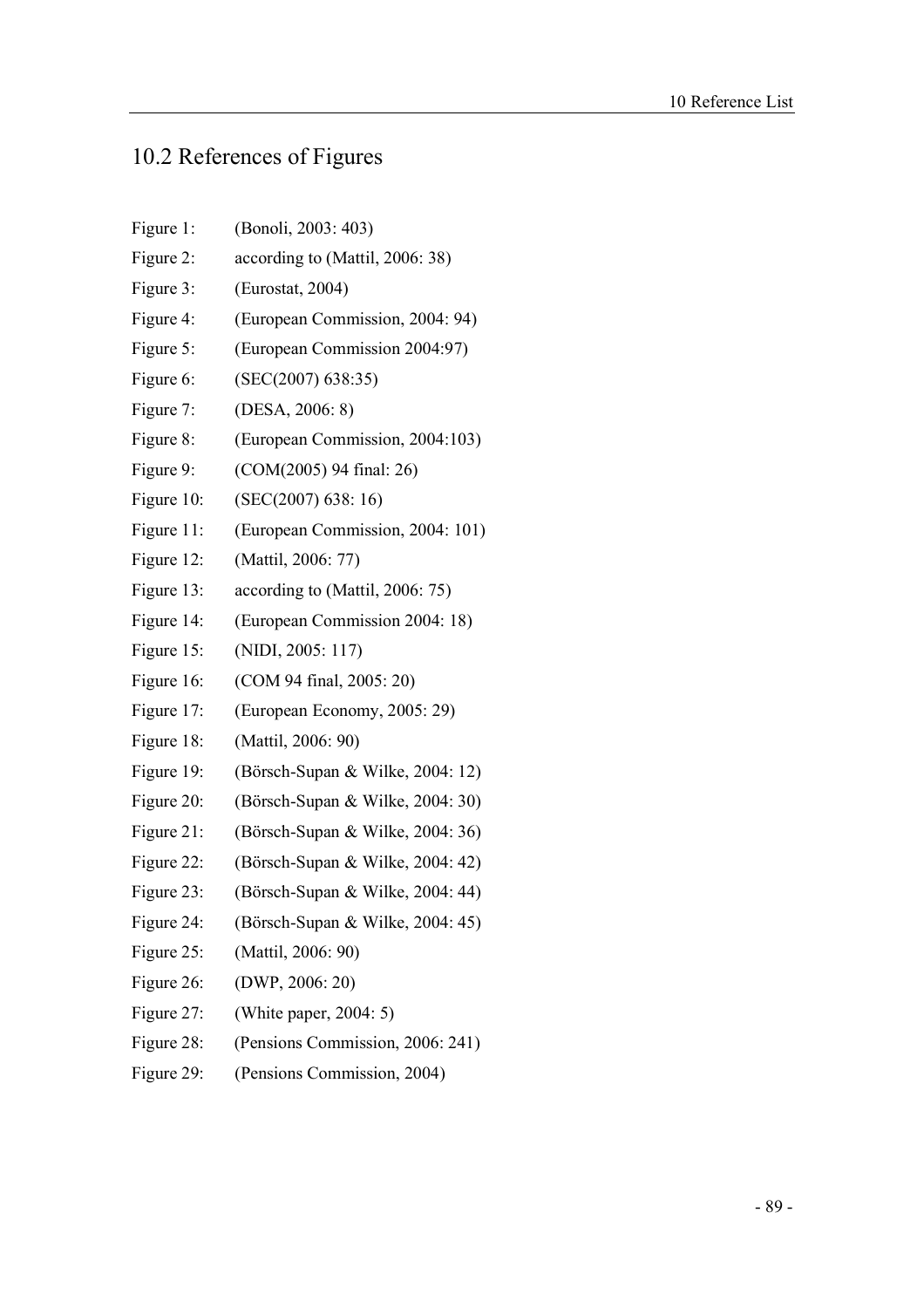## 10.2 References of Figures

Figure 1: (Bonoli, 2003: 403)
Figure 2: according to (Mattil, 2006: 38)
Figure 3: (Eurostat, 2004)
Figure 4: (European Commission, 2004: 94)
Figure 5: (European Commission 2004:97)
Figure 6: (SEC(2007) 638:35)
Figure 7: (DESA, 2006: 8)
Figure 8: (European Commission, 2004:103)
Figure 9: (COM(2005) 94 final: 26)
Figure 10: (SEC(2007) 638: 16)
Figure 11: (European Commission, 2004: 101)
Figure 12: (Mattil, 2006: 77)
Figure 13: according to (Mattil, 2006: 75)
Figure 14: (European Commission 2004: 18)
Figure 15: (NIDI, 2005: 117)
Figure 16: (COM 94 final, 2005: 20)
Figure 17: (European Economy, 2005: 29)
Figure 18: (Mattil, 2006: 90)
Figure 19: (Börsch-Supan & Wilke, 2004: 12)
Figure 20: (Börsch-Supan & Wilke, 2004: 30)
Figure 21: (Börsch-Supan & Wilke, 2004: 36)
Figure 22: (Börsch-Supan & Wilke, 2004: 42)
Figure 23: (Börsch-Supan & Wilke, 2004: 44)
Figure 24: (Börsch-Supan & Wilke, 2004: 45)
Figure 25: (Mattil, 2006: 90)
Figure 26: (DWP, 2006: 20)
Figure 27: (White paper, 2004: 5)
Figure 28: (Pensions Commission, 2006: 241)
Figure 29: (Pensions Commission, 2004)